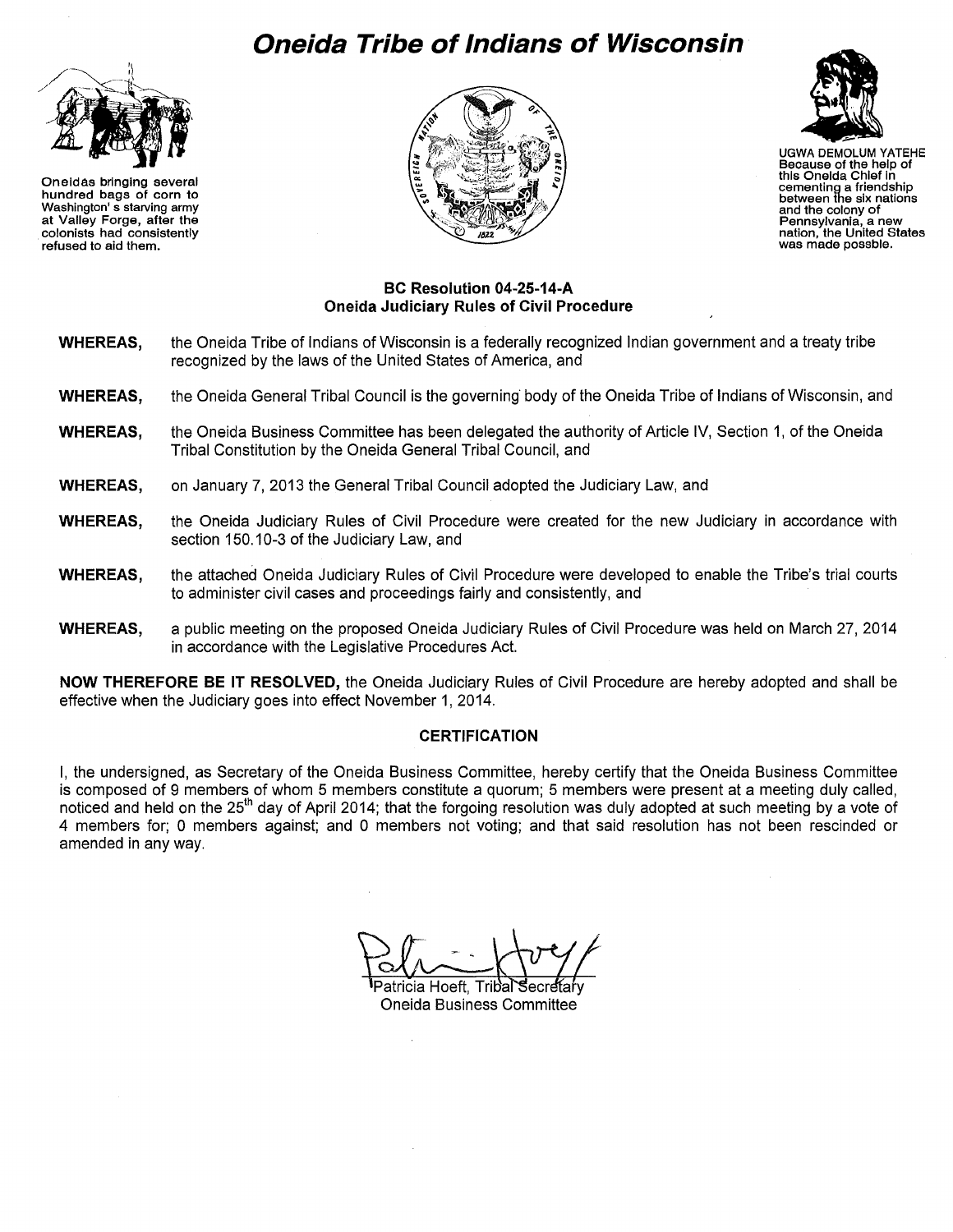# Oneida Tribe of Indians of Wisconsin

Oneidas bringing several hundred bags of corn to Washington's starving army at Valley Forge, after the colonists had consistently refused to aid them.

UGWA DEMOLUM YATEHE
Because of the help of this Oneida Chief in cementing a friendship between the six nations and the colony of Pennsylvania, a new nation, the United States was made possble.

## BC Resolution 04-25-14-A
## Oneida Judiciary Rules of Civil Procedure

**WHEREAS,** the Oneida Tribe of Indians of Wisconsin is a federally recognized Indian government and a treaty tribe recognized by the laws of the United States of America, and

**WHEREAS,** the Oneida General Tribal Council is the governing body of the Oneida Tribe of Indians of Wisconsin, and

**WHEREAS,** the Oneida Business Committee has been delegated the authority of Article IV, Section 1, of the Oneida Tribal Constitution by the Oneida General Tribal Council, and

**WHEREAS,** on January 7, 2013 the General Tribal Council adopted the Judiciary Law, and

**WHEREAS,** the Oneida Judiciary Rules of Civil Procedure were created for the new Judiciary in accordance with section 150.10-3 of the Judiciary Law, and

**WHEREAS,** the attached Oneida Judiciary Rules of Civil Procedure were developed to enable the Tribe's trial courts to administer civil cases and proceedings fairly and consistently, and

**WHEREAS,** a public meeting on the proposed Oneida Judiciary Rules of Civil Procedure was held on March 27, 2014 in accordance with the Legislative Procedures Act.

**NOW THEREFORE BE IT RESOLVED,** the Oneida Judiciary Rules of Civil Procedure are hereby adopted and shall be effective when the Judiciary goes into effect November 1, 2014.

### CERTIFICATION

I, the undersigned, as Secretary of the Oneida Business Committee, hereby certify that the Oneida Business Committee is composed of 9 members of whom 5 members constitute a quorum; 5 members were present at a meeting duly called, noticed and held on the 25th day of April 2014; that the forgoing resolution was duly adopted at such meeting by a vote of 4 members for; 0 members against; and 0 members not voting; and that said resolution has not been rescinded or amended in any way.

Patricia Hoeft, Tribal Secretary
Oneida Business Committee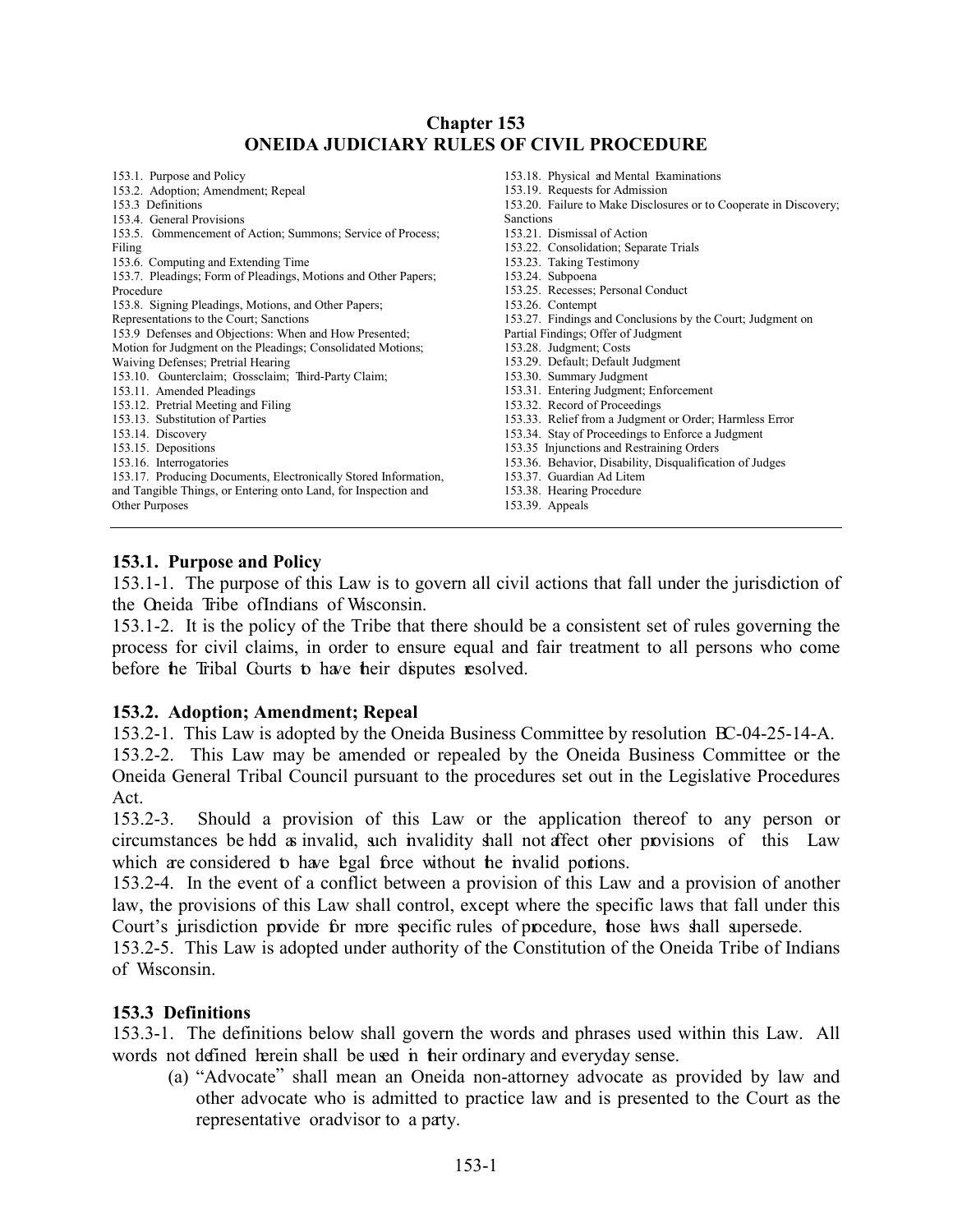# Chapter 153
# ONEIDA JUDICIARY RULES OF CIVIL PROCEDURE

153.1. Purpose and Policy
153.2. Adoption; Amendment; Repeal
153.3 Definitions
153.4. General Provisions
153.5. Commencement of Action; Summons; Service of Process; Filing
153.6. Computing and Extending Time
153.7. Pleadings; Form of Pleadings, Motions and Other Papers; Procedure
153.8. Signing Pleadings, Motions, and Other Papers; Representations to the Court; Sanctions
153.9 Defenses and Objections: When and How Presented; Motion for Judgment on the Pleadings; Consolidated Motions; Waiving Defenses; Pretrial Hearing
153.10. Counterclaim; Crossclaim; Third-Party Claim;
153.11. Amended Pleadings
153.12. Pretrial Meeting and Filing
153.13. Substitution of Parties
153.14. Discovery
153.15. Depositions
153.16. Interrogatories
153.17. Producing Documents, Electronically Stored Information, and Tangible Things, or Entering onto Land, for Inspection and Other Purposes
153.18. Physical and Mental Examinations
153.19. Requests for Admission
153.20. Failure to Make Disclosures or to Cooperate in Discovery; Sanctions
153.21. Dismissal of Action
153.22. Consolidation; Separate Trials
153.23. Taking Testimony
153.24. Subpoena
153.25. Recesses; Personal Conduct
153.26. Contempt
153.27. Findings and Conclusions by the Court; Judgment on Partial Findings; Offer of Judgment
153.28. Judgment; Costs
153.29. Default; Default Judgment
153.30. Summary Judgment
153.31. Entering Judgment; Enforcement
153.32. Record of Proceedings
153.33. Relief from a Judgment or Order; Harmless Error
153.34. Stay of Proceedings to Enforce a Judgment
153.35 Injunctions and Restraining Orders
153.36. Behavior, Disability, Disqualification of Judges
153.37. Guardian Ad Litem
153.38. Hearing Procedure
153.39. Appeals

---

### 153.1. Purpose and Policy

153.1-1. The purpose of this Law is to govern all civil actions that fall under the jurisdiction of the Oneida Tribe of Indians of Wisconsin.

153.1-2. It is the policy of the Tribe that there should be a consistent set of rules governing the process for civil claims, in order to ensure equal and fair treatment to all persons who come before the Tribal Courts to have their disputes resolved.

### 153.2. Adoption; Amendment; Repeal

153.2-1. This Law is adopted by the Oneida Business Committee by resolution BC-04-25-14-A.

153.2-2. This Law may be amended or repealed by the Oneida Business Committee or the Oneida General Tribal Council pursuant to the procedures set out in the Legislative Procedures Act.

153.2-3. Should a provision of this Law or the application thereof to any person or circumstances be held as invalid, such invalidity shall not affect other provisions of this Law which are considered to have legal force without the invalid portions.

153.2-4. In the event of a conflict between a provision of this Law and a provision of another law, the provisions of this Law shall control, except where the specific laws that fall under this Court's jurisdiction provide for more specific rules of procedure, those laws shall supersede.

153.2-5. This Law is adopted under authority of the Constitution of the Oneida Tribe of Indians of Wisconsin.

### 153.3 Definitions

153.3-1. The definitions below shall govern the words and phrases used within this Law. All words not defined herein shall be used in their ordinary and everyday sense.

(a) "Advocate" shall mean an Oneida non-attorney advocate as provided by law and other advocate who is admitted to practice law and is presented to the Court as the representative or advisor to a party.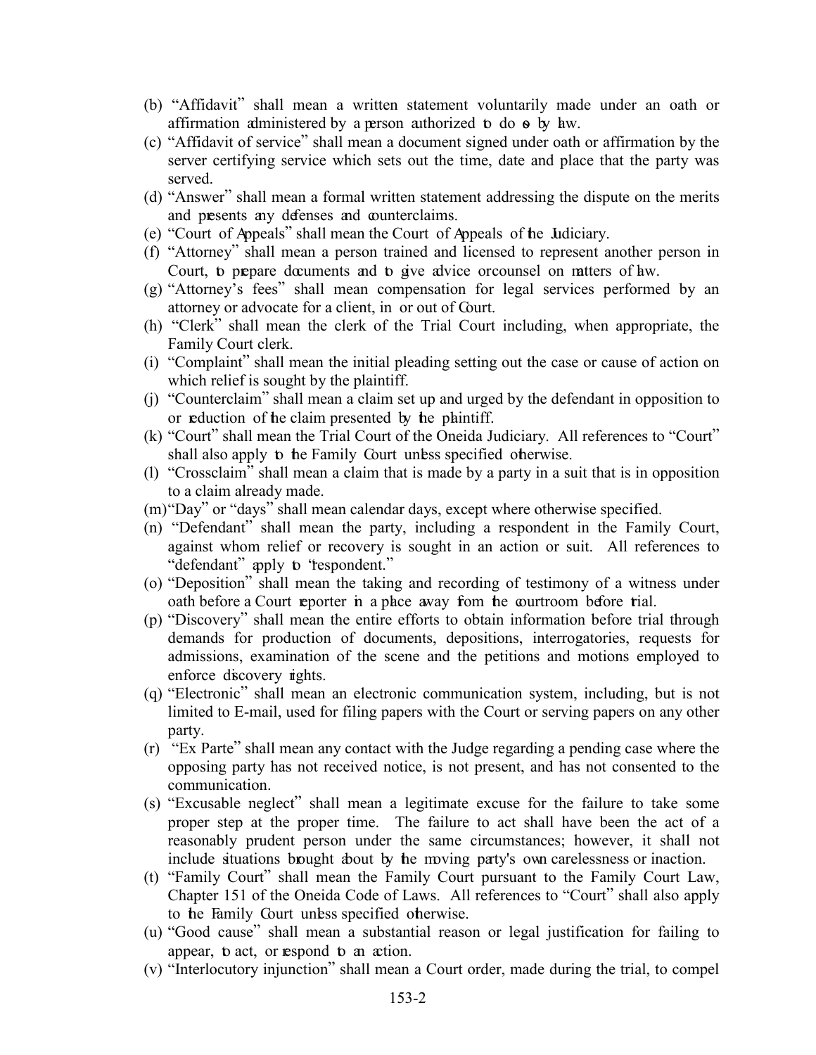(b) "Affidavit" shall mean a written statement voluntarily made under an oath or affirmation administered by a person authorized to do so by law.

(c) "Affidavit of service" shall mean a document signed under oath or affirmation by the server certifying service which sets out the time, date and place that the party was served.

(d) "Answer" shall mean a formal written statement addressing the dispute on the merits and presents any defenses and counterclaims.

(e) "Court of Appeals" shall mean the Court of Appeals of the Judiciary.

(f) "Attorney" shall mean a person trained and licensed to represent another person in Court, to prepare documents and to give advice or counsel on matters of law.

(g) "Attorney's fees" shall mean compensation for legal services performed by an attorney or advocate for a client, in or out of Court.

(h) "Clerk" shall mean the clerk of the Trial Court including, when appropriate, the Family Court clerk.

(i) "Complaint" shall mean the initial pleading setting out the case or cause of action on which relief is sought by the plaintiff.

(j) "Counterclaim" shall mean a claim set up and urged by the defendant in opposition to or reduction of the claim presented by the plaintiff.

(k) "Court" shall mean the Trial Court of the Oneida Judiciary. All references to "Court" shall also apply to the Family Court unless specified otherwise.

(l) "Crossclaim" shall mean a claim that is made by a party in a suit that is in opposition to a claim already made.

(m) "Day" or "days" shall mean calendar days, except where otherwise specified.

(n) "Defendant" shall mean the party, including a respondent in the Family Court, against whom relief or recovery is sought in an action or suit. All references to "defendant" apply to "respondent."

(o) "Deposition" shall mean the taking and recording of testimony of a witness under oath before a Court reporter in a place away from the courtroom before trial.

(p) "Discovery" shall mean the entire efforts to obtain information before trial through demands for production of documents, depositions, interrogatories, requests for admissions, examination of the scene and the petitions and motions employed to enforce discovery rights.

(q) "Electronic" shall mean an electronic communication system, including, but is not limited to E-mail, used for filing papers with the Court or serving papers on any other party.

(r) "Ex Parte" shall mean any contact with the Judge regarding a pending case where the opposing party has not received notice, is not present, and has not consented to the communication.

(s) "Excusable neglect" shall mean a legitimate excuse for the failure to take some proper step at the proper time. The failure to act shall have been the act of a reasonably prudent person under the same circumstances; however, it shall not include situations brought about by the moving party's own carelessness or inaction.

(t) "Family Court" shall mean the Family Court pursuant to the Family Court Law, Chapter 151 of the Oneida Code of Laws. All references to "Court" shall also apply to the Family Court unless specified otherwise.

(u) "Good cause" shall mean a substantial reason or legal justification for failing to appear, to act, or respond to an action.

(v) "Interlocutory injunction" shall mean a Court order, made during the trial, to compel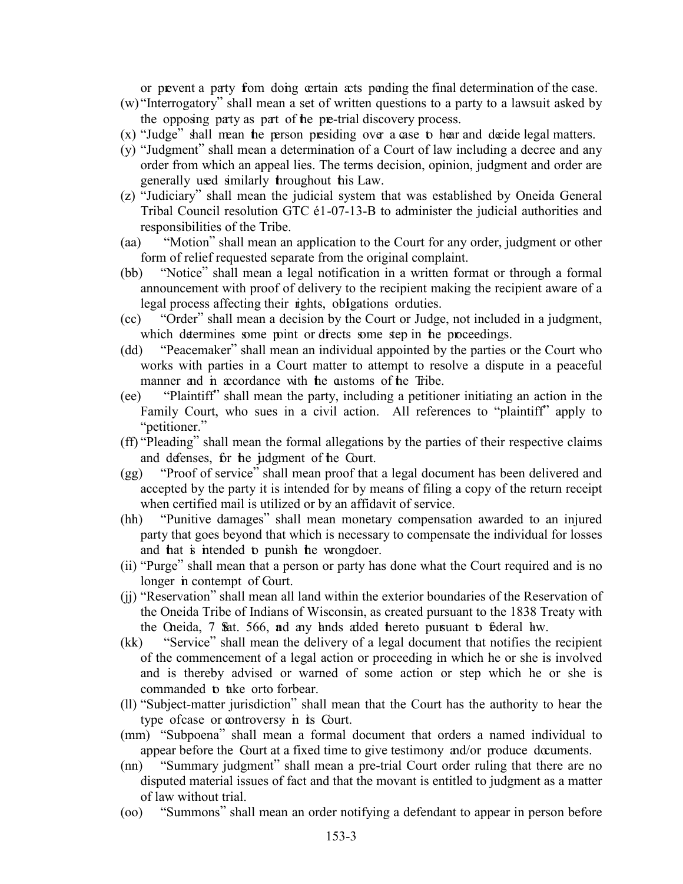or prevent a party from doing certain acts pending the final determination of the case.

(w) "Interrogatory" shall mean a set of written questions to a party to a lawsuit asked by the opposing party as part of the pre-trial discovery process.

(x) "Judge" shall mean the person presiding over a case to hear and decide legal matters.

(y) "Judgment" shall mean a determination of a Court of law including a decree and any order from which an appeal lies. The terms decision, opinion, judgment and order are generally used similarly throughout this Law.

(z) "Judiciary" shall mean the judicial system that was established by Oneida General Tribal Council resolution GTC é1-07-13-B to administer the judicial authorities and responsibilities of the Tribe.

(aa) "Motion" shall mean an application to the Court for any order, judgment or other form of relief requested separate from the original complaint.

(bb) "Notice" shall mean a legal notification in a written format or through a formal announcement with proof of delivery to the recipient making the recipient aware of a legal process affecting their rights, obligations or duties.

(cc) "Order" shall mean a decision by the Court or Judge, not included in a judgment, which determines some point or directs some step in the proceedings.

(dd) "Peacemaker" shall mean an individual appointed by the parties or the Court who works with parties in a Court matter to attempt to resolve a dispute in a peaceful manner and in accordance with the customs of the Tribe.

(ee) "Plaintiff" shall mean the party, including a petitioner initiating an action in the Family Court, who sues in a civil action. All references to "plaintiff" apply to "petitioner."

(ff) "Pleading" shall mean the formal allegations by the parties of their respective claims and defenses, for the judgment of the Court.

(gg) "Proof of service" shall mean proof that a legal document has been delivered and accepted by the party it is intended for by means of filing a copy of the return receipt when certified mail is utilized or by an affidavit of service.

(hh) "Punitive damages" shall mean monetary compensation awarded to an injured party that goes beyond that which is necessary to compensate the individual for losses and that is intended to punish the wrongdoer.

(ii) "Purge" shall mean that a person or party has done what the Court required and is no longer in contempt of Court.

(jj) "Reservation" shall mean all land within the exterior boundaries of the Reservation of the Oneida Tribe of Indians of Wisconsin, as created pursuant to the 1838 Treaty with the Oneida, 7 Stat. 566, and any lands added thereto pursuant to federal law.

(kk) "Service" shall mean the delivery of a legal document that notifies the recipient of the commencement of a legal action or proceeding in which he or she is involved and is thereby advised or warned of some action or step which he or she is commanded to take or to forbear.

(ll) "Subject-matter jurisdiction" shall mean that the Court has the authority to hear the type of case or controversy in its Court.

(mm) "Subpoena" shall mean a formal document that orders a named individual to appear before the Court at a fixed time to give testimony and/or produce documents.

(nn) "Summary judgment" shall mean a pre-trial Court order ruling that there are no disputed material issues of fact and that the movant is entitled to judgment as a matter of law without trial.

(oo) "Summons" shall mean an order notifying a defendant to appear in person before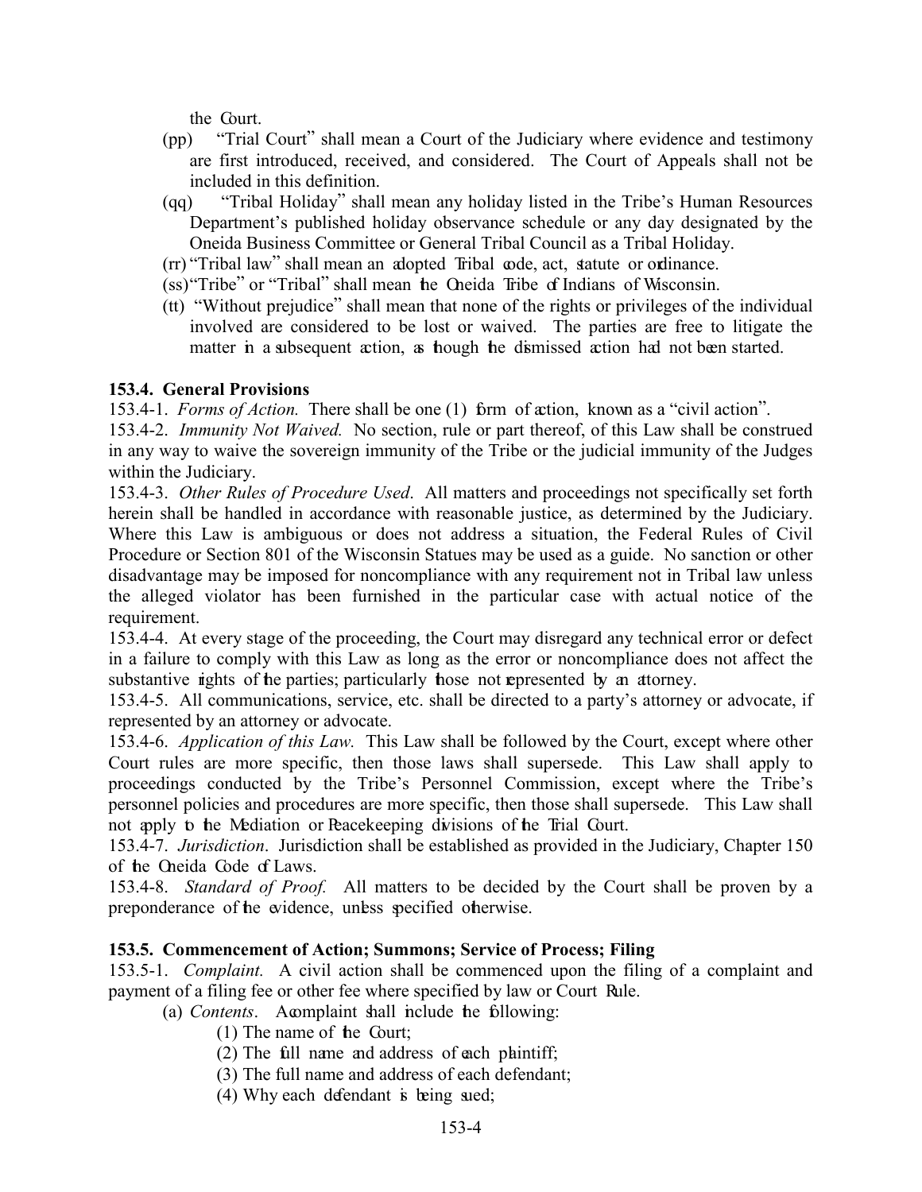the Court.

(pp) "Trial Court" shall mean a Court of the Judiciary where evidence and testimony are first introduced, received, and considered. The Court of Appeals shall not be included in this definition.

(qq) "Tribal Holiday" shall mean any holiday listed in the Tribe's Human Resources Department's published holiday observance schedule or any day designated by the Oneida Business Committee or General Tribal Council as a Tribal Holiday.

(rr) "Tribal law" shall mean an adopted Tribal code, act, statute or ordinance.

(ss) "Tribe" or "Tribal" shall mean the Oneida Tribe of Indians of Wisconsin.

(tt) "Without prejudice" shall mean that none of the rights or privileges of the individual involved are considered to be lost or waived. The parties are free to litigate the matter in a subsequent action, as though the dismissed action had not been started.

**153.4. General Provisions**

153.4-1. *Forms of Action.* There shall be one (1) form of action, known as a "civil action".

153.4-2. *Immunity Not Waived.* No section, rule or part thereof, of this Law shall be construed in any way to waive the sovereign immunity of the Tribe or the judicial immunity of the Judges within the Judiciary.

153.4-3. *Other Rules of Procedure Used.* All matters and proceedings not specifically set forth herein shall be handled in accordance with reasonable justice, as determined by the Judiciary. Where this Law is ambiguous or does not address a situation, the Federal Rules of Civil Procedure or Section 801 of the Wisconsin Statues may be used as a guide. No sanction or other disadvantage may be imposed for noncompliance with any requirement not in Tribal law unless the alleged violator has been furnished in the particular case with actual notice of the requirement.

153.4-4. At every stage of the proceeding, the Court may disregard any technical error or defect in a failure to comply with this Law as long as the error or noncompliance does not affect the substantive rights of the parties; particularly those not represented by an attorney.

153.4-5. All communications, service, etc. shall be directed to a party's attorney or advocate, if represented by an attorney or advocate.

153.4-6. *Application of this Law.* This Law shall be followed by the Court, except where other Court rules are more specific, then those laws shall supersede. This Law shall apply to proceedings conducted by the Tribe's Personnel Commission, except where the Tribe's personnel policies and procedures are more specific, then those shall supersede. This Law shall not apply to the Mediation or Peacekeeping divisions of the Trial Court.

153.4-7. *Jurisdiction.* Jurisdiction shall be established as provided in the Judiciary, Chapter 150 of the Oneida Code of Laws.

153.4-8. *Standard of Proof.* All matters to be decided by the Court shall be proven by a preponderance of the evidence, unless specified otherwise.

**153.5. Commencement of Action; Summons; Service of Process; Filing**

153.5-1. *Complaint.* A civil action shall be commenced upon the filing of a complaint and payment of a filing fee or other fee where specified by law or Court Rule.

(a) *Contents.* A complaint shall include the following:
  (1) The name of the Court;
  (2) The full name and address of each plaintiff;
  (3) The full name and address of each defendant;
  (4) Why each defendant is being sued;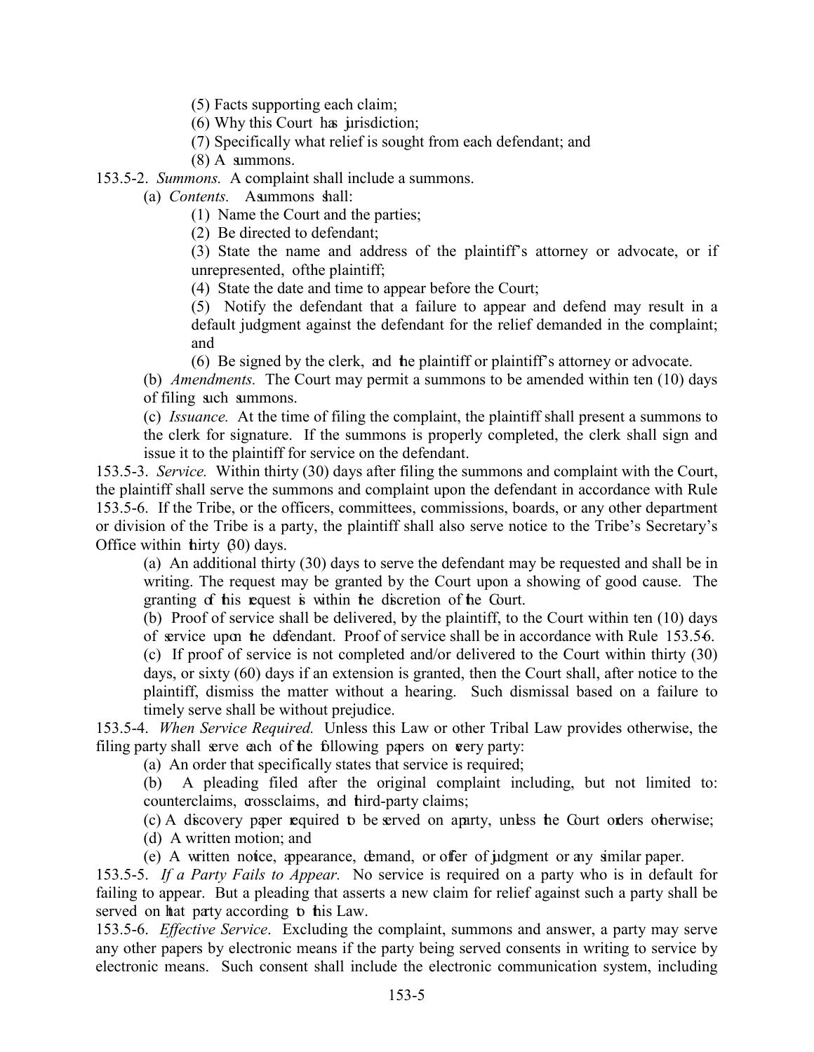(5) Facts supporting each claim;

(6) Why this Court has jurisdiction;

(7) Specifically what relief is sought from each defendant; and

(8) A summons.

153.5-2. *Summons.* A complaint shall include a summons.

(a) *Contents.* A summons shall:

(1) Name the Court and the parties;

(2) Be directed to defendant;

(3) State the name and address of the plaintiff's attorney or advocate, or if unrepresented, of the plaintiff;

(4) State the date and time to appear before the Court;

(5) Notify the defendant that a failure to appear and defend may result in a default judgment against the defendant for the relief demanded in the complaint; and

(6) Be signed by the clerk, and the plaintiff or plaintiff's attorney or advocate.

(b) *Amendments.* The Court may permit a summons to be amended within ten (10) days of filing such summons.

(c) *Issuance.* At the time of filing the complaint, the plaintiff shall present a summons to the clerk for signature. If the summons is properly completed, the clerk shall sign and issue it to the plaintiff for service on the defendant.

153.5-3. *Service.* Within thirty (30) days after filing the summons and complaint with the Court, the plaintiff shall serve the summons and complaint upon the defendant in accordance with Rule 153.5-6. If the Tribe, or the officers, committees, commissions, boards, or any other department or division of the Tribe is a party, the plaintiff shall also serve notice to the Tribe's Secretary's Office within thirty (30) days.

(a) An additional thirty (30) days to serve the defendant may be requested and shall be in writing. The request may be granted by the Court upon a showing of good cause. The granting of this request is within the discretion of the Court.

(b) Proof of service shall be delivered, by the plaintiff, to the Court within ten (10) days of service upon the defendant. Proof of service shall be in accordance with Rule 153.5-6.

(c) If proof of service is not completed and/or delivered to the Court within thirty (30) days, or sixty (60) days if an extension is granted, then the Court shall, after notice to the plaintiff, dismiss the matter without a hearing. Such dismissal based on a failure to timely serve shall be without prejudice.

153.5-4. *When Service Required.* Unless this Law or other Tribal Law provides otherwise, the filing party shall serve each of the following papers on every party:

(a) An order that specifically states that service is required;

(b) A pleading filed after the original complaint including, but not limited to: counterclaims, crossclaims, and third-party claims;

(c) A discovery paper required to be served on a party, unless the Court orders otherwise;

(d) A written motion; and

(e) A written notice, appearance, demand, or offer of judgment or any similar paper.

153.5-5. *If a Party Fails to Appear.* No service is required on a party who is in default for failing to appear. But a pleading that asserts a new claim for relief against such a party shall be served on that party according to this Law.

153.5-6. *Effective Service*. Excluding the complaint, summons and answer, a party may serve any other papers by electronic means if the party being served consents in writing to service by electronic means. Such consent shall include the electronic communication system, including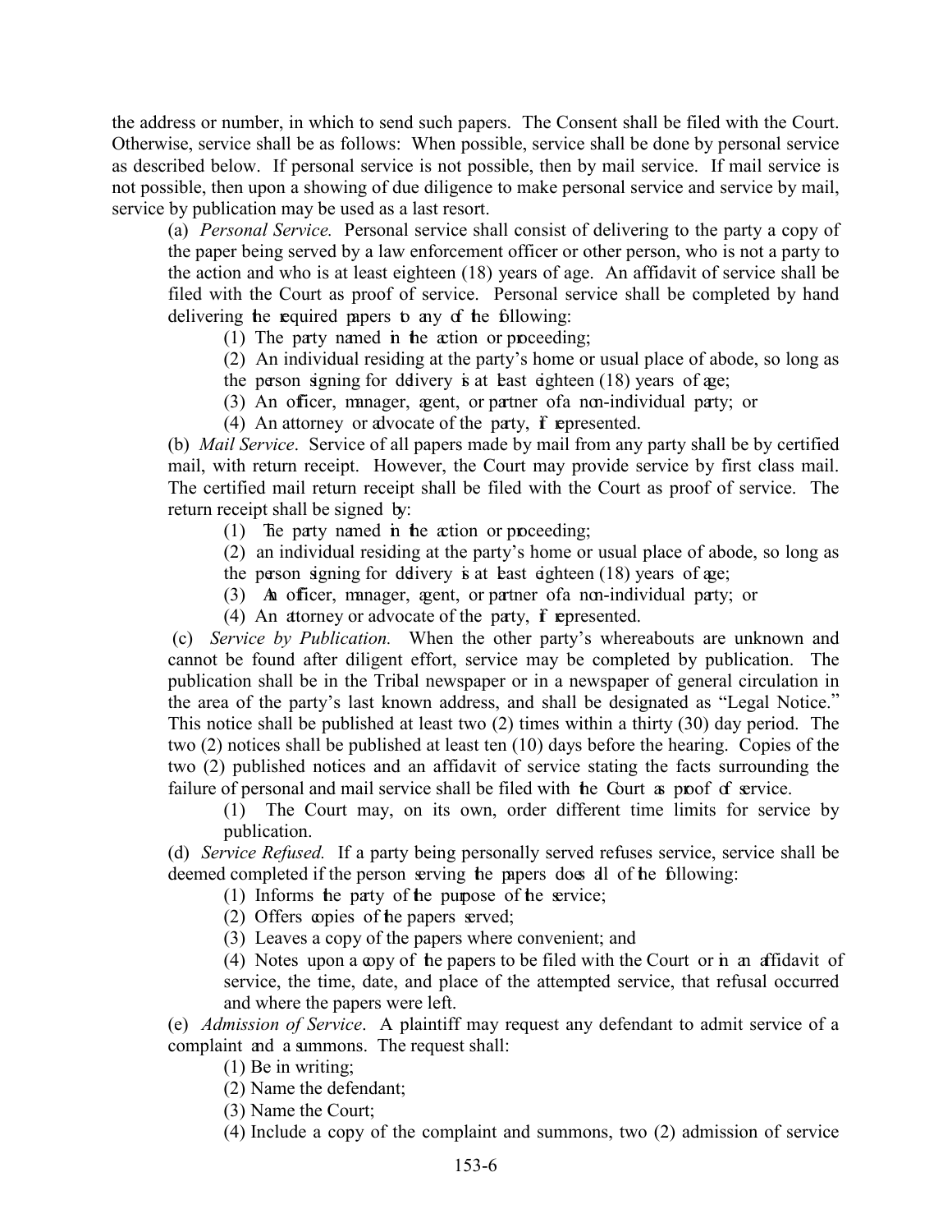the address or number, in which to send such papers. The Consent shall be filed with the Court. Otherwise, service shall be as follows: When possible, service shall be done by personal service as described below. If personal service is not possible, then by mail service. If mail service is not possible, then upon a showing of due diligence to make personal service and service by mail, service by publication may be used as a last resort.

(a) *Personal Service.* Personal service shall consist of delivering to the party a copy of the paper being served by a law enforcement officer or other person, who is not a party to the action and who is at least eighteen (18) years of age. An affidavit of service shall be filed with the Court as proof of service. Personal service shall be completed by hand delivering the required papers to any of the following:

(1) The party named in the action or proceeding;

(2) An individual residing at the party's home or usual place of abode, so long as the person signing for delivery is at least eighteen (18) years of age;

(3) An officer, manager, agent, or partner of a non-individual party; or

(4) An attorney or advocate of the party, if represented.

(b) *Mail Service*. Service of all papers made by mail from any party shall be by certified mail, with return receipt. However, the Court may provide service by first class mail. The certified mail return receipt shall be filed with the Court as proof of service. The return receipt shall be signed by:

(1) The party named in the action or proceeding;

(2) an individual residing at the party's home or usual place of abode, so long as the person signing for delivery is at least eighteen (18) years of age;

(3) An officer, manager, agent, or partner of a non-individual party; or

(4) An attorney or advocate of the party, if represented.

(c) *Service by Publication.* When the other party's whereabouts are unknown and cannot be found after diligent effort, service may be completed by publication. The publication shall be in the Tribal newspaper or in a newspaper of general circulation in the area of the party's last known address, and shall be designated as "Legal Notice." This notice shall be published at least two (2) times within a thirty (30) day period. The two (2) notices shall be published at least ten (10) days before the hearing. Copies of the two (2) published notices and an affidavit of service stating the facts surrounding the failure of personal and mail service shall be filed with the Court as proof of service.

(1) The Court may, on its own, order different time limits for service by publication.

(d) *Service Refused.* If a party being personally served refuses service, service shall be deemed completed if the person serving the papers does all of the following:

(1) Informs the party of the purpose of the service;

(2) Offers copies of the papers served;

(3) Leaves a copy of the papers where convenient; and

(4) Notes upon a copy of the papers to be filed with the Court or in an affidavit of service, the time, date, and place of the attempted service, that refusal occurred and where the papers were left.

(e) *Admission of Service*. A plaintiff may request any defendant to admit service of a complaint and a summons. The request shall:

(1) Be in writing;

(2) Name the defendant;

(3) Name the Court;

(4) Include a copy of the complaint and summons, two (2) admission of service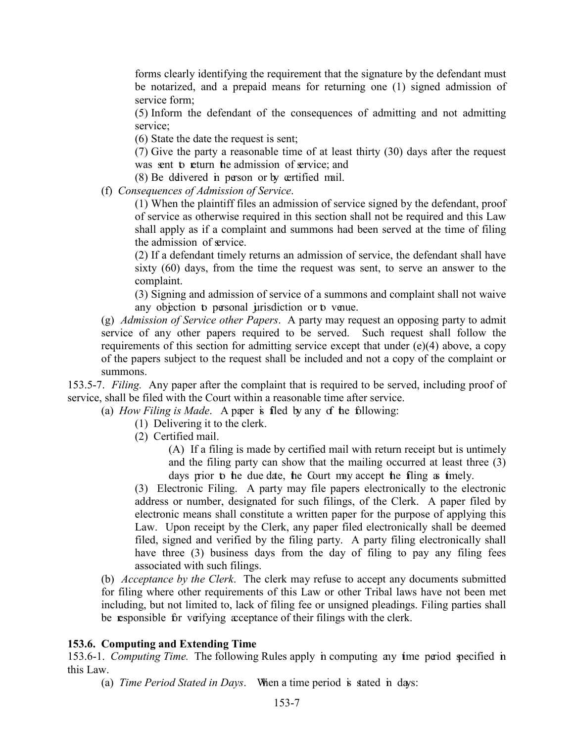forms clearly identifying the requirement that the signature by the defendant must be notarized, and a prepaid means for returning one (1) signed admission of service form;

(5) Inform the defendant of the consequences of admitting and not admitting service;

(6) State the date the request is sent;

(7) Give the party a reasonable time of at least thirty (30) days after the request was sent to return the admission of service; and

(8) Be delivered in person or by certified mail.

(f) *Consequences of Admission of Service*.

(1) When the plaintiff files an admission of service signed by the defendant, proof of service as otherwise required in this section shall not be required and this Law shall apply as if a complaint and summons had been served at the time of filing the admission of service.

(2) If a defendant timely returns an admission of service, the defendant shall have sixty (60) days, from the time the request was sent, to serve an answer to the complaint.

(3) Signing and admission of service of a summons and complaint shall not waive any objection to personal jurisdiction or to venue.

(g) *Admission of Service other Papers*. A party may request an opposing party to admit service of any other papers required to be served. Such request shall follow the requirements of this section for admitting service except that under (e)(4) above, a copy of the papers subject to the request shall be included and not a copy of the complaint or summons.

153.5-7. *Filing.* Any paper after the complaint that is required to be served, including proof of service, shall be filed with the Court within a reasonable time after service.

(a) *How Filing is Made*. A paper is filed by any of the following:

(1) Delivering it to the clerk.

(2) Certified mail.

(A) If a filing is made by certified mail with return receipt but is untimely and the filing party can show that the mailing occurred at least three (3) days prior to the due date, the Court may accept the filing as timely.

(3) Electronic Filing. A party may file papers electronically to the electronic address or number, designated for such filings, of the Clerk. A paper filed by electronic means shall constitute a written paper for the purpose of applying this Law. Upon receipt by the Clerk, any paper filed electronically shall be deemed filed, signed and verified by the filing party. A party filing electronically shall have three (3) business days from the day of filing to pay any filing fees associated with such filings.

(b) *Acceptance by the Clerk*. The clerk may refuse to accept any documents submitted for filing where other requirements of this Law or other Tribal laws have not been met including, but not limited to, lack of filing fee or unsigned pleadings. Filing parties shall be responsible for verifying acceptance of their filings with the clerk.

## 153.6. Computing and Extending Time

153.6-1. *Computing Time.* The following Rules apply in computing any time period specified in this Law.

(a) *Time Period Stated in Days*. When a time period is stated in days: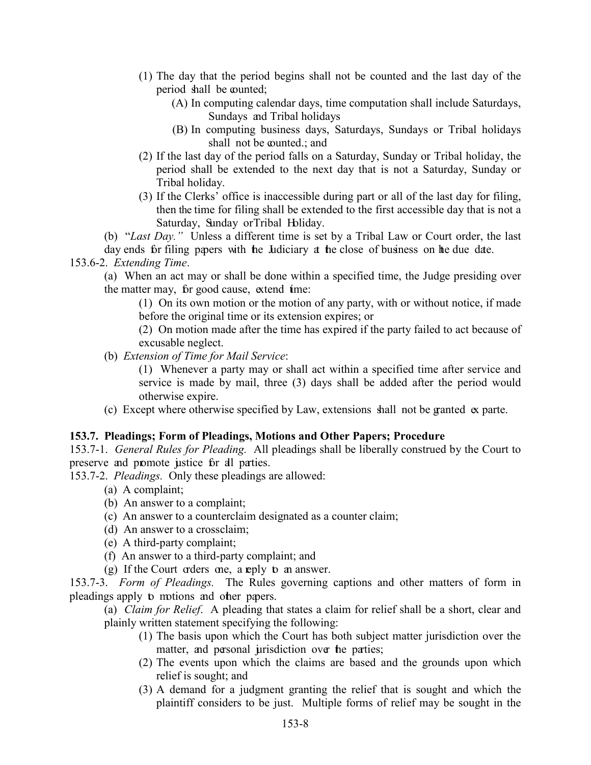(1) The day that the period begins shall not be counted and the last day of the period shall be counted;
   - (A) In computing calendar days, time computation shall include Saturdays, Sundays and Tribal holidays
   - (B) In computing business days, Saturdays, Sundays or Tribal holidays shall not be counted.; and

(2) If the last day of the period falls on a Saturday, Sunday or Tribal holiday, the period shall be extended to the next day that is not a Saturday, Sunday or Tribal holiday.

(3) If the Clerks' office is inaccessible during part or all of the last day for filing, then the time for filing shall be extended to the first accessible day that is not a Saturday, Sunday orTribal Holiday.

(b) "*Last Day.*" Unless a different time is set by a Tribal Law or Court order, the last day ends for filing papers with the Judiciary at the close of business on the due date.

153.6-2. *Extending Time*.

(a) When an act may or shall be done within a specified time, the Judge presiding over the matter may, for good cause, extend time:

(1) On its own motion or the motion of any party, with or without notice, if made before the original time or its extension expires; or

(2) On motion made after the time has expired if the party failed to act because of excusable neglect.

(b) *Extension of Time for Mail Service*:

(1) Whenever a party may or shall act within a specified time after service and service is made by mail, three (3) days shall be added after the period would otherwise expire.

(c) Except where otherwise specified by Law, extensions shall not be granted ex parte.

**153.7. Pleadings; Form of Pleadings, Motions and Other Papers; Procedure**

153.7-1. *General Rules for Pleading.* All pleadings shall be liberally construed by the Court to preserve and promote justice for all parties.

153.7-2. *Pleadings.* Only these pleadings are allowed:

(a) A complaint;
(b) An answer to a complaint;
(c) An answer to a counterclaim designated as a counter claim;
(d) An answer to a crossclaim;
(e) A third-party complaint;
(f) An answer to a third-party complaint; and
(g) If the Court orders one, a reply to an answer.

153.7-3. *Form of Pleadings.* The Rules governing captions and other matters of form in pleadings apply to motions and other papers.

(a) *Claim for Relief*. A pleading that states a claim for relief shall be a short, clear and plainly written statement specifying the following:

(1) The basis upon which the Court has both subject matter jurisdiction over the matter, and personal jurisdiction over the parties;

(2) The events upon which the claims are based and the grounds upon which relief is sought; and

(3) A demand for a judgment granting the relief that is sought and which the plaintiff considers to be just. Multiple forms of relief may be sought in the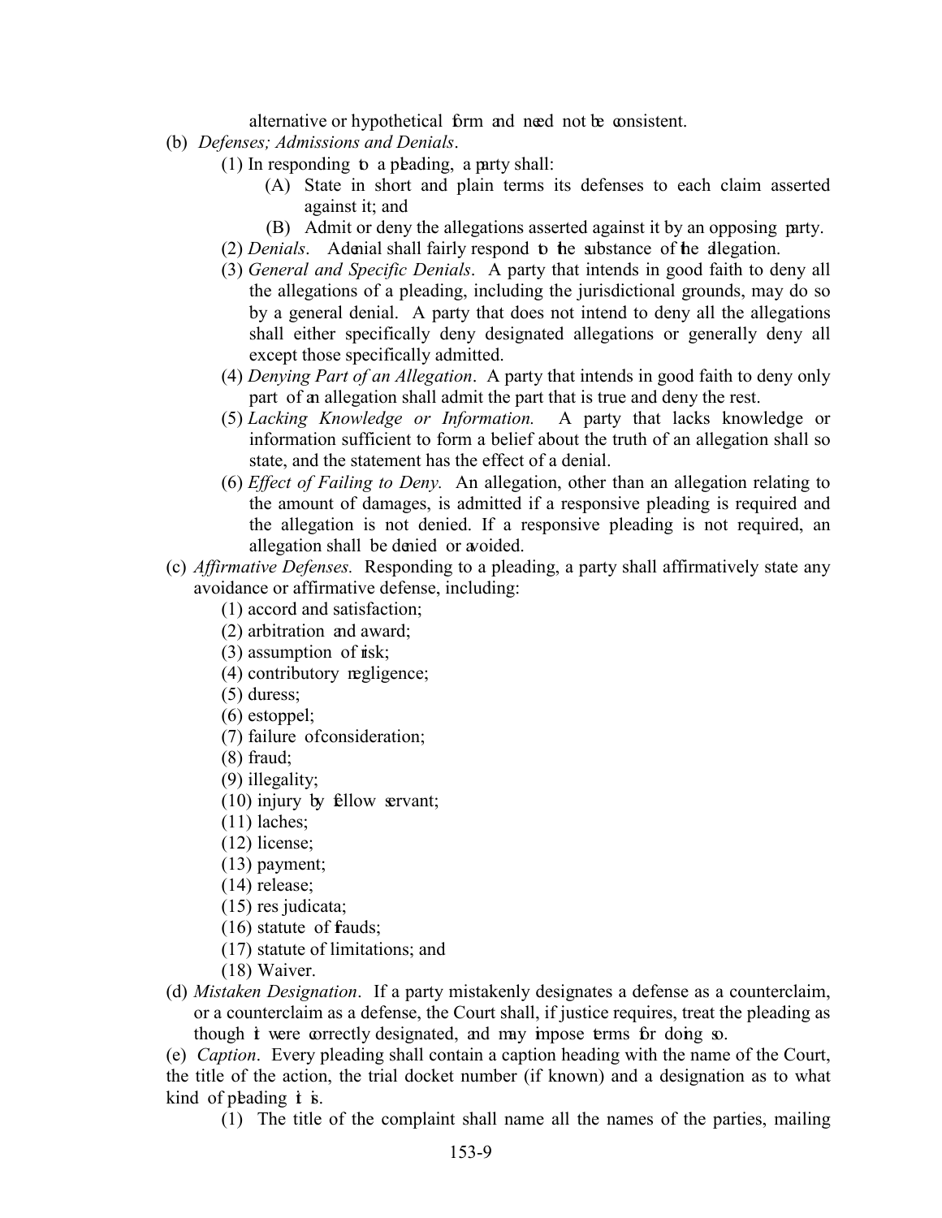alternative or hypothetical form and need not be consistent.

(b) *Defenses; Admissions and Denials*.

(1) In responding to a pleading, a party shall:

(A) State in short and plain terms its defenses to each claim asserted against it; and

(B) Admit or deny the allegations asserted against it by an opposing party.

(2) *Denials*. A denial shall fairly respond to the substance of the allegation.

(3) *General and Specific Denials*. A party that intends in good faith to deny all the allegations of a pleading, including the jurisdictional grounds, may do so by a general denial. A party that does not intend to deny all the allegations shall either specifically deny designated allegations or generally deny all except those specifically admitted.

(4) *Denying Part of an Allegation*. A party that intends in good faith to deny only part of an allegation shall admit the part that is true and deny the rest.

(5) *Lacking Knowledge or Information.* A party that lacks knowledge or information sufficient to form a belief about the truth of an allegation shall so state, and the statement has the effect of a denial.

(6) *Effect of Failing to Deny.* An allegation, other than an allegation relating to the amount of damages, is admitted if a responsive pleading is required and the allegation is not denied. If a responsive pleading is not required, an allegation shall be denied or avoided.

(c) *Affirmative Defenses.* Responding to a pleading, a party shall affirmatively state any avoidance or affirmative defense, including:

(1) accord and satisfaction;
(2) arbitration and award;
(3) assumption of risk;
(4) contributory negligence;
(5) duress;
(6) estoppel;
(7) failure of consideration;
(8) fraud;
(9) illegality;
(10) injury by fellow servant;
(11) laches;
(12) license;
(13) payment;
(14) release;
(15) res judicata;
(16) statute of frauds;
(17) statute of limitations; and
(18) Waiver.

(d) *Mistaken Designation*. If a party mistakenly designates a defense as a counterclaim, or a counterclaim as a defense, the Court shall, if justice requires, treat the pleading as though it were correctly designated, and may impose terms for doing so.

(e) *Caption*. Every pleading shall contain a caption heading with the name of the Court, the title of the action, the trial docket number (if known) and a designation as to what kind of pleading it is.

(1) The title of the complaint shall name all the names of the parties, mailing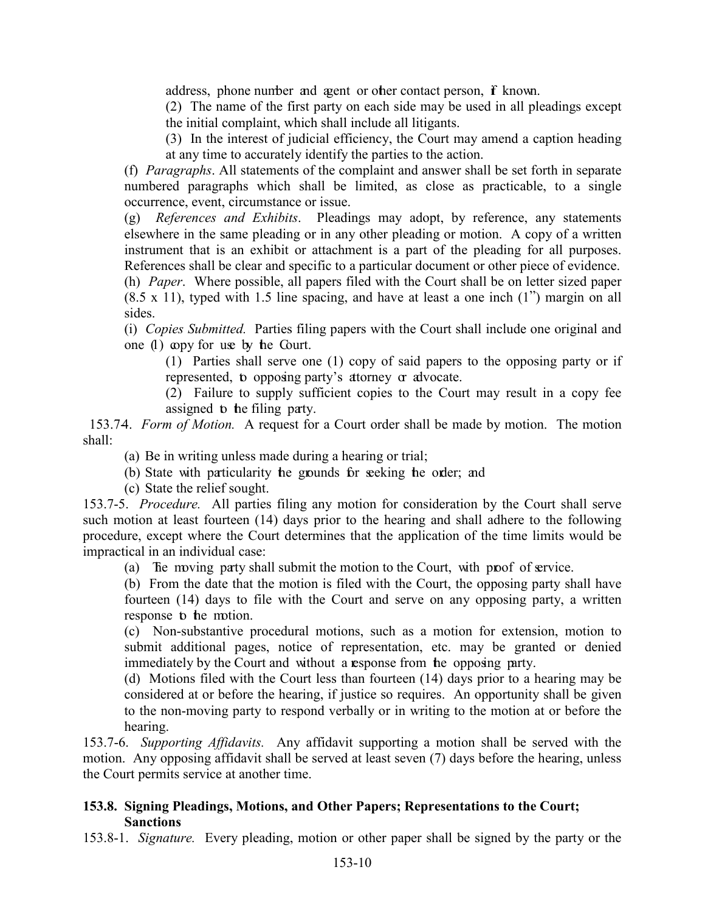address, phone number and agent or other contact person, if known.

(2) The name of the first party on each side may be used in all pleadings except the initial complaint, which shall include all litigants.

(3) In the interest of judicial efficiency, the Court may amend a caption heading at any time to accurately identify the parties to the action.

(f) *Paragraphs*. All statements of the complaint and answer shall be set forth in separate numbered paragraphs which shall be limited, as close as practicable, to a single occurrence, event, circumstance or issue.

(g) *References and Exhibits*. Pleadings may adopt, by reference, any statements elsewhere in the same pleading or in any other pleading or motion. A copy of a written instrument that is an exhibit or attachment is a part of the pleading for all purposes. References shall be clear and specific to a particular document or other piece of evidence.

(h) *Paper*. Where possible, all papers filed with the Court shall be on letter sized paper (8.5 x 11), typed with 1.5 line spacing, and have at least a one inch (1") margin on all sides.

(i) *Copies Submitted.* Parties filing papers with the Court shall include one original and one (1) copy for use by the Court.

(1) Parties shall serve one (1) copy of said papers to the opposing party or if represented, to opposing party's attorney or advocate.

(2) Failure to supply sufficient copies to the Court may result in a copy fee assigned to the filing party.

153.74. *Form of Motion.* A request for a Court order shall be made by motion. The motion shall:

(a) Be in writing unless made during a hearing or trial;

(b) State with particularity the grounds for seeking the order; and

(c) State the relief sought.

153.7-5. *Procedure.* All parties filing any motion for consideration by the Court shall serve such motion at least fourteen (14) days prior to the hearing and shall adhere to the following procedure, except where the Court determines that the application of the time limits would be impractical in an individual case:

(a) The moving party shall submit the motion to the Court, with proof of service.

(b) From the date that the motion is filed with the Court, the opposing party shall have fourteen (14) days to file with the Court and serve on any opposing party, a written response to the motion.

(c) Non-substantive procedural motions, such as a motion for extension, motion to submit additional pages, notice of representation, etc. may be granted or denied immediately by the Court and without a response from the opposing party.

(d) Motions filed with the Court less than fourteen (14) days prior to a hearing may be considered at or before the hearing, if justice so requires. An opportunity shall be given to the non-moving party to respond verbally or in writing to the motion at or before the hearing.

153.7-6. *Supporting Affidavits.* Any affidavit supporting a motion shall be served with the motion. Any opposing affidavit shall be served at least seven (7) days before the hearing, unless the Court permits service at another time.

### 153.8. Signing Pleadings, Motions, and Other Papers; Representations to the Court; Sanctions

153.8-1. *Signature.* Every pleading, motion or other paper shall be signed by the party or the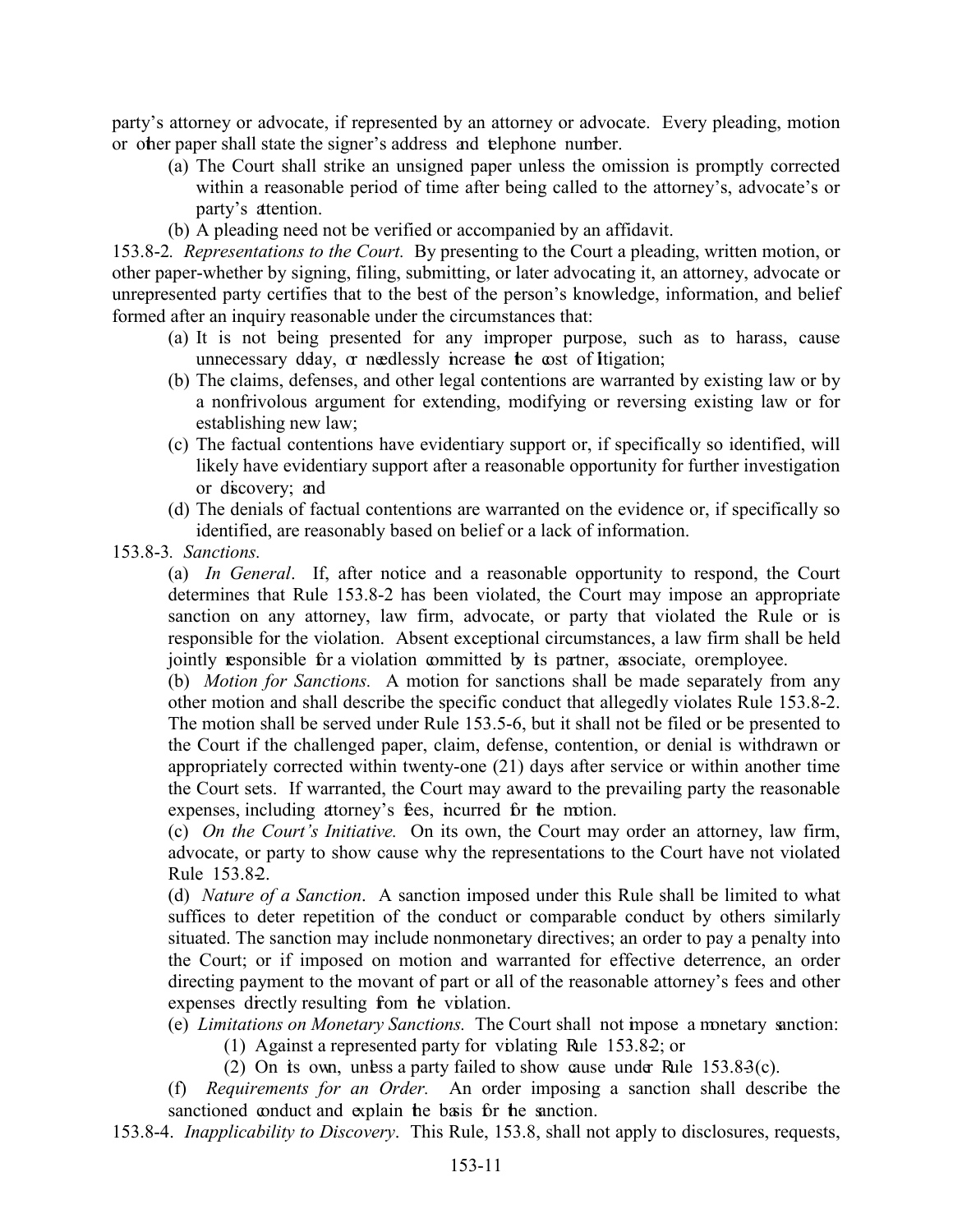party's attorney or advocate, if represented by an attorney or advocate. Every pleading, motion or other paper shall state the signer's address and telephone number.

(a) The Court shall strike an unsigned paper unless the omission is promptly corrected within a reasonable period of time after being called to the attorney's, advocate's or party's attention.

(b) A pleading need not be verified or accompanied by an affidavit.

153.8-2. *Representations to the Court.* By presenting to the Court a pleading, written motion, or other paper-whether by signing, filing, submitting, or later advocating it, an attorney, advocate or unrepresented party certifies that to the best of the person's knowledge, information, and belief formed after an inquiry reasonable under the circumstances that:

(a) It is not being presented for any improper purpose, such as to harass, cause unnecessary delay, or needlessly increase the cost of litigation;

(b) The claims, defenses, and other legal contentions are warranted by existing law or by a nonfrivolous argument for extending, modifying or reversing existing law or for establishing new law;

(c) The factual contentions have evidentiary support or, if specifically so identified, will likely have evidentiary support after a reasonable opportunity for further investigation or discovery; and

(d) The denials of factual contentions are warranted on the evidence or, if specifically so identified, are reasonably based on belief or a lack of information.

153.8-3. *Sanctions.*

(a) *In General*. If, after notice and a reasonable opportunity to respond, the Court determines that Rule 153.8-2 has been violated, the Court may impose an appropriate sanction on any attorney, law firm, advocate, or party that violated the Rule or is responsible for the violation. Absent exceptional circumstances, a law firm shall be held jointly responsible for a violation committed by its partner, associate, or employee.

(b) *Motion for Sanctions.* A motion for sanctions shall be made separately from any other motion and shall describe the specific conduct that allegedly violates Rule 153.8-2. The motion shall be served under Rule 153.5-6, but it shall not be filed or be presented to the Court if the challenged paper, claim, defense, contention, or denial is withdrawn or appropriately corrected within twenty-one (21) days after service or within another time the Court sets. If warranted, the Court may award to the prevailing party the reasonable expenses, including attorney's fees, incurred for the motion.

(c) *On the Court's Initiative.* On its own, the Court may order an attorney, law firm, advocate, or party to show cause why the representations to the Court have not violated Rule 153.8-2.

(d) *Nature of a Sanction*. A sanction imposed under this Rule shall be limited to what suffices to deter repetition of the conduct or comparable conduct by others similarly situated. The sanction may include nonmonetary directives; an order to pay a penalty into the Court; or if imposed on motion and warranted for effective deterrence, an order directing payment to the movant of part or all of the reasonable attorney's fees and other expenses directly resulting from the violation.

(e) *Limitations on Monetary Sanctions.* The Court shall not impose a monetary sanction:

(1) Against a represented party for violating Rule 153.8-2; or

(2) On its own, unless a party failed to show cause under Rule 153.8-3(c).

(f) *Requirements for an Order.* An order imposing a sanction shall describe the sanctioned conduct and explain the basis for the sanction.

153.8-4. *Inapplicability to Discovery*. This Rule, 153.8, shall not apply to disclosures, requests,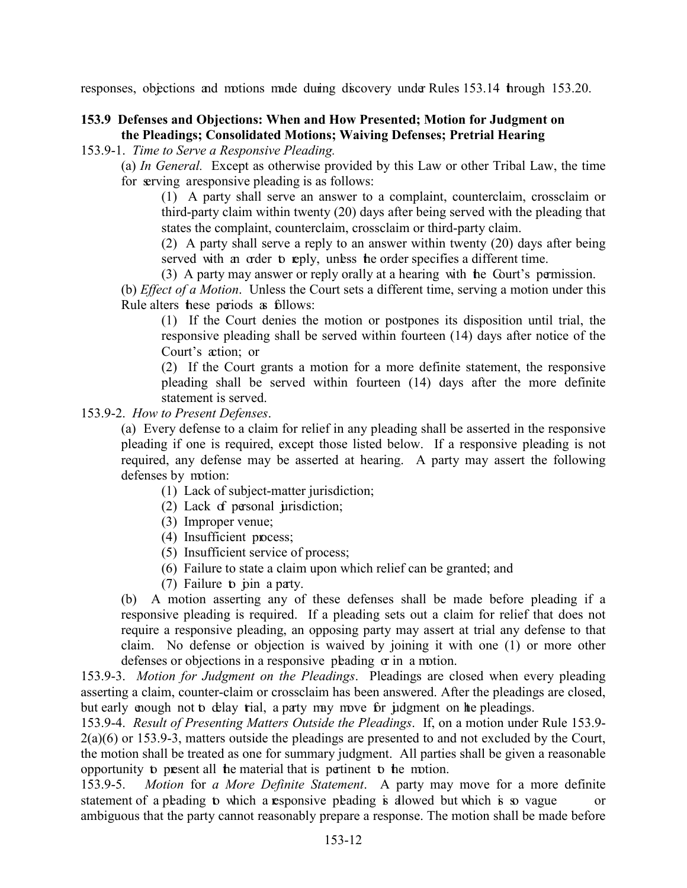responses, objections and motions made during discovery under Rules 153.14 through 153.20.

### 153.9 Defenses and Objections: When and How Presented; Motion for Judgment on the Pleadings; Consolidated Motions; Waiving Defenses; Pretrial Hearing

153.9-1. *Time to Serve a Responsive Pleading.*

(a) *In General.* Except as otherwise provided by this Law or other Tribal Law, the time for serving a responsive pleading is as follows:

(1) A party shall serve an answer to a complaint, counterclaim, crossclaim or third-party claim within twenty (20) days after being served with the pleading that states the complaint, counterclaim, crossclaim or third-party claim.

(2) A party shall serve a reply to an answer within twenty (20) days after being served with an order to reply, unless the order specifies a different time.

(3) A party may answer or reply orally at a hearing with the Court's permission.

(b) *Effect of a Motion.* Unless the Court sets a different time, serving a motion under this Rule alters these periods as follows:

(1) If the Court denies the motion or postpones its disposition until trial, the responsive pleading shall be served within fourteen (14) days after notice of the Court's action; or

(2) If the Court grants a motion for a more definite statement, the responsive pleading shall be served within fourteen (14) days after the more definite statement is served.

153.9-2. *How to Present Defenses.*

(a) Every defense to a claim for relief in any pleading shall be asserted in the responsive pleading if one is required, except those listed below. If a responsive pleading is not required, any defense may be asserted at hearing. A party may assert the following defenses by motion:

(1) Lack of subject-matter jurisdiction;
(2) Lack of personal jurisdiction;
(3) Improper venue;
(4) Insufficient process;
(5) Insufficient service of process;
(6) Failure to state a claim upon which relief can be granted; and
(7) Failure to join a party.

(b) A motion asserting any of these defenses shall be made before pleading if a responsive pleading is required. If a pleading sets out a claim for relief that does not require a responsive pleading, an opposing party may assert at trial any defense to that claim. No defense or objection is waived by joining it with one (1) or more other defenses or objections in a responsive pleading or in a motion.

153.9-3. *Motion for Judgment on the Pleadings.* Pleadings are closed when every pleading asserting a claim, counter-claim or crossclaim has been answered. After the pleadings are closed, but early enough not to delay trial, a party may move for judgment on the pleadings.

153.9-4. *Result of Presenting Matters Outside the Pleadings.* If, on a motion under Rule 153.9-2(a)(6) or 153.9-3, matters outside the pleadings are presented to and not excluded by the Court, the motion shall be treated as one for summary judgment. All parties shall be given a reasonable opportunity to present all the material that is pertinent to the motion.

153.9-5. *Motion for a More Definite Statement.* A party may move for a more definite statement of a pleading to which a responsive pleading is allowed but which is so vague or ambiguous that the party cannot reasonably prepare a response. The motion shall be made before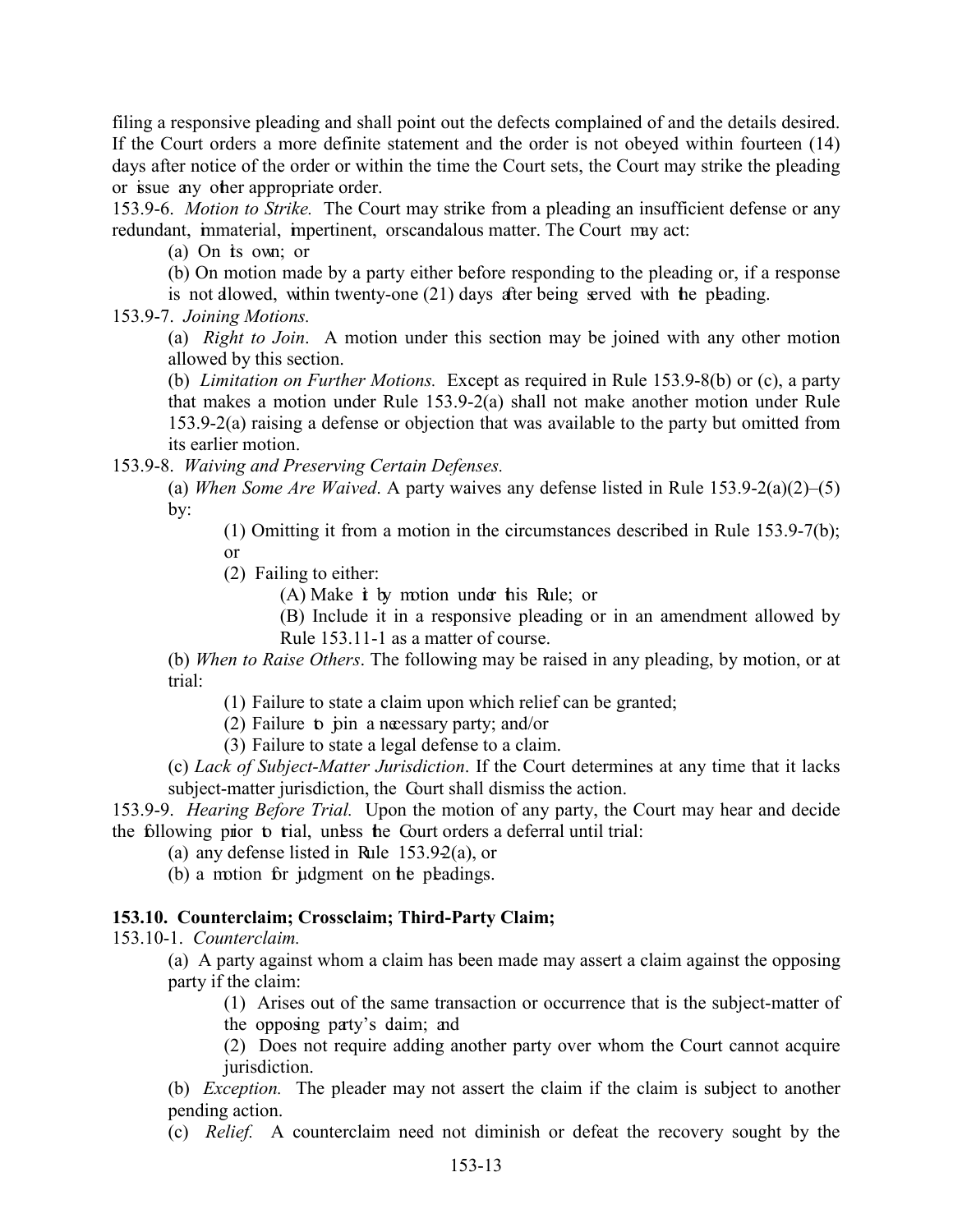filing a responsive pleading and shall point out the defects complained of and the details desired. If the Court orders a more definite statement and the order is not obeyed within fourteen (14) days after notice of the order or within the time the Court sets, the Court may strike the pleading or issue any other appropriate order.

153.9-6. *Motion to Strike.* The Court may strike from a pleading an insufficient defense or any redundant, immaterial, impertinent, or scandalous matter. The Court may act:

(a) On its own; or

(b) On motion made by a party either before responding to the pleading or, if a response is not allowed, within twenty-one (21) days after being served with the pleading.

153.9-7. *Joining Motions.*

(a) *Right to Join*. A motion under this section may be joined with any other motion allowed by this section.

(b) *Limitation on Further Motions.* Except as required in Rule 153.9-8(b) or (c), a party that makes a motion under Rule 153.9-2(a) shall not make another motion under Rule 153.9-2(a) raising a defense or objection that was available to the party but omitted from its earlier motion.

153.9-8. *Waiving and Preserving Certain Defenses.*

(a) *When Some Are Waived*. A party waives any defense listed in Rule 153.9-2(a)(2)–(5) by:

(1) Omitting it from a motion in the circumstances described in Rule 153.9-7(b); or

(2) Failing to either:

(A) Make it by motion under this Rule; or

(B) Include it in a responsive pleading or in an amendment allowed by Rule 153.11-1 as a matter of course.

(b) *When to Raise Others*. The following may be raised in any pleading, by motion, or at trial:

(1) Failure to state a claim upon which relief can be granted;

(2) Failure to join a necessary party; and/or

(3) Failure to state a legal defense to a claim.

(c) *Lack of Subject-Matter Jurisdiction*. If the Court determines at any time that it lacks subject-matter jurisdiction, the Court shall dismiss the action.

153.9-9. *Hearing Before Trial.* Upon the motion of any party, the Court may hear and decide the following prior to trial, unless the Court orders a deferral until trial:

(a) any defense listed in Rule 153.9-2(a), or

(b) a motion for judgment on the pleadings.

**153.10. Counterclaim; Crossclaim; Third-Party Claim;**

153.10-1. *Counterclaim.*

(a) A party against whom a claim has been made may assert a claim against the opposing party if the claim:

(1) Arises out of the same transaction or occurrence that is the subject-matter of the opposing party's claim; and

(2) Does not require adding another party over whom the Court cannot acquire jurisdiction.

(b) *Exception.* The pleader may not assert the claim if the claim is subject to another pending action.

(c) *Relief.* A counterclaim need not diminish or defeat the recovery sought by the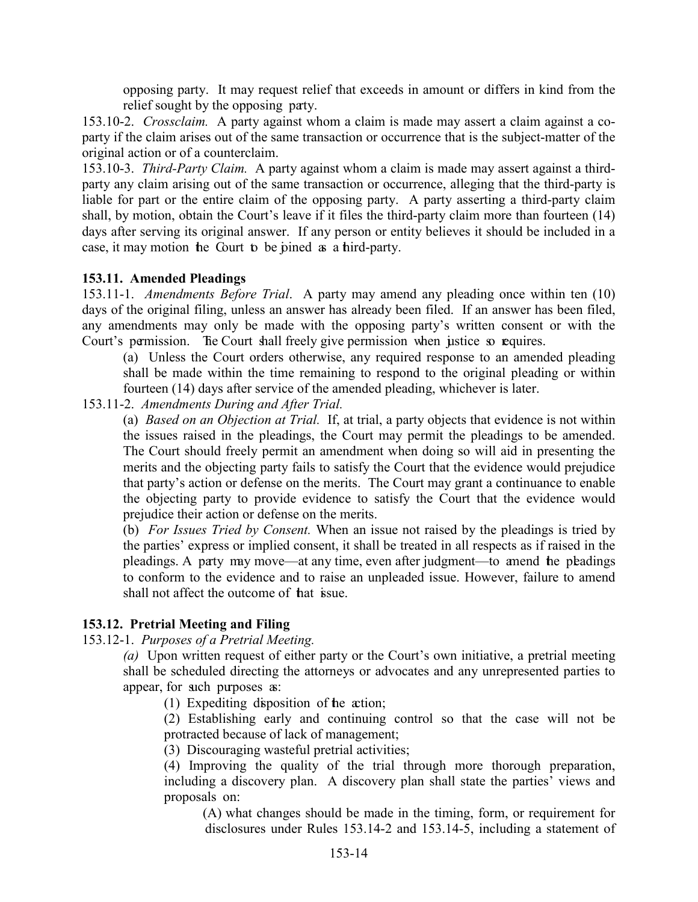opposing party. It may request relief that exceeds in amount or differs in kind from the relief sought by the opposing party.

153.10-2. *Crossclaim.* A party against whom a claim is made may assert a claim against a co-party if the claim arises out of the same transaction or occurrence that is the subject-matter of the original action or of a counterclaim.

153.10-3. *Third-Party Claim.* A party against whom a claim is made may assert against a third-party any claim arising out of the same transaction or occurrence, alleging that the third-party is liable for part or the entire claim of the opposing party. A party asserting a third-party claim shall, by motion, obtain the Court's leave if it files the third-party claim more than fourteen (14) days after serving its original answer. If any person or entity believes it should be included in a case, it may motion the Court to be joined as a third-party.

**153.11. Amended Pleadings**

153.11-1. *Amendments Before Trial*. A party may amend any pleading once within ten (10) days of the original filing, unless an answer has already been filed. If an answer has been filed, any amendments may only be made with the opposing party's written consent or with the Court's permission. The Court shall freely give permission when justice so requires.

(a) Unless the Court orders otherwise, any required response to an amended pleading shall be made within the time remaining to respond to the original pleading or within fourteen (14) days after service of the amended pleading, whichever is later.

153.11-2. *Amendments During and After Trial.*

(a) *Based on an Objection at Trial.* If, at trial, a party objects that evidence is not within the issues raised in the pleadings, the Court may permit the pleadings to be amended. The Court should freely permit an amendment when doing so will aid in presenting the merits and the objecting party fails to satisfy the Court that the evidence would prejudice that party's action or defense on the merits. The Court may grant a continuance to enable the objecting party to provide evidence to satisfy the Court that the evidence would prejudice their action or defense on the merits.

(b) *For Issues Tried by Consent.* When an issue not raised by the pleadings is tried by the parties' express or implied consent, it shall be treated in all respects as if raised in the pleadings. A party may move—at any time, even after judgment—to amend the pleadings to conform to the evidence and to raise an unpleaded issue. However, failure to amend shall not affect the outcome of that issue.

**153.12. Pretrial Meeting and Filing**

153.12-1. *Purposes of a Pretrial Meeting.*

*(a)* Upon written request of either party or the Court's own initiative, a pretrial meeting shall be scheduled directing the attorneys or advocates and any unrepresented parties to appear, for such purposes as:

(1) Expediting disposition of the action;

(2) Establishing early and continuing control so that the case will not be protracted because of lack of management;

(3) Discouraging wasteful pretrial activities;

(4) Improving the quality of the trial through more thorough preparation, including a discovery plan. A discovery plan shall state the parties' views and proposals on:

(A) what changes should be made in the timing, form, or requirement for disclosures under Rules 153.14-2 and 153.14-5, including a statement of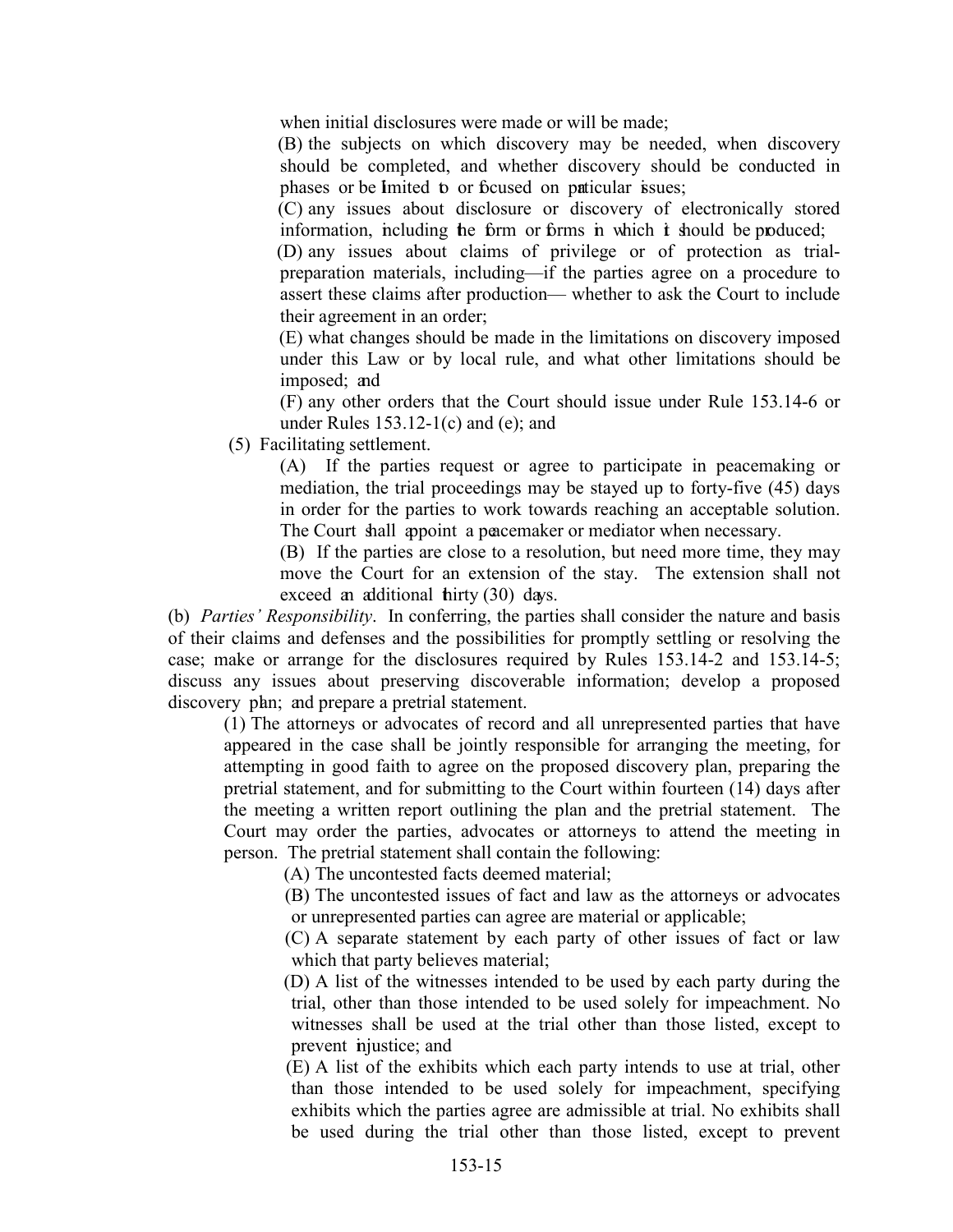when initial disclosures were made or will be made;

(B) the subjects on which discovery may be needed, when discovery should be completed, and whether discovery should be conducted in phases or be limited to or focused on particular issues;

(C) any issues about disclosure or discovery of electronically stored information, including the form or forms in which it should be produced;

(D) any issues about claims of privilege or of protection as trial-preparation materials, including—if the parties agree on a procedure to assert these claims after production— whether to ask the Court to include their agreement in an order;

(E) what changes should be made in the limitations on discovery imposed under this Law or by local rule, and what other limitations should be imposed; and

(F) any other orders that the Court should issue under Rule 153.14-6 or under Rules 153.12-1(c) and (e); and

(5) Facilitating settlement.

(A) If the parties request or agree to participate in peacemaking or mediation, the trial proceedings may be stayed up to forty-five (45) days in order for the parties to work towards reaching an acceptable solution. The Court shall appoint a peacemaker or mediator when necessary.

(B) If the parties are close to a resolution, but need more time, they may move the Court for an extension of the stay. The extension shall not exceed an additional thirty (30) days.

(b) *Parties' Responsibility*. In conferring, the parties shall consider the nature and basis of their claims and defenses and the possibilities for promptly settling or resolving the case; make or arrange for the disclosures required by Rules 153.14-2 and 153.14-5; discuss any issues about preserving discoverable information; develop a proposed discovery plan; and prepare a pretrial statement.

(1) The attorneys or advocates of record and all unrepresented parties that have appeared in the case shall be jointly responsible for arranging the meeting, for attempting in good faith to agree on the proposed discovery plan, preparing the pretrial statement, and for submitting to the Court within fourteen (14) days after the meeting a written report outlining the plan and the pretrial statement. The Court may order the parties, advocates or attorneys to attend the meeting in person. The pretrial statement shall contain the following:

(A) The uncontested facts deemed material;

(B) The uncontested issues of fact and law as the attorneys or advocates or unrepresented parties can agree are material or applicable;

(C) A separate statement by each party of other issues of fact or law which that party believes material;

(D) A list of the witnesses intended to be used by each party during the trial, other than those intended to be used solely for impeachment. No witnesses shall be used at the trial other than those listed, except to prevent injustice; and

(E) A list of the exhibits which each party intends to use at trial, other than those intended to be used solely for impeachment, specifying exhibits which the parties agree are admissible at trial. No exhibits shall be used during the trial other than those listed, except to prevent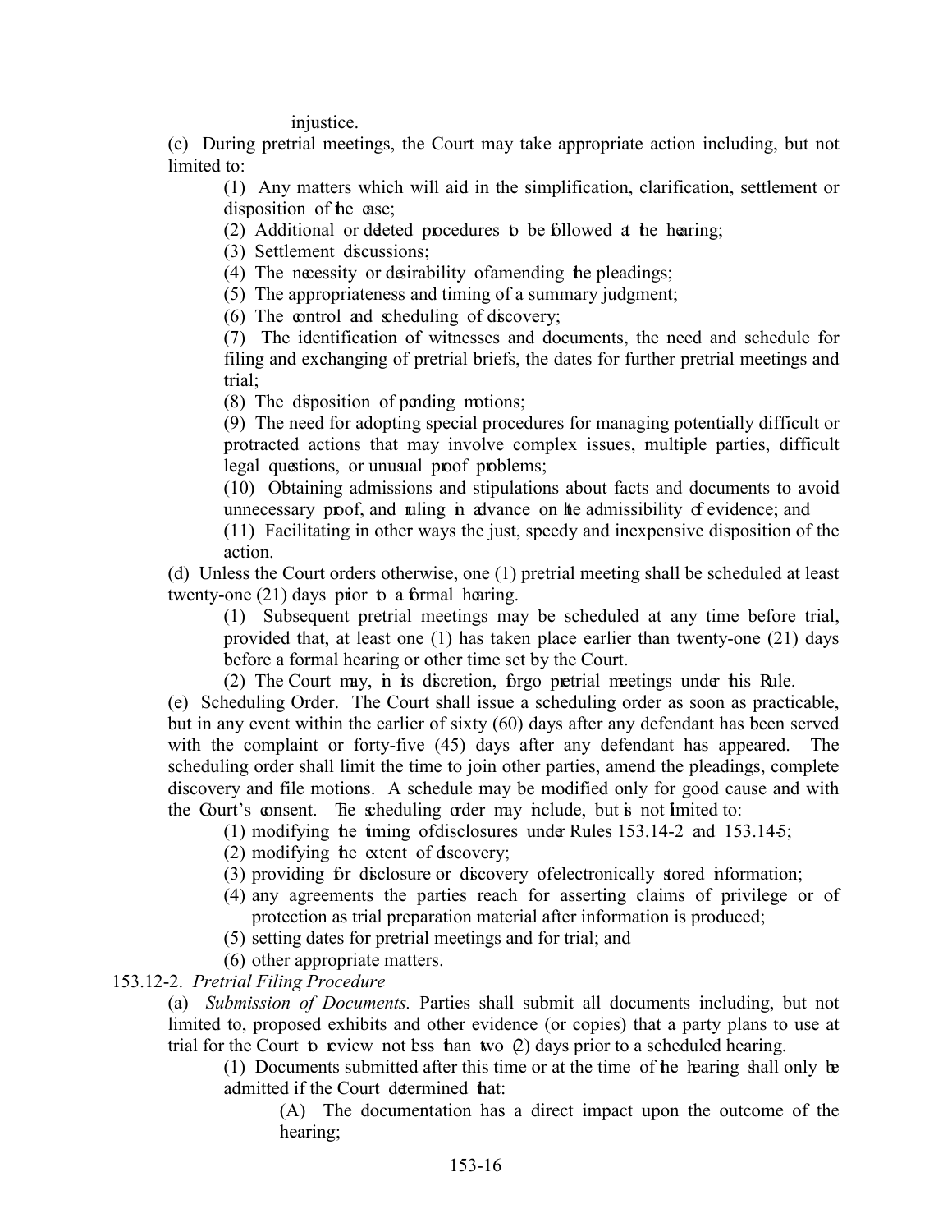injustice.

(c) During pretrial meetings, the Court may take appropriate action including, but not limited to:

(1) Any matters which will aid in the simplification, clarification, settlement or disposition of the case;

(2) Additional or deleted procedures to be followed at the hearing;

(3) Settlement discussions;

(4) The necessity or desirability of amending the pleadings;

(5) The appropriateness and timing of a summary judgment;

(6) The control and scheduling of discovery;

(7) The identification of witnesses and documents, the need and schedule for filing and exchanging of pretrial briefs, the dates for further pretrial meetings and trial;

(8) The disposition of pending motions;

(9) The need for adopting special procedures for managing potentially difficult or protracted actions that may involve complex issues, multiple parties, difficult legal questions, or unusual proof problems;

(10) Obtaining admissions and stipulations about facts and documents to avoid unnecessary proof, and ruling in advance on the admissibility of evidence; and

(11) Facilitating in other ways the just, speedy and inexpensive disposition of the action.

(d) Unless the Court orders otherwise, one (1) pretrial meeting shall be scheduled at least twenty-one (21) days prior to a formal hearing.

(1) Subsequent pretrial meetings may be scheduled at any time before trial, provided that, at least one (1) has taken place earlier than twenty-one (21) days before a formal hearing or other time set by the Court.

(2) The Court may, in its discretion, forgo pretrial meetings under this Rule.

(e) Scheduling Order. The Court shall issue a scheduling order as soon as practicable, but in any event within the earlier of sixty (60) days after any defendant has been served with the complaint or forty-five (45) days after any defendant has appeared. The scheduling order shall limit the time to join other parties, amend the pleadings, complete discovery and file motions. A schedule may be modified only for good cause and with the Court's consent. The scheduling order may include, but is not limited to:

(1) modifying the timing of disclosures under Rules 153.14-2 and 153.14-5;

(2) modifying the extent of discovery;

(3) providing for disclosure or discovery of electronically stored information;

(4) any agreements the parties reach for asserting claims of privilege or of protection as trial preparation material after information is produced;

(5) setting dates for pretrial meetings and for trial; and

(6) other appropriate matters.

153.12-2. *Pretrial Filing Procedure*

(a) *Submission of Documents.* Parties shall submit all documents including, but not limited to, proposed exhibits and other evidence (or copies) that a party plans to use at trial for the Court to review not less than two (2) days prior to a scheduled hearing.

(1) Documents submitted after this time or at the time of the hearing shall only be admitted if the Court determined that:

(A) The documentation has a direct impact upon the outcome of the hearing;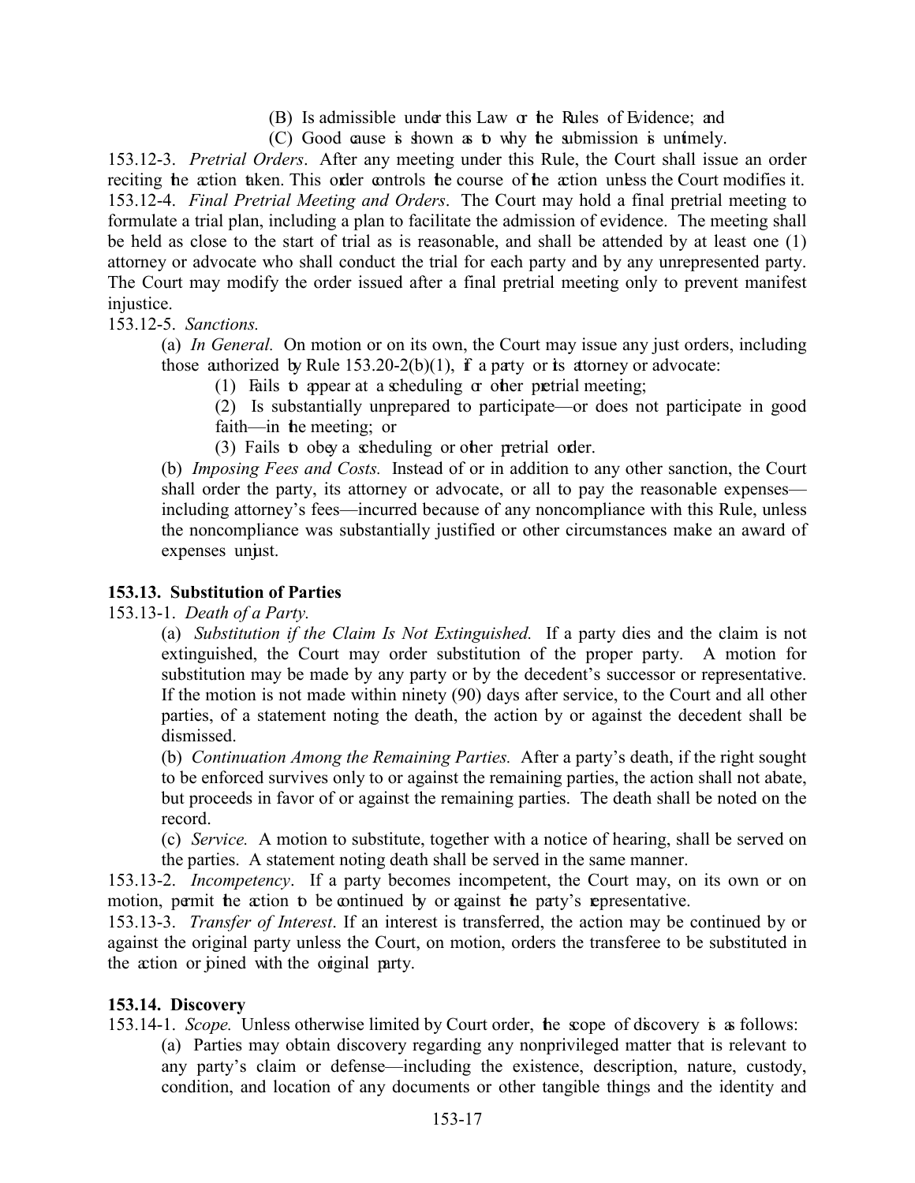(B) Is admissible under this Law or the Rules of Evidence; and

(C) Good cause is shown as to why the submission is untimely.

153.12-3. *Pretrial Orders*. After any meeting under this Rule, the Court shall issue an order reciting the action taken. This order controls the course of the action unless the Court modifies it.

153.12-4. *Final Pretrial Meeting and Orders*. The Court may hold a final pretrial meeting to formulate a trial plan, including a plan to facilitate the admission of evidence. The meeting shall be held as close to the start of trial as is reasonable, and shall be attended by at least one (1) attorney or advocate who shall conduct the trial for each party and by any unrepresented party. The Court may modify the order issued after a final pretrial meeting only to prevent manifest injustice.

153.12-5. *Sanctions.*

(a) *In General.* On motion or on its own, the Court may issue any just orders, including those authorized by Rule 153.20-2(b)(1), if a party or its attorney or advocate:

(1) Fails to appear at a scheduling or other pretrial meeting;

(2) Is substantially unprepared to participate—or does not participate in good faith—in the meeting; or

(3) Fails to obey a scheduling or other pretrial order.

(b) *Imposing Fees and Costs.* Instead of or in addition to any other sanction, the Court shall order the party, its attorney or advocate, or all to pay the reasonable expenses—including attorney's fees—incurred because of any noncompliance with this Rule, unless the noncompliance was substantially justified or other circumstances make an award of expenses unjust.

**153.13. Substitution of Parties**

153.13-1. *Death of a Party.*

(a) *Substitution if the Claim Is Not Extinguished.* If a party dies and the claim is not extinguished, the Court may order substitution of the proper party. A motion for substitution may be made by any party or by the decedent's successor or representative. If the motion is not made within ninety (90) days after service, to the Court and all other parties, of a statement noting the death, the action by or against the decedent shall be dismissed.

(b) *Continuation Among the Remaining Parties.* After a party's death, if the right sought to be enforced survives only to or against the remaining parties, the action shall not abate, but proceeds in favor of or against the remaining parties. The death shall be noted on the record.

(c) *Service.* A motion to substitute, together with a notice of hearing, shall be served on the parties. A statement noting death shall be served in the same manner.

153.13-2. *Incompetency*. If a party becomes incompetent, the Court may, on its own or on motion, permit the action to be continued by or against the party's representative.

153.13-3. *Transfer of Interest*. If an interest is transferred, the action may be continued by or against the original party unless the Court, on motion, orders the transferee to be substituted in the action or joined with the original party.

**153.14. Discovery**

153.14-1. *Scope.* Unless otherwise limited by Court order, the scope of discovery is as follows:

(a) Parties may obtain discovery regarding any nonprivileged matter that is relevant to any party's claim or defense—including the existence, description, nature, custody, condition, and location of any documents or other tangible things and the identity and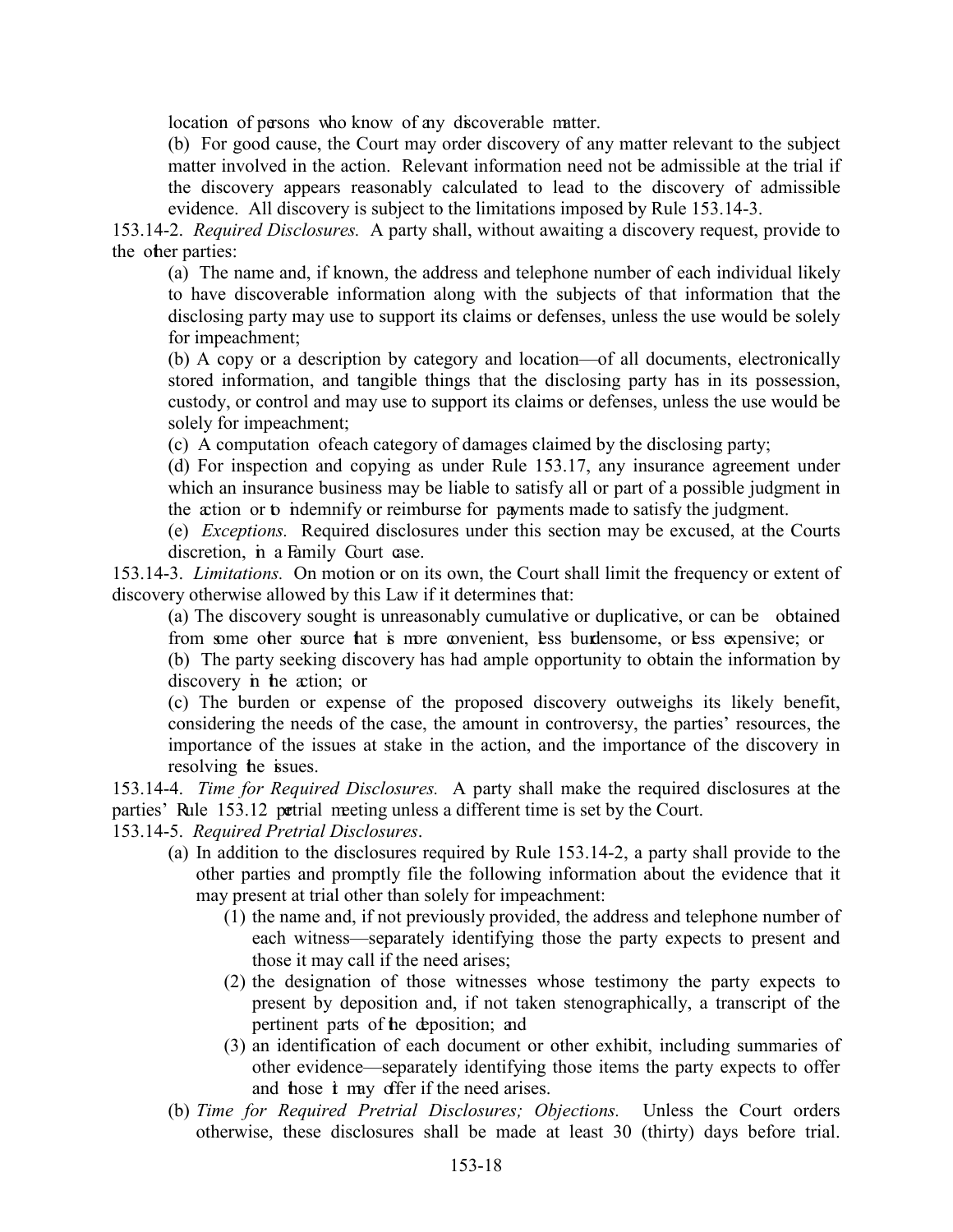location of persons who know of any discoverable matter.

(b) For good cause, the Court may order discovery of any matter relevant to the subject matter involved in the action. Relevant information need not be admissible at the trial if the discovery appears reasonably calculated to lead to the discovery of admissible evidence. All discovery is subject to the limitations imposed by Rule 153.14-3.

153.14-2. *Required Disclosures.* A party shall, without awaiting a discovery request, provide to the other parties:

(a) The name and, if known, the address and telephone number of each individual likely to have discoverable information along with the subjects of that information that the disclosing party may use to support its claims or defenses, unless the use would be solely for impeachment;

(b) A copy or a description by category and location—of all documents, electronically stored information, and tangible things that the disclosing party has in its possession, custody, or control and may use to support its claims or defenses, unless the use would be solely for impeachment;

(c) A computation of each category of damages claimed by the disclosing party;

(d) For inspection and copying as under Rule 153.17, any insurance agreement under which an insurance business may be liable to satisfy all or part of a possible judgment in the action or to indemnify or reimburse for payments made to satisfy the judgment.

(e) *Exceptions.* Required disclosures under this section may be excused, at the Courts discretion, in a Family Court case.

153.14-3. *Limitations.* On motion or on its own, the Court shall limit the frequency or extent of discovery otherwise allowed by this Law if it determines that:

(a) The discovery sought is unreasonably cumulative or duplicative, or can be obtained from some other source that is more convenient, less burdensome, or less expensive; or

(b) The party seeking discovery has had ample opportunity to obtain the information by discovery in the action; or

(c) The burden or expense of the proposed discovery outweighs its likely benefit, considering the needs of the case, the amount in controversy, the parties' resources, the importance of the issues at stake in the action, and the importance of the discovery in resolving the issues.

153.14-4. *Time for Required Disclosures.* A party shall make the required disclosures at the parties' Rule 153.12 pretrial meeting unless a different time is set by the Court.

153.14-5. *Required Pretrial Disclosures*.

(a) In addition to the disclosures required by Rule 153.14-2, a party shall provide to the other parties and promptly file the following information about the evidence that it may present at trial other than solely for impeachment:

   (1) the name and, if not previously provided, the address and telephone number of each witness—separately identifying those the party expects to present and those it may call if the need arises;

   (2) the designation of those witnesses whose testimony the party expects to present by deposition and, if not taken stenographically, a transcript of the pertinent parts of the deposition; and

   (3) an identification of each document or other exhibit, including summaries of other evidence—separately identifying those items the party expects to offer and those it may offer if the need arises.

(b) *Time for Required Pretrial Disclosures; Objections.* Unless the Court orders otherwise, these disclosures shall be made at least 30 (thirty) days before trial.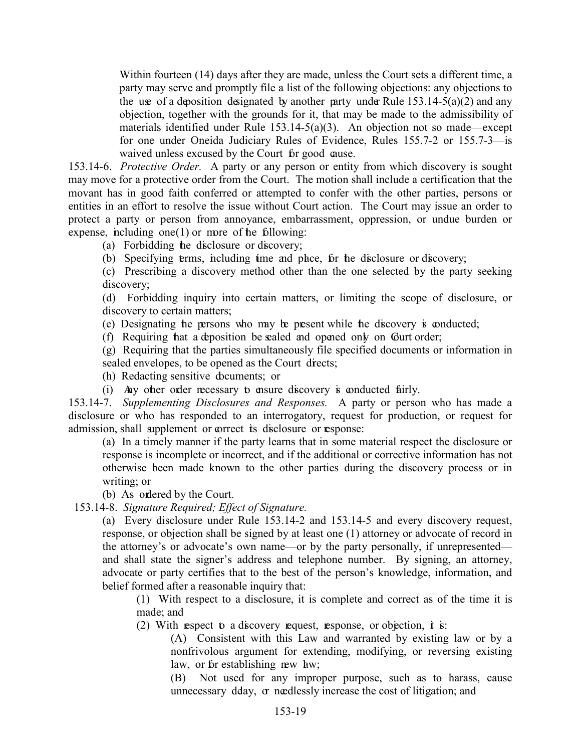Within fourteen (14) days after they are made, unless the Court sets a different time, a party may serve and promptly file a list of the following objections: any objections to the use of a deposition designated by another party under Rule 153.14-5(a)(2) and any objection, together with the grounds for it, that may be made to the admissibility of materials identified under Rule 153.14-5(a)(3). An objection not so made—except for one under Oneida Judiciary Rules of Evidence, Rules 155.7-2 or 155.7-3—is waived unless excused by the Court for good cause.

153.14-6. *Protective Order.* A party or any person or entity from which discovery is sought may move for a protective order from the Court. The motion shall include a certification that the movant has in good faith conferred or attempted to confer with the other parties, persons or entities in an effort to resolve the issue without Court action. The Court may issue an order to protect a party or person from annoyance, embarrassment, oppression, or undue burden or expense, including one(1) or more of the following:

(a) Forbidding the disclosure or discovery;

(b) Specifying terms, including time and place, for the disclosure or discovery;

(c) Prescribing a discovery method other than the one selected by the party seeking discovery;

(d) Forbidding inquiry into certain matters, or limiting the scope of disclosure, or discovery to certain matters;

(e) Designating the persons who may be present while the discovery is conducted;

(f) Requiring that a deposition be sealed and opened only on Court order;

(g) Requiring that the parties simultaneously file specified documents or information in sealed envelopes, to be opened as the Court directs;

(h) Redacting sensitive documents; or

(i) Any other order necessary to ensure discovery is conducted fairly.

153.14-7. *Supplementing Disclosures and Responses.* A party or person who has made a disclosure or who has responded to an interrogatory, request for production, or request for admission, shall supplement or correct its disclosure or response:

(a) In a timely manner if the party learns that in some material respect the disclosure or response is incomplete or incorrect, and if the additional or corrective information has not otherwise been made known to the other parties during the discovery process or in writing; or

(b) As ordered by the Court.

153.14-8. *Signature Required; Effect of Signature.*

(a) Every disclosure under Rule 153.14-2 and 153.14-5 and every discovery request, response, or objection shall be signed by at least one (1) attorney or advocate of record in the attorney's or advocate's own name—or by the party personally, if unrepresented—and shall state the signer's address and telephone number. By signing, an attorney, advocate or party certifies that to the best of the person's knowledge, information, and belief formed after a reasonable inquiry that:

(1) With respect to a disclosure, it is complete and correct as of the time it is made; and

(2) With respect to a discovery request, response, or objection, it is:

(A) Consistent with this Law and warranted by existing law or by a nonfrivolous argument for extending, modifying, or reversing existing law, or for establishing new law;

(B) Not used for any improper purpose, such as to harass, cause unnecessary delay, or needlessly increase the cost of litigation; and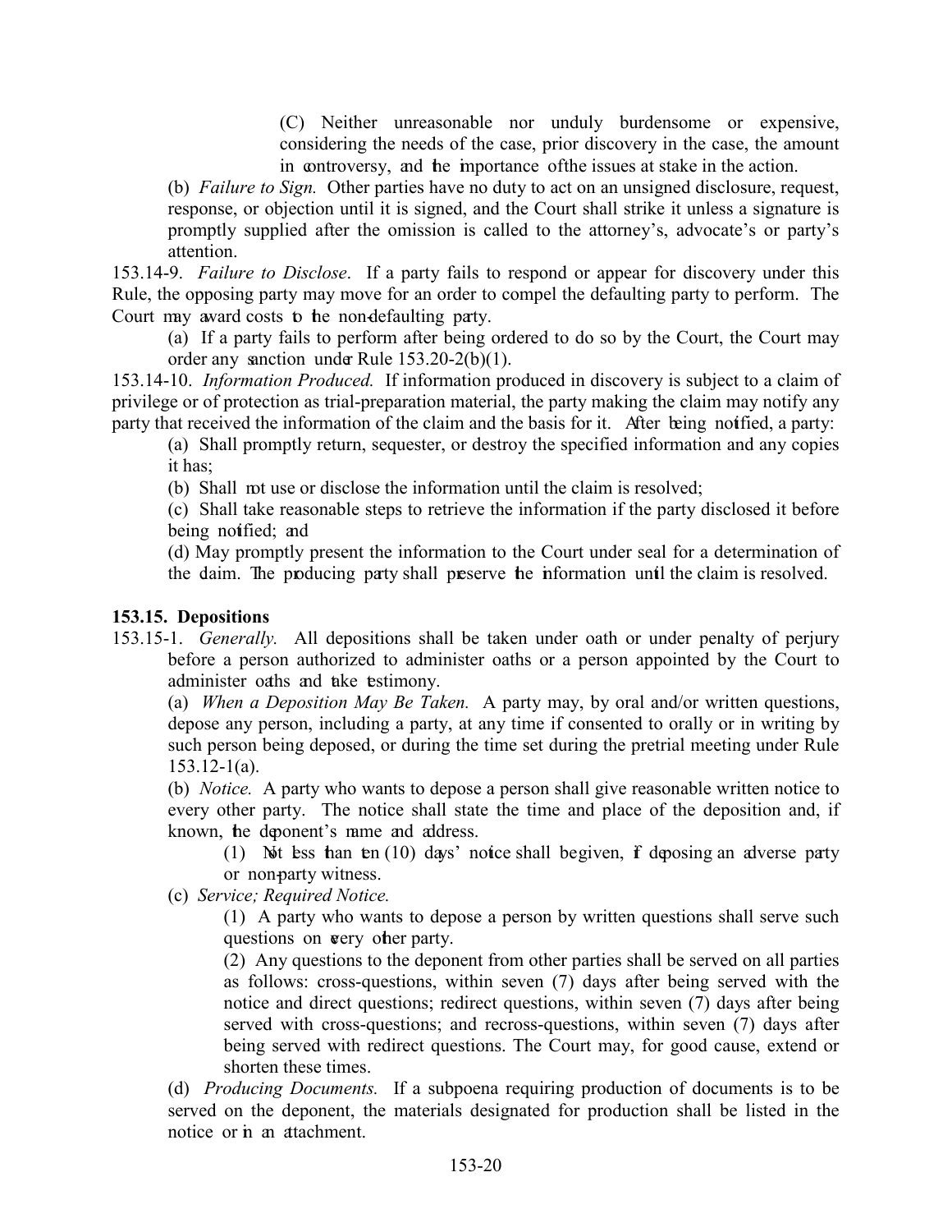(C) Neither unreasonable nor unduly burdensome or expensive, considering the needs of the case, prior discovery in the case, the amount in controversy, and the importance ofthe issues at stake in the action.

(b) *Failure to Sign.* Other parties have no duty to act on an unsigned disclosure, request, response, or objection until it is signed, and the Court shall strike it unless a signature is promptly supplied after the omission is called to the attorney's, advocate's or party's attention.

153.14-9. *Failure to Disclose*. If a party fails to respond or appear for discovery under this Rule, the opposing party may move for an order to compel the defaulting party to perform. The Court may award costs to the non-defaulting party.

(a) If a party fails to perform after being ordered to do so by the Court, the Court may order any sanction under Rule 153.20-2(b)(1).

153.14-10. *Information Produced.* If information produced in discovery is subject to a claim of privilege or of protection as trial-preparation material, the party making the claim may notify any party that received the information of the claim and the basis for it. After being notified, a party:

(a) Shall promptly return, sequester, or destroy the specified information and any copies it has;

(b) Shall not use or disclose the information until the claim is resolved;

(c) Shall take reasonable steps to retrieve the information if the party disclosed it before being notified; and

(d) May promptly present the information to the Court under seal for a determination of the claim. The producing party shall preserve the information until the claim is resolved.

**153.15. Depositions**

153.15-1. *Generally.* All depositions shall be taken under oath or under penalty of perjury before a person authorized to administer oaths or a person appointed by the Court to administer oaths and take testimony.

(a) *When a Deposition May Be Taken.* A party may, by oral and/or written questions, depose any person, including a party, at any time if consented to orally or in writing by such person being deposed, or during the time set during the pretrial meeting under Rule 153.12-1(a).

(b) *Notice.* A party who wants to depose a person shall give reasonable written notice to every other party. The notice shall state the time and place of the deposition and, if known, the deponent's name and address.

(1) Not less than ten (10) days' notice shall be given, if deposing an adverse party or non-party witness.

(c) *Service; Required Notice.*

(1) A party who wants to depose a person by written questions shall serve such questions on every other party.

(2) Any questions to the deponent from other parties shall be served on all parties as follows: cross-questions, within seven (7) days after being served with the notice and direct questions; redirect questions, within seven (7) days after being served with cross-questions; and recross-questions, within seven (7) days after being served with redirect questions. The Court may, for good cause, extend or shorten these times.

(d) *Producing Documents.* If a subpoena requiring production of documents is to be served on the deponent, the materials designated for production shall be listed in the notice or in an attachment.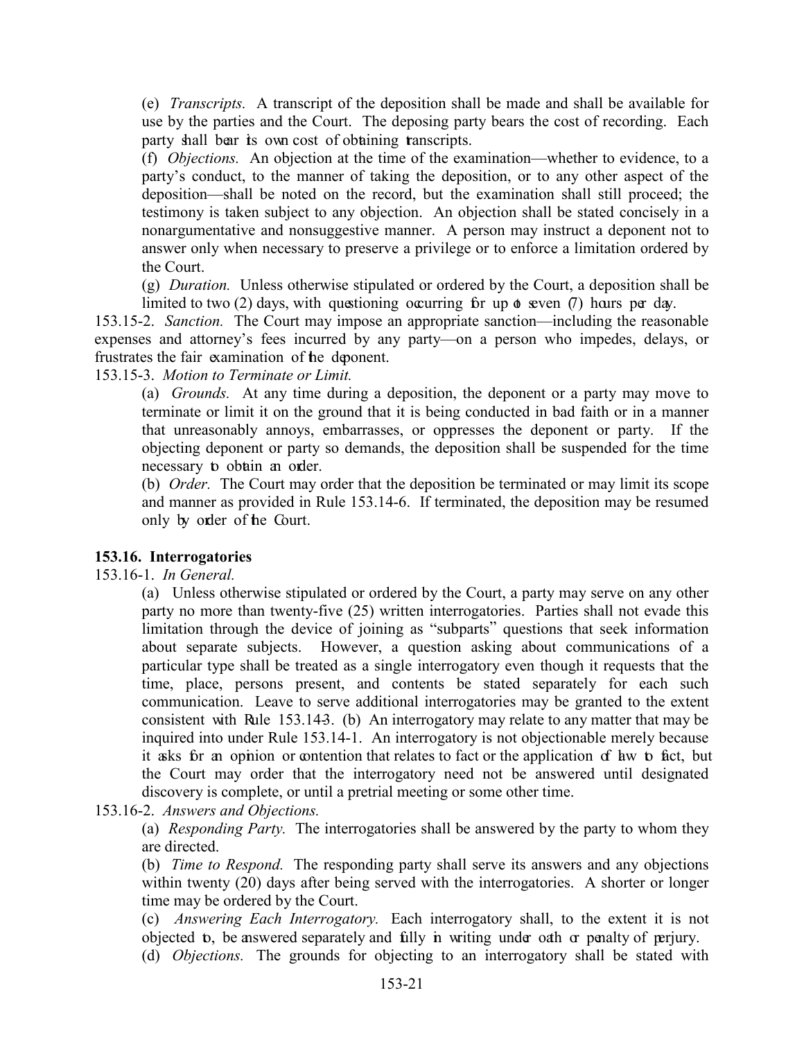(e) *Transcripts.* A transcript of the deposition shall be made and shall be available for use by the parties and the Court. The deposing party bears the cost of recording. Each party shall bear its own cost of obtaining transcripts.

(f) *Objections.* An objection at the time of the examination—whether to evidence, to a party's conduct, to the manner of taking the deposition, or to any other aspect of the deposition—shall be noted on the record, but the examination shall still proceed; the testimony is taken subject to any objection. An objection shall be stated concisely in a nonargumentative and nonsuggestive manner. A person may instruct a deponent not to answer only when necessary to preserve a privilege or to enforce a limitation ordered by the Court.

(g) *Duration.* Unless otherwise stipulated or ordered by the Court, a deposition shall be limited to two (2) days, with questioning occurring for up to seven (7) hours per day.

153.15-2. *Sanction.* The Court may impose an appropriate sanction—including the reasonable expenses and attorney's fees incurred by any party—on a person who impedes, delays, or frustrates the fair examination of the deponent.

153.15-3. *Motion to Terminate or Limit.*

(a) *Grounds.* At any time during a deposition, the deponent or a party may move to terminate or limit it on the ground that it is being conducted in bad faith or in a manner that unreasonably annoys, embarrasses, or oppresses the deponent or party. If the objecting deponent or party so demands, the deposition shall be suspended for the time necessary to obtain an order.

(b) *Order.* The Court may order that the deposition be terminated or may limit its scope and manner as provided in Rule 153.14-6. If terminated, the deposition may be resumed only by order of the Court.

**153.16. Interrogatories**

153.16-1. *In General.*

(a) Unless otherwise stipulated or ordered by the Court, a party may serve on any other party no more than twenty-five (25) written interrogatories. Parties shall not evade this limitation through the device of joining as "subparts" questions that seek information about separate subjects. However, a question asking about communications of a particular type shall be treated as a single interrogatory even though it requests that the time, place, persons present, and contents be stated separately for each such communication. Leave to serve additional interrogatories may be granted to the extent consistent with Rule 153.14-3. (b) An interrogatory may relate to any matter that may be inquired into under Rule 153.14-1. An interrogatory is not objectionable merely because it asks for an opinion or contention that relates to fact or the application of law to fact, but the Court may order that the interrogatory need not be answered until designated discovery is complete, or until a pretrial meeting or some other time.

153.16-2. *Answers and Objections.*

(a) *Responding Party.* The interrogatories shall be answered by the party to whom they are directed.

(b) *Time to Respond.* The responding party shall serve its answers and any objections within twenty (20) days after being served with the interrogatories. A shorter or longer time may be ordered by the Court.

(c) *Answering Each Interrogatory.* Each interrogatory shall, to the extent it is not objected to, be answered separately and fully in writing under oath or penalty of perjury.

(d) *Objections.* The grounds for objecting to an interrogatory shall be stated with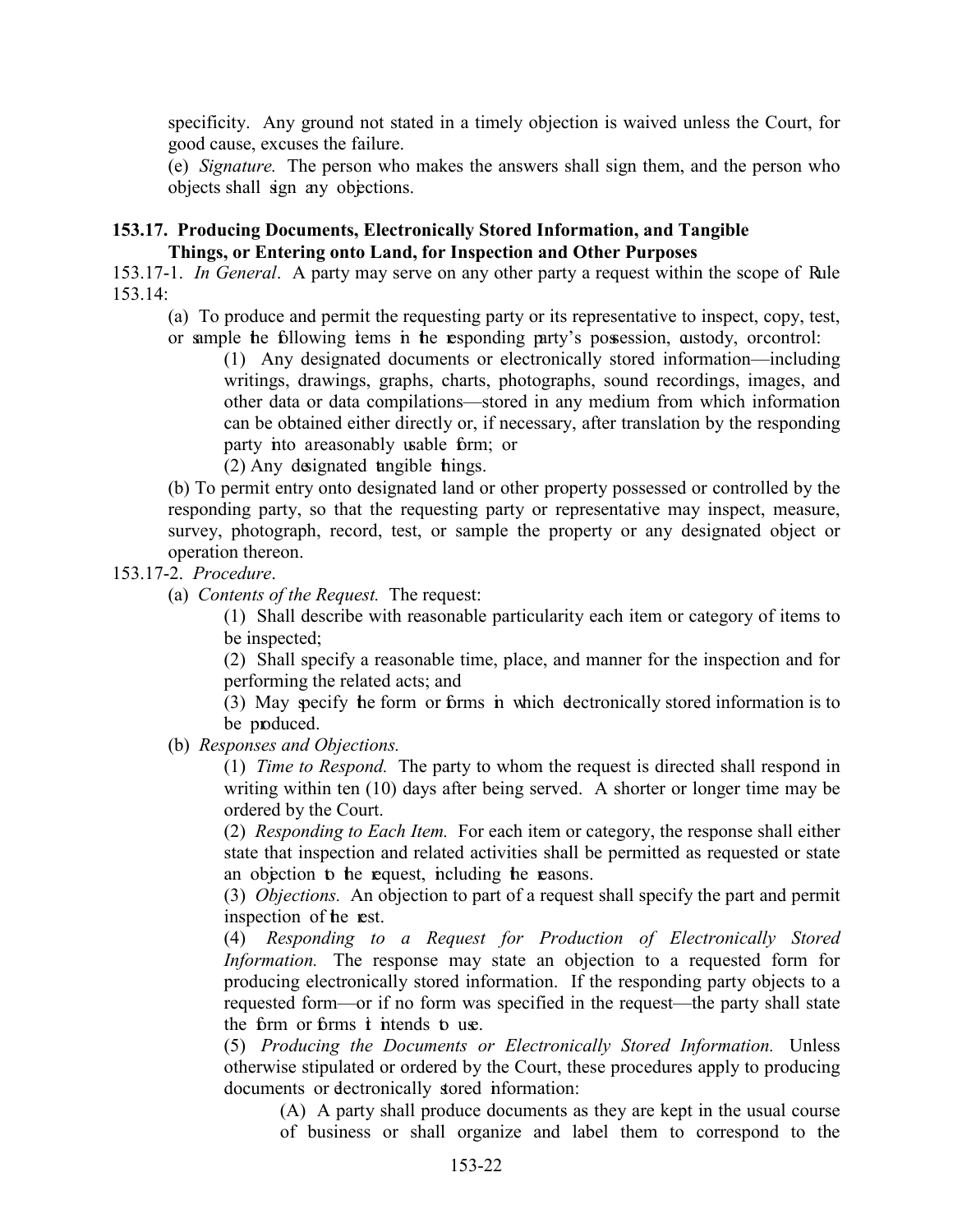specificity. Any ground not stated in a timely objection is waived unless the Court, for good cause, excuses the failure.

(e) *Signature.* The person who makes the answers shall sign them, and the person who objects shall sign any objections.

### 153.17. Producing Documents, Electronically Stored Information, and Tangible Things, or Entering onto Land, for Inspection and Other Purposes

153.17-1. *In General*. A party may serve on any other party a request within the scope of Rule 153.14:

(a) To produce and permit the requesting party or its representative to inspect, copy, test, or sample the following items in the responding party's possession, custody, or control:

(1) Any designated documents or electronically stored information—including writings, drawings, graphs, charts, photographs, sound recordings, images, and other data or data compilations—stored in any medium from which information can be obtained either directly or, if necessary, after translation by the responding party into a reasonably usable form; or

(2) Any designated tangible things.

(b) To permit entry onto designated land or other property possessed or controlled by the responding party, so that the requesting party or representative may inspect, measure, survey, photograph, record, test, or sample the property or any designated object or operation thereon.

153.17-2. *Procedure*.

(a) *Contents of the Request.* The request:

(1) Shall describe with reasonable particularity each item or category of items to be inspected;

(2) Shall specify a reasonable time, place, and manner for the inspection and for performing the related acts; and

(3) May specify the form or forms in which electronically stored information is to be produced.

(b) *Responses and Objections.*

(1) *Time to Respond.* The party to whom the request is directed shall respond in writing within ten (10) days after being served. A shorter or longer time may be ordered by the Court.

(2) *Responding to Each Item.* For each item or category, the response shall either state that inspection and related activities shall be permitted as requested or state an objection to the request, including the reasons.

(3) *Objections.* An objection to part of a request shall specify the part and permit inspection of the rest.

(4) *Responding to a Request for Production of Electronically Stored Information.* The response may state an objection to a requested form for producing electronically stored information. If the responding party objects to a requested form—or if no form was specified in the request—the party shall state the form or forms it intends to use.

(5) *Producing the Documents or Electronically Stored Information.* Unless otherwise stipulated or ordered by the Court, these procedures apply to producing documents or electronically stored information:

(A) A party shall produce documents as they are kept in the usual course of business or shall organize and label them to correspond to the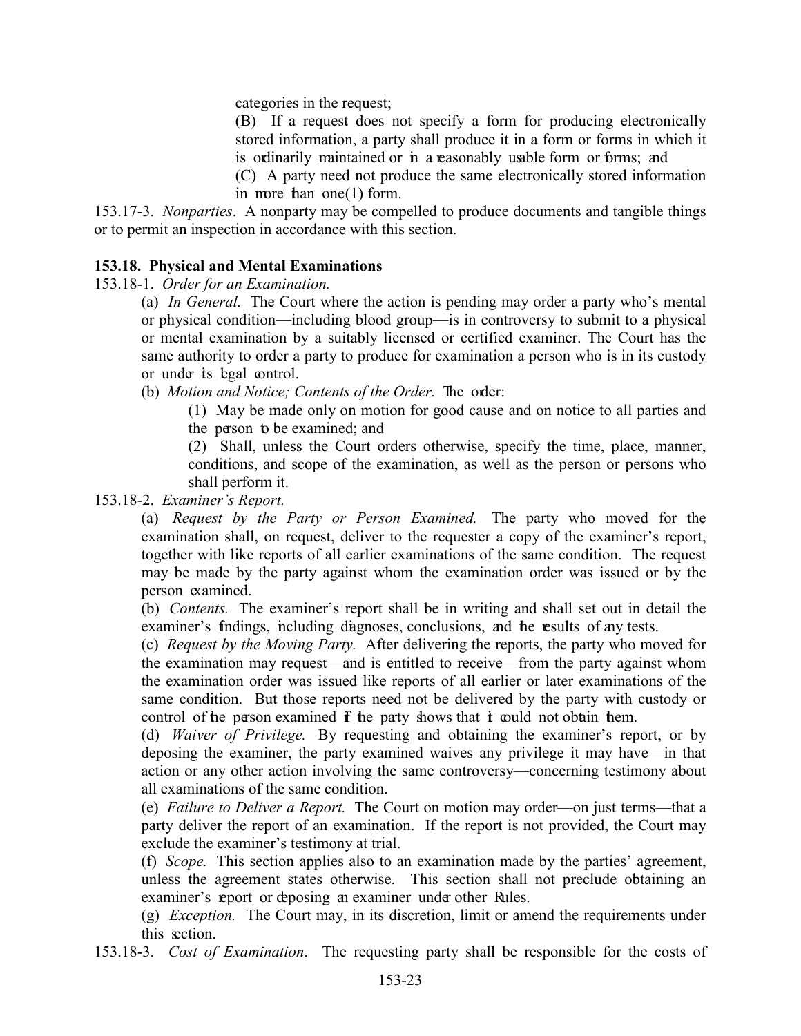categories in the request;

(B) If a request does not specify a form for producing electronically stored information, a party shall produce it in a form or forms in which it is ordinarily maintained or in a reasonably usable form or forms; and

(C) A party need not produce the same electronically stored information in more than one(1) form.

153.17-3. *Nonparties*. A nonparty may be compelled to produce documents and tangible things or to permit an inspection in accordance with this section.

**153.18. Physical and Mental Examinations**

153.18-1. *Order for an Examination.*

(a) *In General.* The Court where the action is pending may order a party who's mental or physical condition—including blood group—is in controversy to submit to a physical or mental examination by a suitably licensed or certified examiner. The Court has the same authority to order a party to produce for examination a person who is in its custody or under its legal control.

(b) *Motion and Notice; Contents of the Order.* The order:

(1) May be made only on motion for good cause and on notice to all parties and the person to be examined; and

(2) Shall, unless the Court orders otherwise, specify the time, place, manner, conditions, and scope of the examination, as well as the person or persons who shall perform it.

153.18-2. *Examiner's Report.*

(a) *Request by the Party or Person Examined.* The party who moved for the examination shall, on request, deliver to the requester a copy of the examiner's report, together with like reports of all earlier examinations of the same condition. The request may be made by the party against whom the examination order was issued or by the person examined.

(b) *Contents.* The examiner's report shall be in writing and shall set out in detail the examiner's findings, including diagnoses, conclusions, and the results of any tests.

(c) *Request by the Moving Party.* After delivering the reports, the party who moved for the examination may request—and is entitled to receive—from the party against whom the examination order was issued like reports of all earlier or later examinations of the same condition. But those reports need not be delivered by the party with custody or control of the person examined if the party shows that it could not obtain them.

(d) *Waiver of Privilege.* By requesting and obtaining the examiner's report, or by deposing the examiner, the party examined waives any privilege it may have—in that action or any other action involving the same controversy—concerning testimony about all examinations of the same condition.

(e) *Failure to Deliver a Report.* The Court on motion may order—on just terms—that a party deliver the report of an examination. If the report is not provided, the Court may exclude the examiner's testimony at trial.

(f) *Scope.* This section applies also to an examination made by the parties' agreement, unless the agreement states otherwise. This section shall not preclude obtaining an examiner's report or deposing an examiner under other Rules.

(g) *Exception.* The Court may, in its discretion, limit or amend the requirements under this section.

153.18-3. *Cost of Examination*. The requesting party shall be responsible for the costs of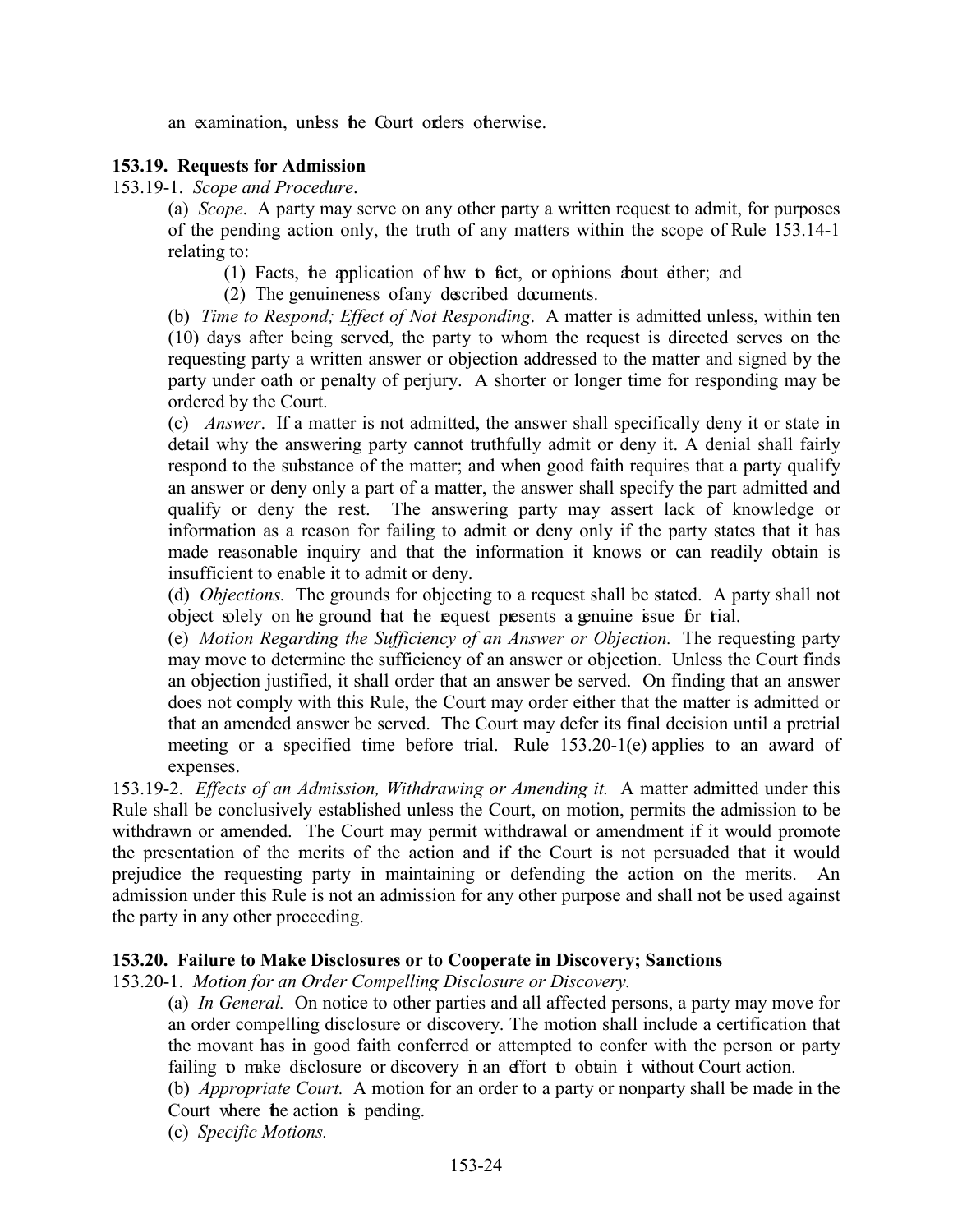an examination, unless the Court orders otherwise.

**153.19. Requests for Admission**

153.19-1. *Scope and Procedure*.

(a) *Scope*. A party may serve on any other party a written request to admit, for purposes of the pending action only, the truth of any matters within the scope of Rule 153.14-1 relating to:

(1) Facts, the application of law to fact, or opinions about either; and

(2) The genuineness of any described documents.

(b) *Time to Respond; Effect of Not Responding*. A matter is admitted unless, within ten (10) days after being served, the party to whom the request is directed serves on the requesting party a written answer or objection addressed to the matter and signed by the party under oath or penalty of perjury. A shorter or longer time for responding may be ordered by the Court.

(c) *Answer*. If a matter is not admitted, the answer shall specifically deny it or state in detail why the answering party cannot truthfully admit or deny it. A denial shall fairly respond to the substance of the matter; and when good faith requires that a party qualify an answer or deny only a part of a matter, the answer shall specify the part admitted and qualify or deny the rest. The answering party may assert lack of knowledge or information as a reason for failing to admit or deny only if the party states that it has made reasonable inquiry and that the information it knows or can readily obtain is insufficient to enable it to admit or deny.

(d) *Objections.* The grounds for objecting to a request shall be stated. A party shall not object solely on the ground that the request presents a genuine issue for trial.

(e) *Motion Regarding the Sufficiency of an Answer or Objection.* The requesting party may move to determine the sufficiency of an answer or objection. Unless the Court finds an objection justified, it shall order that an answer be served. On finding that an answer does not comply with this Rule, the Court may order either that the matter is admitted or that an amended answer be served. The Court may defer its final decision until a pretrial meeting or a specified time before trial. Rule 153.20-1(e) applies to an award of expenses.

153.19-2. *Effects of an Admission, Withdrawing or Amending it.* A matter admitted under this Rule shall be conclusively established unless the Court, on motion, permits the admission to be withdrawn or amended. The Court may permit withdrawal or amendment if it would promote the presentation of the merits of the action and if the Court is not persuaded that it would prejudice the requesting party in maintaining or defending the action on the merits. An admission under this Rule is not an admission for any other purpose and shall not be used against the party in any other proceeding.

**153.20. Failure to Make Disclosures or to Cooperate in Discovery; Sanctions**

153.20-1. *Motion for an Order Compelling Disclosure or Discovery.*

(a) *In General.* On notice to other parties and all affected persons, a party may move for an order compelling disclosure or discovery. The motion shall include a certification that the movant has in good faith conferred or attempted to confer with the person or party failing to make disclosure or discovery in an effort to obtain it without Court action.

(b) *Appropriate Court.* A motion for an order to a party or nonparty shall be made in the Court where the action is pending.

(c) *Specific Motions.*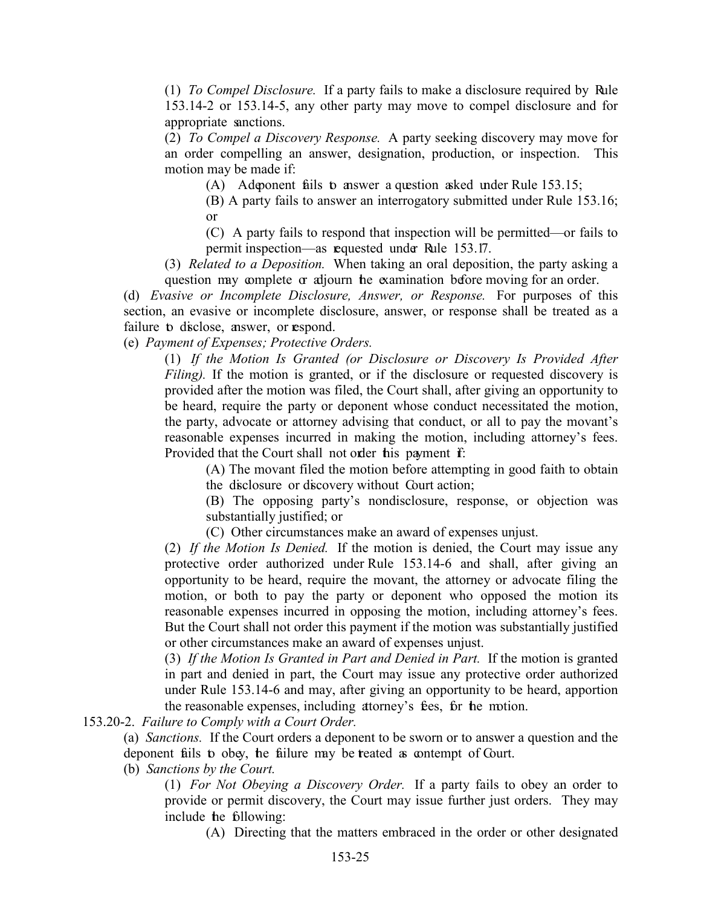(1) *To Compel Disclosure.* If a party fails to make a disclosure required by Rule 153.14-2 or 153.14-5, any other party may move to compel disclosure and for appropriate sanctions.

(2) *To Compel a Discovery Response.* A party seeking discovery may move for an order compelling an answer, designation, production, or inspection. This motion may be made if:

(A) A deponent fails to answer a question asked under Rule 153.15;

(B) A party fails to answer an interrogatory submitted under Rule 153.16; or

(C) A party fails to respond that inspection will be permitted—or fails to permit inspection—as requested under Rule 153.17.

(3) *Related to a Deposition.* When taking an oral deposition, the party asking a question may complete or adjourn the examination before moving for an order.

(d) *Evasive or Incomplete Disclosure, Answer, or Response.* For purposes of this section, an evasive or incomplete disclosure, answer, or response shall be treated as a failure to disclose, answer, or respond.

(e) *Payment of Expenses; Protective Orders.*

(1) *If the Motion Is Granted (or Disclosure or Discovery Is Provided After Filing).* If the motion is granted, or if the disclosure or requested discovery is provided after the motion was filed, the Court shall, after giving an opportunity to be heard, require the party or deponent whose conduct necessitated the motion, the party, advocate or attorney advising that conduct, or all to pay the movant's reasonable expenses incurred in making the motion, including attorney's fees. Provided that the Court shall not order this payment if:

(A) The movant filed the motion before attempting in good faith to obtain the disclosure or discovery without Court action;

(B) The opposing party's nondisclosure, response, or objection was substantially justified; or

(C) Other circumstances make an award of expenses unjust.

(2) *If the Motion Is Denied.* If the motion is denied, the Court may issue any protective order authorized under Rule 153.14-6 and shall, after giving an opportunity to be heard, require the movant, the attorney or advocate filing the motion, or both to pay the party or deponent who opposed the motion its reasonable expenses incurred in opposing the motion, including attorney's fees. But the Court shall not order this payment if the motion was substantially justified or other circumstances make an award of expenses unjust.

(3) *If the Motion Is Granted in Part and Denied in Part.* If the motion is granted in part and denied in part, the Court may issue any protective order authorized under Rule 153.14-6 and may, after giving an opportunity to be heard, apportion the reasonable expenses, including attorney's fees, for the motion.

153.20-2. *Failure to Comply with a Court Order.*

(a) *Sanctions.* If the Court orders a deponent to be sworn or to answer a question and the deponent fails to obey, the failure may be treated as contempt of Court.

(b) *Sanctions by the Court.*

(1) *For Not Obeying a Discovery Order.* If a party fails to obey an order to provide or permit discovery, the Court may issue further just orders. They may include the following:

(A) Directing that the matters embraced in the order or other designated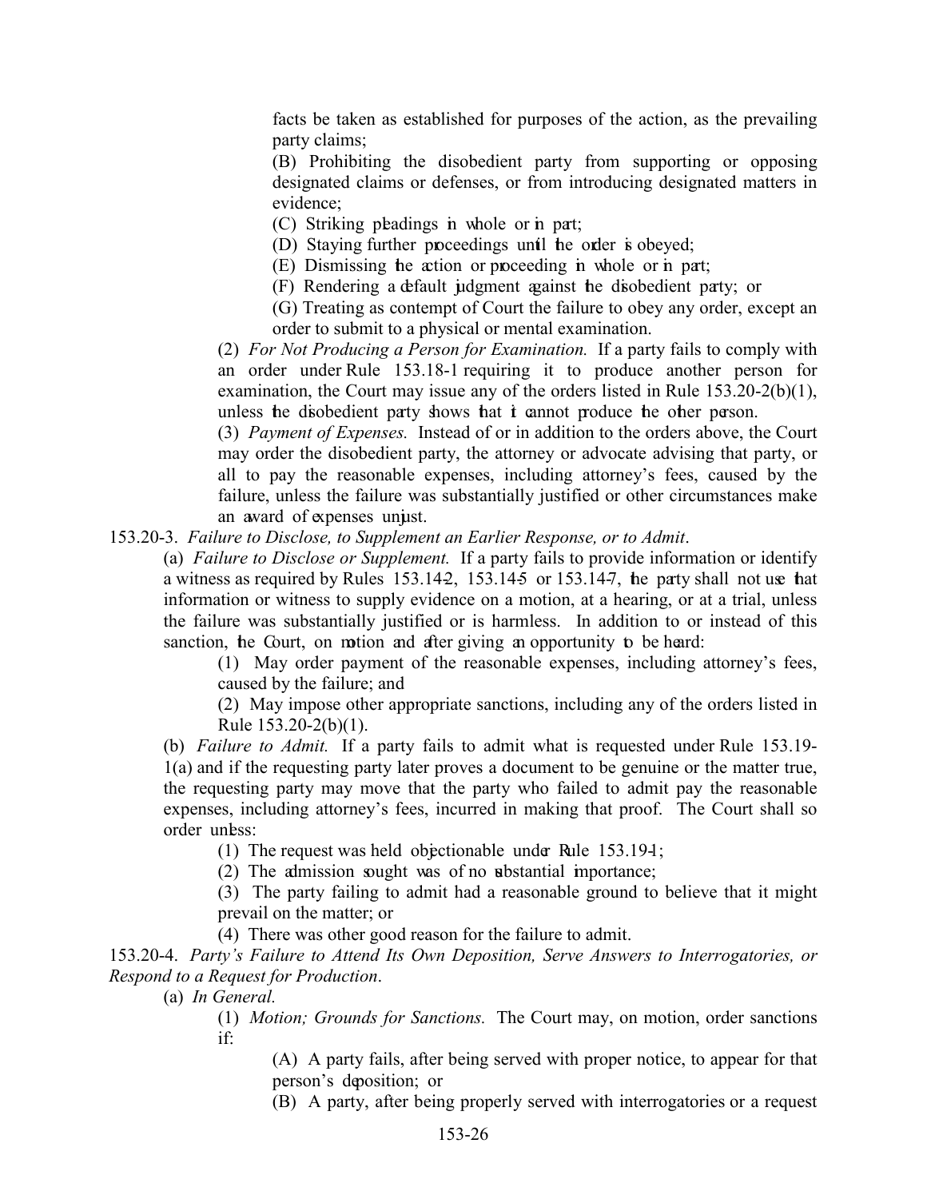facts be taken as established for purposes of the action, as the prevailing party claims;

(B) Prohibiting the disobedient party from supporting or opposing designated claims or defenses, or from introducing designated matters in evidence;

(C) Striking pleadings in whole or in part;

(D) Staying further proceedings until the order is obeyed;

(E) Dismissing the action or proceeding in whole or in part;

(F) Rendering a default judgment against the disobedient party; or

(G) Treating as contempt of Court the failure to obey any order, except an order to submit to a physical or mental examination.

(2) *For Not Producing a Person for Examination.* If a party fails to comply with an order under Rule 153.18-1 requiring it to produce another person for examination, the Court may issue any of the orders listed in Rule 153.20-2(b)(1), unless the disobedient party shows that it cannot produce the other person.

(3) *Payment of Expenses.* Instead of or in addition to the orders above, the Court may order the disobedient party, the attorney or advocate advising that party, or all to pay the reasonable expenses, including attorney's fees, caused by the failure, unless the failure was substantially justified or other circumstances make an award of expenses unjust.

153.20-3. *Failure to Disclose, to Supplement an Earlier Response, or to Admit*.

(a) *Failure to Disclose or Supplement.* If a party fails to provide information or identify a witness as required by Rules 153.14-2, 153.14-5 or 153.14-7, the party shall not use that information or witness to supply evidence on a motion, at a hearing, or at a trial, unless the failure was substantially justified or is harmless. In addition to or instead of this sanction, the Court, on motion and after giving an opportunity to be heard:

(1) May order payment of the reasonable expenses, including attorney's fees, caused by the failure; and

(2) May impose other appropriate sanctions, including any of the orders listed in Rule 153.20-2(b)(1).

(b) *Failure to Admit.* If a party fails to admit what is requested under Rule 153.19-1(a) and if the requesting party later proves a document to be genuine or the matter true, the requesting party may move that the party who failed to admit pay the reasonable expenses, including attorney's fees, incurred in making that proof. The Court shall so order unless:

(1) The request was held objectionable under Rule 153.19-1;

(2) The admission sought was of no substantial importance;

(3) The party failing to admit had a reasonable ground to believe that it might prevail on the matter; or

(4) There was other good reason for the failure to admit.

153.20-4. *Party's Failure to Attend Its Own Deposition, Serve Answers to Interrogatories, or Respond to a Request for Production*.

(a) *In General.*

(1) *Motion; Grounds for Sanctions.* The Court may, on motion, order sanctions if:

(A) A party fails, after being served with proper notice, to appear for that person's deposition; or

(B) A party, after being properly served with interrogatories or a request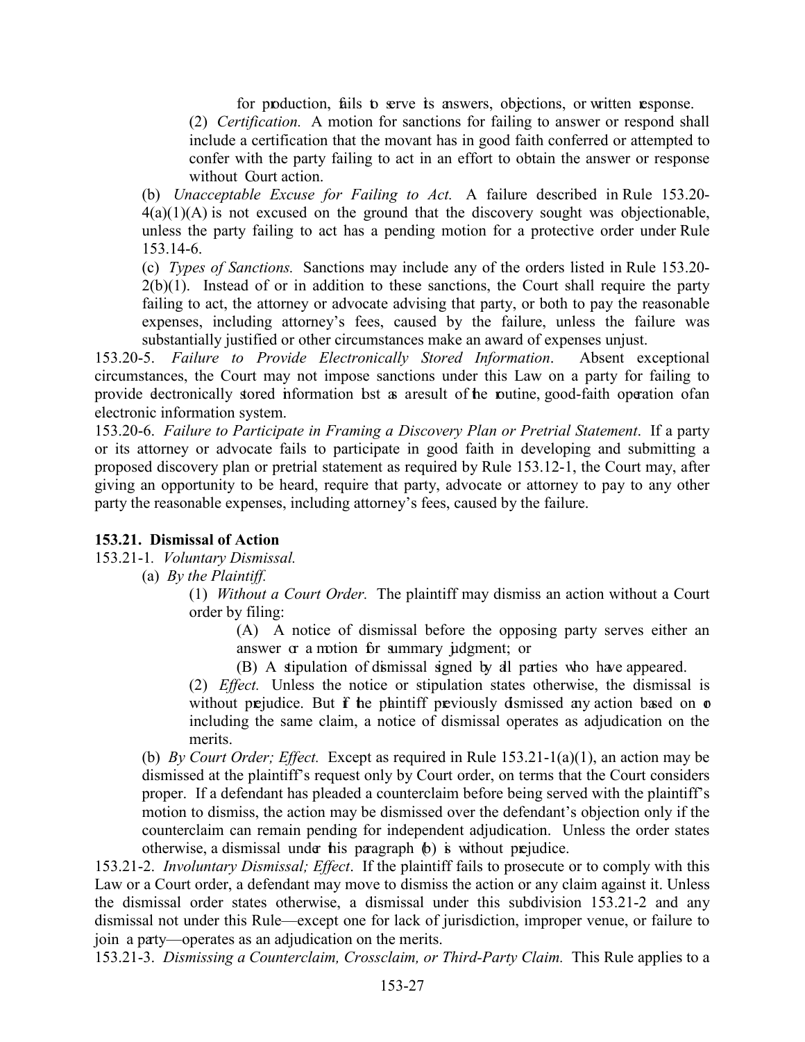for production, fails to serve its answers, objections, or written response.

(2) *Certification.* A motion for sanctions for failing to answer or respond shall include a certification that the movant has in good faith conferred or attempted to confer with the party failing to act in an effort to obtain the answer or response without Court action.

(b) *Unacceptable Excuse for Failing to Act.* A failure described in Rule 153.20-4(a)(1)(A) is not excused on the ground that the discovery sought was objectionable, unless the party failing to act has a pending motion for a protective order under Rule 153.14-6.

(c) *Types of Sanctions.* Sanctions may include any of the orders listed in Rule 153.20-2(b)(1). Instead of or in addition to these sanctions, the Court shall require the party failing to act, the attorney or advocate advising that party, or both to pay the reasonable expenses, including attorney's fees, caused by the failure, unless the failure was substantially justified or other circumstances make an award of expenses unjust.

153.20-5. *Failure to Provide Electronically Stored Information*. Absent exceptional circumstances, the Court may not impose sanctions under this Law on a party for failing to provide electronically stored information lost as a result of the routine, good-faith operation of an electronic information system.

153.20-6. *Failure to Participate in Framing a Discovery Plan or Pretrial Statement*. If a party or its attorney or advocate fails to participate in good faith in developing and submitting a proposed discovery plan or pretrial statement as required by Rule 153.12-1, the Court may, after giving an opportunity to be heard, require that party, advocate or attorney to pay to any other party the reasonable expenses, including attorney's fees, caused by the failure.

**153.21. Dismissal of Action**

153.21-1. *Voluntary Dismissal.*

(a) *By the Plaintiff.*

(1) *Without a Court Order.* The plaintiff may dismiss an action without a Court order by filing:

(A) A notice of dismissal before the opposing party serves either an answer or a motion for summary judgment; or

(B) A stipulation of dismissal signed by all parties who have appeared.

(2) *Effect.* Unless the notice or stipulation states otherwise, the dismissal is without prejudice. But if the plaintiff previously dismissed any action based on or including the same claim, a notice of dismissal operates as adjudication on the merits.

(b) *By Court Order; Effect.* Except as required in Rule 153.21-1(a)(1), an action may be dismissed at the plaintiff's request only by Court order, on terms that the Court considers proper. If a defendant has pleaded a counterclaim before being served with the plaintiff's motion to dismiss, the action may be dismissed over the defendant's objection only if the counterclaim can remain pending for independent adjudication. Unless the order states otherwise, a dismissal under this paragraph (b) is without prejudice.

153.21-2. *Involuntary Dismissal; Effect*. If the plaintiff fails to prosecute or to comply with this Law or a Court order, a defendant may move to dismiss the action or any claim against it. Unless the dismissal order states otherwise, a dismissal under this subdivision 153.21-2 and any dismissal not under this Rule—except one for lack of jurisdiction, improper venue, or failure to join a party—operates as an adjudication on the merits.

153.21-3. *Dismissing a Counterclaim, Crossclaim, or Third-Party Claim.* This Rule applies to a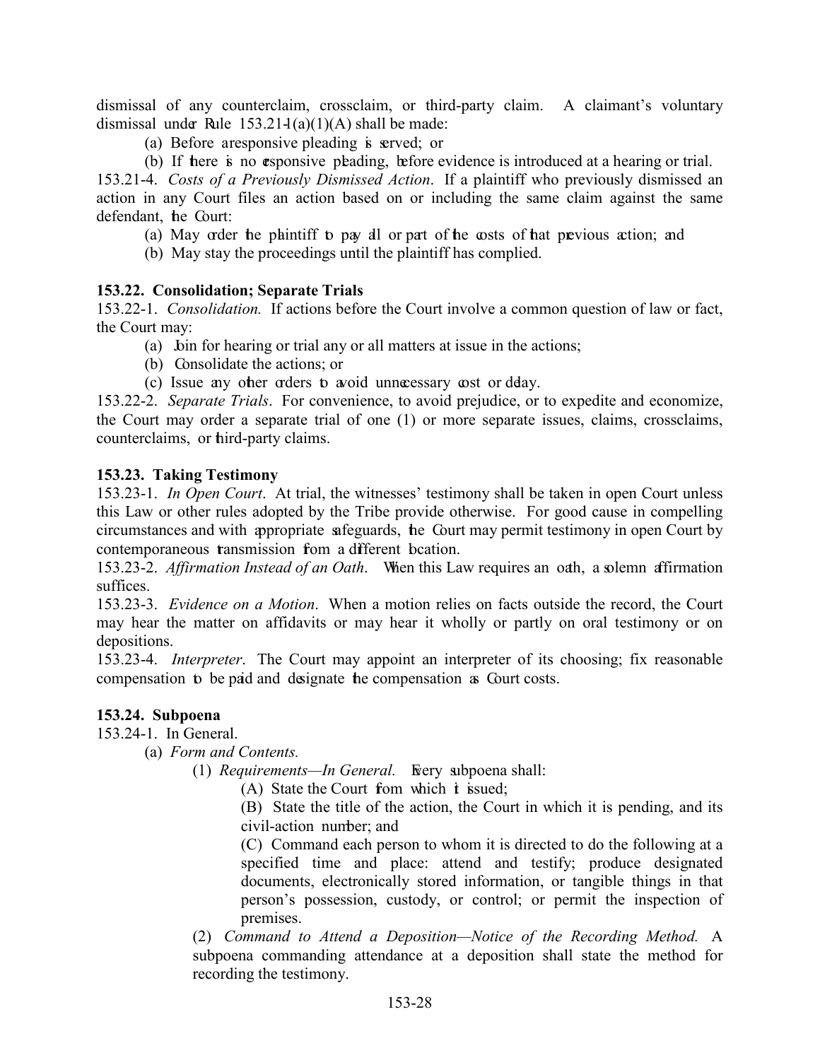dismissal of any counterclaim, crossclaim, or third-party claim. A claimant's voluntary dismissal under Rule 153.21-1(a)(1)(A) shall be made:

(a) Before a responsive pleading is served; or

(b) If there is no responsive pleading, before evidence is introduced at a hearing or trial.

153.21-4. *Costs of a Previously Dismissed Action*. If a plaintiff who previously dismissed an action in any Court files an action based on or including the same claim against the same defendant, the Court:

(a) May order the plaintiff to pay all or part of the costs of that previous action; and

(b) May stay the proceedings until the plaintiff has complied.

**153.22. Consolidation; Separate Trials**

153.22-1. *Consolidation.* If actions before the Court involve a common question of law or fact, the Court may:

(a) Join for hearing or trial any or all matters at issue in the actions;

(b) Consolidate the actions; or

(c) Issue any other orders to avoid unnecessary cost or delay.

153.22-2. *Separate Trials*. For convenience, to avoid prejudice, or to expedite and economize, the Court may order a separate trial of one (1) or more separate issues, claims, crossclaims, counterclaims, or third-party claims.

**153.23. Taking Testimony**

153.23-1. *In Open Court*. At trial, the witnesses' testimony shall be taken in open Court unless this Law or other rules adopted by the Tribe provide otherwise. For good cause in compelling circumstances and with appropriate safeguards, the Court may permit testimony in open Court by contemporaneous transmission from a different location.

153.23-2. *Affirmation Instead of an Oath*. When this Law requires an oath, a solemn affirmation suffices.

153.23-3. *Evidence on a Motion*. When a motion relies on facts outside the record, the Court may hear the matter on affidavits or may hear it wholly or partly on oral testimony or on depositions.

153.23-4. *Interpreter*. The Court may appoint an interpreter of its choosing; fix reasonable compensation to be paid and designate the compensation as Court costs.

**153.24. Subpoena**

153.24-1. In General.

(a) *Form and Contents.*

(1) *Requirements—In General.* Every subpoena shall:

(A) State the Court from which it issued;

(B) State the title of the action, the Court in which it is pending, and its civil-action number; and

(C) Command each person to whom it is directed to do the following at a specified time and place: attend and testify; produce designated documents, electronically stored information, or tangible things in that person's possession, custody, or control; or permit the inspection of premises.

(2) *Command to Attend a Deposition—Notice of the Recording Method.* A subpoena commanding attendance at a deposition shall state the method for recording the testimony.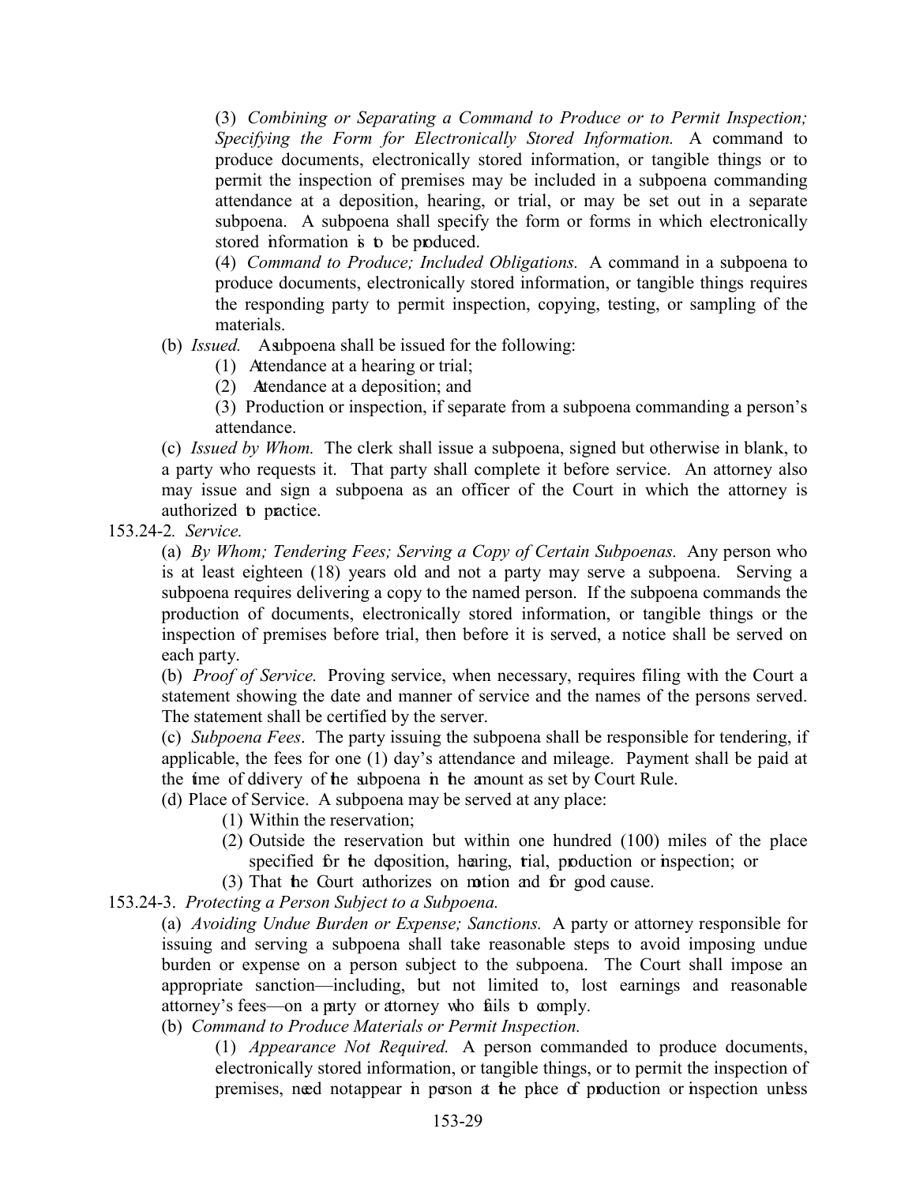(3) *Combining or Separating a Command to Produce or to Permit Inspection; Specifying the Form for Electronically Stored Information.* A command to produce documents, electronically stored information, or tangible things or to permit the inspection of premises may be included in a subpoena commanding attendance at a deposition, hearing, or trial, or may be set out in a separate subpoena. A subpoena shall specify the form or forms in which electronically stored information is to be produced.

(4) *Command to Produce; Included Obligations.* A command in a subpoena to produce documents, electronically stored information, or tangible things requires the responding party to permit inspection, copying, testing, or sampling of the materials.

(b) *Issued.* A subpoena shall be issued for the following:

(1) Attendance at a hearing or trial;

(2) Attendance at a deposition; and

(3) Production or inspection, if separate from a subpoena commanding a person's attendance.

(c) *Issued by Whom.* The clerk shall issue a subpoena, signed but otherwise in blank, to a party who requests it. That party shall complete it before service. An attorney also may issue and sign a subpoena as an officer of the Court in which the attorney is authorized to practice.

153.24-2. *Service.*

(a) *By Whom; Tendering Fees; Serving a Copy of Certain Subpoenas.* Any person who is at least eighteen (18) years old and not a party may serve a subpoena. Serving a subpoena requires delivering a copy to the named person. If the subpoena commands the production of documents, electronically stored information, or tangible things or the inspection of premises before trial, then before it is served, a notice shall be served on each party.

(b) *Proof of Service.* Proving service, when necessary, requires filing with the Court a statement showing the date and manner of service and the names of the persons served. The statement shall be certified by the server.

(c) *Subpoena Fees*. The party issuing the subpoena shall be responsible for tendering, if applicable, the fees for one (1) day's attendance and mileage. Payment shall be paid at the time of delivery of the subpoena in the amount as set by Court Rule.

(d) Place of Service. A subpoena may be served at any place:

(1) Within the reservation;

(2) Outside the reservation but within one hundred (100) miles of the place specified for the deposition, hearing, trial, production or inspection; or

(3) That the Court authorizes on motion and for good cause.

153.24-3. *Protecting a Person Subject to a Subpoena.*

(a) *Avoiding Undue Burden or Expense; Sanctions.* A party or attorney responsible for issuing and serving a subpoena shall take reasonable steps to avoid imposing undue burden or expense on a person subject to the subpoena. The Court shall impose an appropriate sanction—including, but not limited to, lost earnings and reasonable attorney's fees—on a party or attorney who fails to comply.

(b) *Command to Produce Materials or Permit Inspection.*

(1) *Appearance Not Required.* A person commanded to produce documents, electronically stored information, or tangible things, or to permit the inspection of premises, need not appear in person at the place of production or inspection unless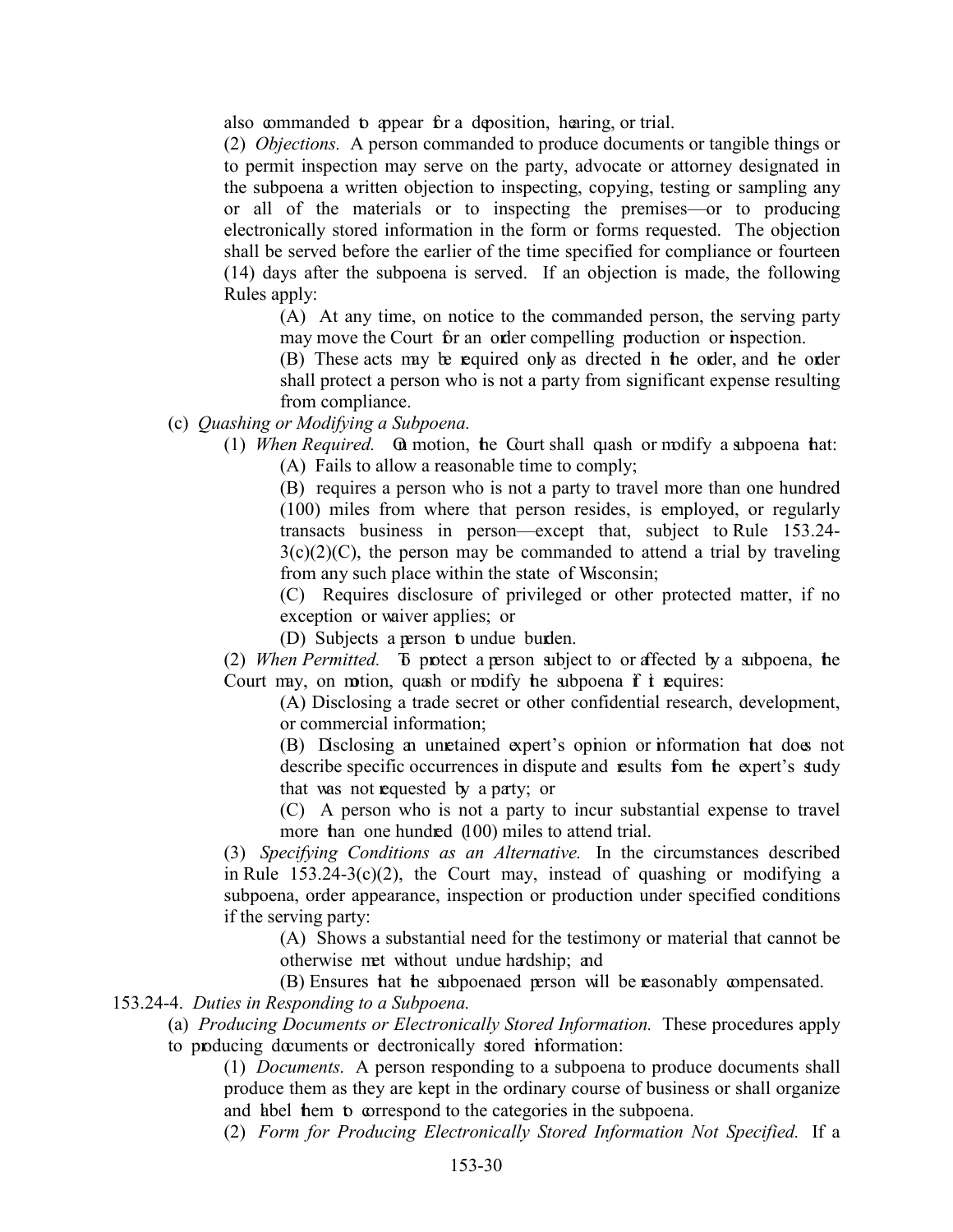also commanded to appear for a deposition, hearing, or trial.

(2) *Objections.* A person commanded to produce documents or tangible things or to permit inspection may serve on the party, advocate or attorney designated in the subpoena a written objection to inspecting, copying, testing or sampling any or all of the materials or to inspecting the premises—or to producing electronically stored information in the form or forms requested. The objection shall be served before the earlier of the time specified for compliance or fourteen (14) days after the subpoena is served. If an objection is made, the following Rules apply:

(A) At any time, on notice to the commanded person, the serving party may move the Court for an order compelling production or inspection.

(B) These acts may be required only as directed in the order, and the order shall protect a person who is not a party from significant expense resulting from compliance.

(c) *Quashing or Modifying a Subpoena.*

(1) *When Required.* On motion, the Court shall quash or modify a subpoena that:

(A) Fails to allow a reasonable time to comply;

(B) requires a person who is not a party to travel more than one hundred (100) miles from where that person resides, is employed, or regularly transacts business in person—except that, subject to Rule 153.24-3(c)(2)(C), the person may be commanded to attend a trial by traveling from any such place within the state of Wisconsin;

(C) Requires disclosure of privileged or other protected matter, if no exception or waiver applies; or

(D) Subjects a person to undue burden.

(2) *When Permitted.* To protect a person subject to or affected by a subpoena, the Court may, on motion, quash or modify the subpoena if it requires:

(A) Disclosing a trade secret or other confidential research, development, or commercial information;

(B) Disclosing an unretained expert's opinion or information that does not describe specific occurrences in dispute and results from the expert's study that was not requested by a party; or

(C) A person who is not a party to incur substantial expense to travel more than one hundred (100) miles to attend trial.

(3) *Specifying Conditions as an Alternative.* In the circumstances described in Rule 153.24-3(c)(2), the Court may, instead of quashing or modifying a subpoena, order appearance, inspection or production under specified conditions if the serving party:

(A) Shows a substantial need for the testimony or material that cannot be otherwise met without undue hardship; and

(B) Ensures that the subpoenaed person will be reasonably compensated.

153.24-4. *Duties in Responding to a Subpoena.*

(a) *Producing Documents or Electronically Stored Information.* These procedures apply to producing documents or electronically stored information:

(1) *Documents.* A person responding to a subpoena to produce documents shall produce them as they are kept in the ordinary course of business or shall organize and label them to correspond to the categories in the subpoena.

(2) *Form for Producing Electronically Stored Information Not Specified.* If a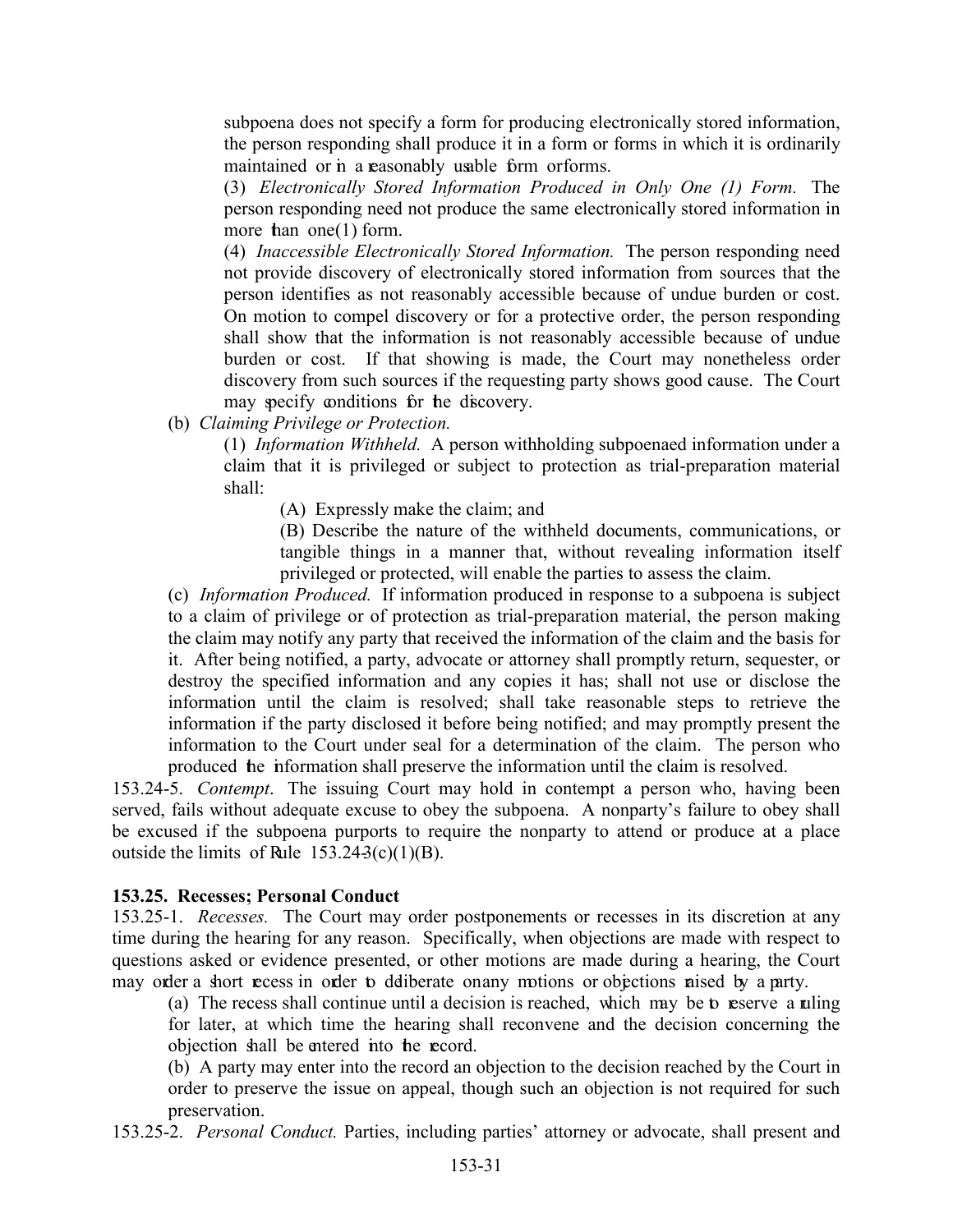subpoena does not specify a form for producing electronically stored information, the person responding shall produce it in a form or forms in which it is ordinarily maintained or in a reasonably usable form or forms.

(3) *Electronically Stored Information Produced in Only One (1) Form.* The person responding need not produce the same electronically stored information in more than one(1) form.

(4) *Inaccessible Electronically Stored Information.* The person responding need not provide discovery of electronically stored information from sources that the person identifies as not reasonably accessible because of undue burden or cost. On motion to compel discovery or for a protective order, the person responding shall show that the information is not reasonably accessible because of undue burden or cost. If that showing is made, the Court may nonetheless order discovery from such sources if the requesting party shows good cause. The Court may specify conditions for the discovery.

(b) *Claiming Privilege or Protection.*

(1) *Information Withheld.* A person withholding subpoenaed information under a claim that it is privileged or subject to protection as trial-preparation material shall:

(A) Expressly make the claim; and

(B) Describe the nature of the withheld documents, communications, or tangible things in a manner that, without revealing information itself privileged or protected, will enable the parties to assess the claim.

(c) *Information Produced.* If information produced in response to a subpoena is subject to a claim of privilege or of protection as trial-preparation material, the person making the claim may notify any party that received the information of the claim and the basis for it. After being notified, a party, advocate or attorney shall promptly return, sequester, or destroy the specified information and any copies it has; shall not use or disclose the information until the claim is resolved; shall take reasonable steps to retrieve the information if the party disclosed it before being notified; and may promptly present the information to the Court under seal for a determination of the claim. The person who produced the information shall preserve the information until the claim is resolved.

153.24-5. *Contempt*. The issuing Court may hold in contempt a person who, having been served, fails without adequate excuse to obey the subpoena. A nonparty's failure to obey shall be excused if the subpoena purports to require the nonparty to attend or produce at a place outside the limits of Rule 153.24-3(c)(1)(B).

**153.25. Recesses; Personal Conduct**

153.25-1. *Recesses.* The Court may order postponements or recesses in its discretion at any time during the hearing for any reason. Specifically, when objections are made with respect to questions asked or evidence presented, or other motions are made during a hearing, the Court may order a short recess in order to deliberate on any motions or objections raised by a party.

(a) The recess shall continue until a decision is reached, which may be to reserve a ruling for later, at which time the hearing shall reconvene and the decision concerning the objection shall be entered into the record.

(b) A party may enter into the record an objection to the decision reached by the Court in order to preserve the issue on appeal, though such an objection is not required for such preservation.

153.25-2. *Personal Conduct.* Parties, including parties' attorney or advocate, shall present and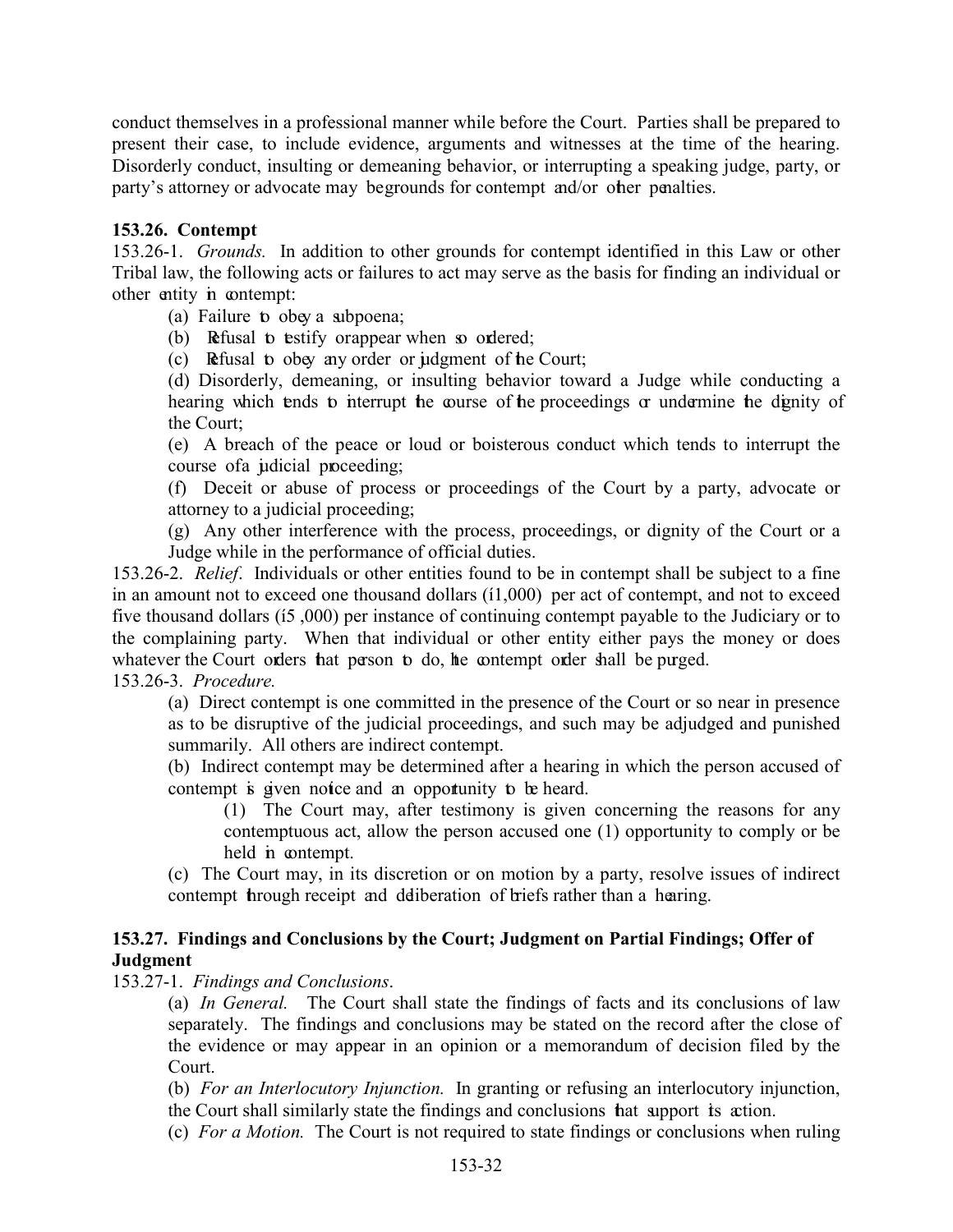conduct themselves in a professional manner while before the Court. Parties shall be prepared to present their case, to include evidence, arguments and witnesses at the time of the hearing. Disorderly conduct, insulting or demeaning behavior, or interrupting a speaking judge, party, or party's attorney or advocate may be grounds for contempt and/or other penalties.

**153.26. Contempt**

153.26-1. *Grounds.* In addition to other grounds for contempt identified in this Law or other Tribal law, the following acts or failures to act may serve as the basis for finding an individual or other entity in contempt:

(a) Failure to obey a subpoena;

(b) Refusal to testify or appear when so ordered;

(c) Refusal to obey any order or judgment of the Court;

(d) Disorderly, demeaning, or insulting behavior toward a Judge while conducting a hearing which tends to interrupt the course of the proceedings or undermine the dignity of the Court;

(e) A breach of the peace or loud or boisterous conduct which tends to interrupt the course of a judicial proceeding;

(f) Deceit or abuse of process or proceedings of the Court by a party, advocate or attorney to a judicial proceeding;

(g) Any other interference with the process, proceedings, or dignity of the Court or a Judge while in the performance of official duties.

153.26-2. *Relief.* Individuals or other entities found to be in contempt shall be subject to a fine in an amount not to exceed one thousand dollars (i1,000) per act of contempt, and not to exceed five thousand dollars (i5 ,000) per instance of continuing contempt payable to the Judiciary or to the complaining party. When that individual or other entity either pays the money or does whatever the Court orders that person to do, the contempt order shall be purged.

153.26-3. *Procedure.*

(a) Direct contempt is one committed in the presence of the Court or so near in presence as to be disruptive of the judicial proceedings, and such may be adjudged and punished summarily. All others are indirect contempt.

(b) Indirect contempt may be determined after a hearing in which the person accused of contempt is given notice and an opportunity to be heard.

(1) The Court may, after testimony is given concerning the reasons for any contemptuous act, allow the person accused one (1) opportunity to comply or be held in contempt.

(c) The Court may, in its discretion or on motion by a party, resolve issues of indirect contempt through receipt and deliberation of briefs rather than a hearing.

**153.27. Findings and Conclusions by the Court; Judgment on Partial Findings; Offer of Judgment**

153.27-1. *Findings and Conclusions*.

(a) *In General.* The Court shall state the findings of facts and its conclusions of law separately. The findings and conclusions may be stated on the record after the close of the evidence or may appear in an opinion or a memorandum of decision filed by the Court.

(b) *For an Interlocutory Injunction.* In granting or refusing an interlocutory injunction, the Court shall similarly state the findings and conclusions that support its action.

(c) *For a Motion.* The Court is not required to state findings or conclusions when ruling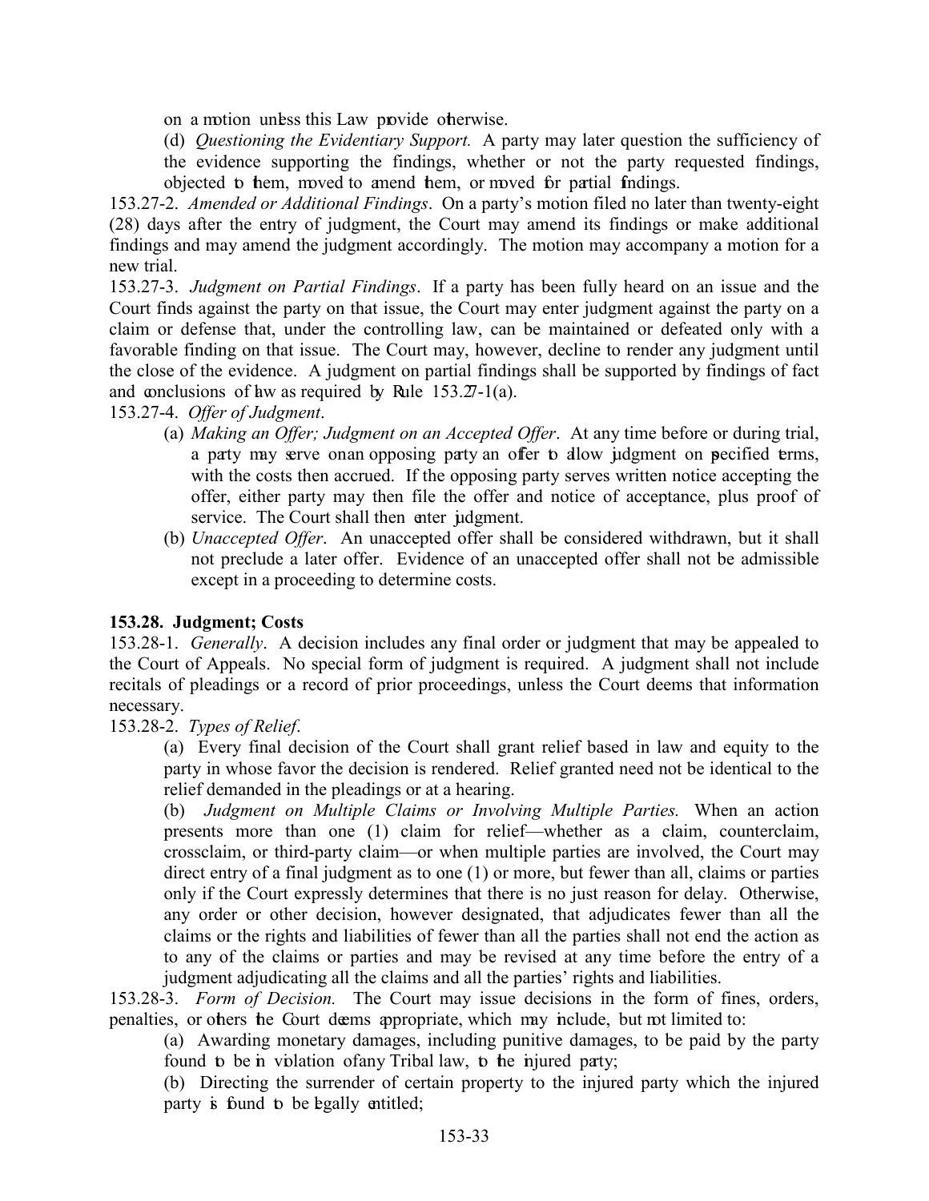on a motion unless this Law provide otherwise.

(d) *Questioning the Evidentiary Support.* A party may later question the sufficiency of the evidence supporting the findings, whether or not the party requested findings, objected to them, moved to amend them, or moved for partial findings.

153.27-2. *Amended or Additional Findings*. On a party's motion filed no later than twenty-eight (28) days after the entry of judgment, the Court may amend its findings or make additional findings and may amend the judgment accordingly. The motion may accompany a motion for a new trial.

153.27-3. *Judgment on Partial Findings*. If a party has been fully heard on an issue and the Court finds against the party on that issue, the Court may enter judgment against the party on a claim or defense that, under the controlling law, can be maintained or defeated only with a favorable finding on that issue. The Court may, however, decline to render any judgment until the close of the evidence. A judgment on partial findings shall be supported by findings of fact and conclusions of law as required by Rule 153.27-1(a).

153.27-4. *Offer of Judgment*.

(a) *Making an Offer; Judgment on an Accepted Offer*. At any time before or during trial, a party may serve onan opposing party an offer to allow judgment on specified terms, with the costs then accrued. If the opposing party serves written notice accepting the offer, either party may then file the offer and notice of acceptance, plus proof of service. The Court shall then enter judgment.

(b) *Unaccepted Offer*. An unaccepted offer shall be considered withdrawn, but it shall not preclude a later offer. Evidence of an unaccepted offer shall not be admissible except in a proceeding to determine costs.

### 153.28. Judgment; Costs

153.28-1. *Generally*. A decision includes any final order or judgment that may be appealed to the Court of Appeals. No special form of judgment is required. A judgment shall not include recitals of pleadings or a record of prior proceedings, unless the Court deems that information necessary.

153.28-2. *Types of Relief*.

(a) Every final decision of the Court shall grant relief based in law and equity to the party in whose favor the decision is rendered. Relief granted need not be identical to the relief demanded in the pleadings or at a hearing.

(b) *Judgment on Multiple Claims or Involving Multiple Parties.* When an action presents more than one (1) claim for relief—whether as a claim, counterclaim, crossclaim, or third-party claim—or when multiple parties are involved, the Court may direct entry of a final judgment as to one (1) or more, but fewer than all, claims or parties only if the Court expressly determines that there is no just reason for delay. Otherwise, any order or other decision, however designated, that adjudicates fewer than all the claims or the rights and liabilities of fewer than all the parties shall not end the action as to any of the claims or parties and may be revised at any time before the entry of a judgment adjudicating all the claims and all the parties' rights and liabilities.

153.28-3. *Form of Decision.* The Court may issue decisions in the form of fines, orders, penalties, or others the Court deems appropriate, which may include, but not limited to:

(a) Awarding monetary damages, including punitive damages, to be paid by the party found to be in violation ofany Tribal law, to the injured party;

(b) Directing the surrender of certain property to the injured party which the injured party is found to be legally entitled;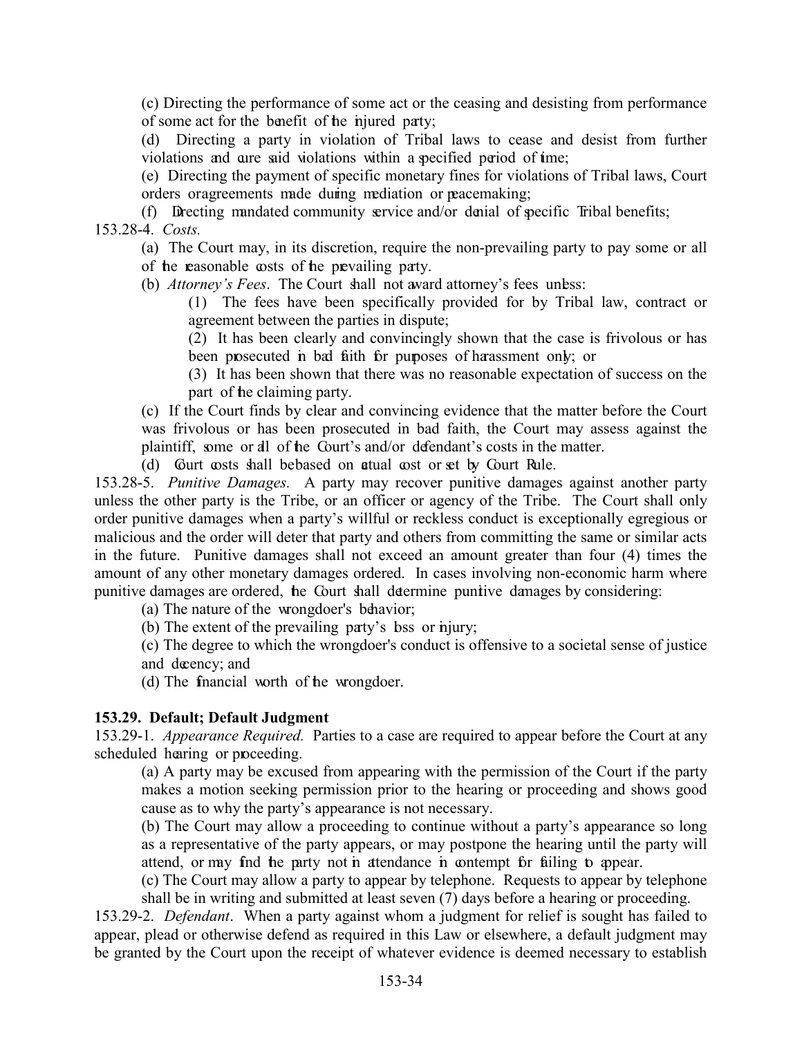(c) Directing the performance of some act or the ceasing and desisting from performance of some act for the benefit of the injured party;

(d) Directing a party in violation of Tribal laws to cease and desist from further violations and cure said violations within a specified period of time;

(e) Directing the payment of specific monetary fines for violations of Tribal laws, Court orders oragreements made during mediation or peacemaking;

(f) Directing mandated community service and/or denial of specific Tribal benefits;

153.28-4. *Costs.*

(a) The Court may, in its discretion, require the non-prevailing party to pay some or all of the reasonable costs of the prevailing party.

(b) *Attorney's Fees*. The Court shall not award attorney's fees unless:

(1) The fees have been specifically provided for by Tribal law, contract or agreement between the parties in dispute;

(2) It has been clearly and convincingly shown that the case is frivolous or has been prosecuted in bad faith for purposes of harassment only; or

(3) It has been shown that there was no reasonable expectation of success on the part of the claiming party.

(c) If the Court finds by clear and convincing evidence that the matter before the Court was frivolous or has been prosecuted in bad faith, the Court may assess against the plaintiff, some or all of the Court's and/or defendant's costs in the matter.

(d) Court costs shall be based on actual cost or set by Court Rule.

153.28-5. *Punitive Damages.* A party may recover punitive damages against another party unless the other party is the Tribe, or an officer or agency of the Tribe. The Court shall only order punitive damages when a party's willful or reckless conduct is exceptionally egregious or malicious and the order will deter that party and others from committing the same or similar acts in the future. Punitive damages shall not exceed an amount greater than four (4) times the amount of any other monetary damages ordered. In cases involving non-economic harm where punitive damages are ordered, the Court shall determine punitive damages by considering:

(a) The nature of the wrongdoer's behavior;

(b) The extent of the prevailing party's loss or injury;

(c) The degree to which the wrongdoer's conduct is offensive to a societal sense of justice and decency; and

(d) The financial worth of the wrongdoer.

**153.29. Default; Default Judgment**

153.29-1. *Appearance Required.* Parties to a case are required to appear before the Court at any scheduled hearing or proceeding.

(a) A party may be excused from appearing with the permission of the Court if the party makes a motion seeking permission prior to the hearing or proceeding and shows good cause as to why the party's appearance is not necessary.

(b) The Court may allow a proceeding to continue without a party's appearance so long as a representative of the party appears, or may postpone the hearing until the party will attend, or may find the party not in attendance in contempt for failing to appear.

(c) The Court may allow a party to appear by telephone. Requests to appear by telephone shall be in writing and submitted at least seven (7) days before a hearing or proceeding.

153.29-2. *Defendant*. When a party against whom a judgment for relief is sought has failed to appear, plead or otherwise defend as required in this Law or elsewhere, a default judgment may be granted by the Court upon the receipt of whatever evidence is deemed necessary to establish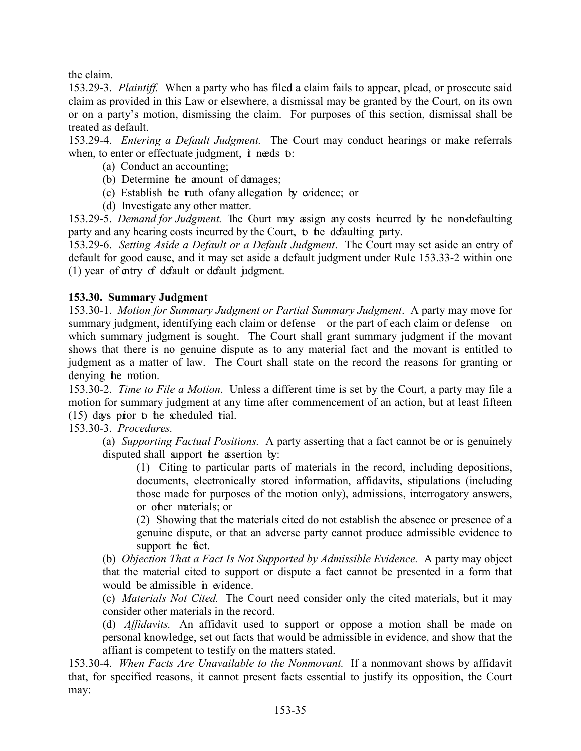the claim.

153.29-3. *Plaintiff.* When a party who has filed a claim fails to appear, plead, or prosecute said claim as provided in this Law or elsewhere, a dismissal may be granted by the Court, on its own or on a party's motion, dismissing the claim. For purposes of this section, dismissal shall be treated as default.

153.29-4. *Entering a Default Judgment.* The Court may conduct hearings or make referrals when, to enter or effectuate judgment, it needs to:

(a) Conduct an accounting;

(b) Determine the amount of damages;

(c) Establish the truth of any allegation by evidence; or

(d) Investigate any other matter.

153.29-5. *Demand for Judgment.* The Court may assign any costs incurred by the non-defaulting party and any hearing costs incurred by the Court, to the defaulting party.

153.29-6. *Setting Aside a Default or a Default Judgment*. The Court may set aside an entry of default for good cause, and it may set aside a default judgment under Rule 153.33-2 within one (1) year of entry of default or default judgment.

**153.30. Summary Judgment**

153.30-1. *Motion for Summary Judgment or Partial Summary Judgment*. A party may move for summary judgment, identifying each claim or defense—or the part of each claim or defense—on which summary judgment is sought. The Court shall grant summary judgment if the movant shows that there is no genuine dispute as to any material fact and the movant is entitled to judgment as a matter of law. The Court shall state on the record the reasons for granting or denying the motion.

153.30-2. *Time to File a Motion*. Unless a different time is set by the Court, a party may file a motion for summary judgment at any time after commencement of an action, but at least fifteen (15) days prior to the scheduled trial.

153.30-3. *Procedures.*

(a) *Supporting Factual Positions.* A party asserting that a fact cannot be or is genuinely disputed shall support the assertion by:

(1) Citing to particular parts of materials in the record, including depositions, documents, electronically stored information, affidavits, stipulations (including those made for purposes of the motion only), admissions, interrogatory answers, or other materials; or

(2) Showing that the materials cited do not establish the absence or presence of a genuine dispute, or that an adverse party cannot produce admissible evidence to support the fact.

(b) *Objection That a Fact Is Not Supported by Admissible Evidence.* A party may object that the material cited to support or dispute a fact cannot be presented in a form that would be admissible in evidence.

(c) *Materials Not Cited.* The Court need consider only the cited materials, but it may consider other materials in the record.

(d) *Affidavits.* An affidavit used to support or oppose a motion shall be made on personal knowledge, set out facts that would be admissible in evidence, and show that the affiant is competent to testify on the matters stated.

153.30-4. *When Facts Are Unavailable to the Nonmovant.* If a nonmovant shows by affidavit that, for specified reasons, it cannot present facts essential to justify its opposition, the Court may: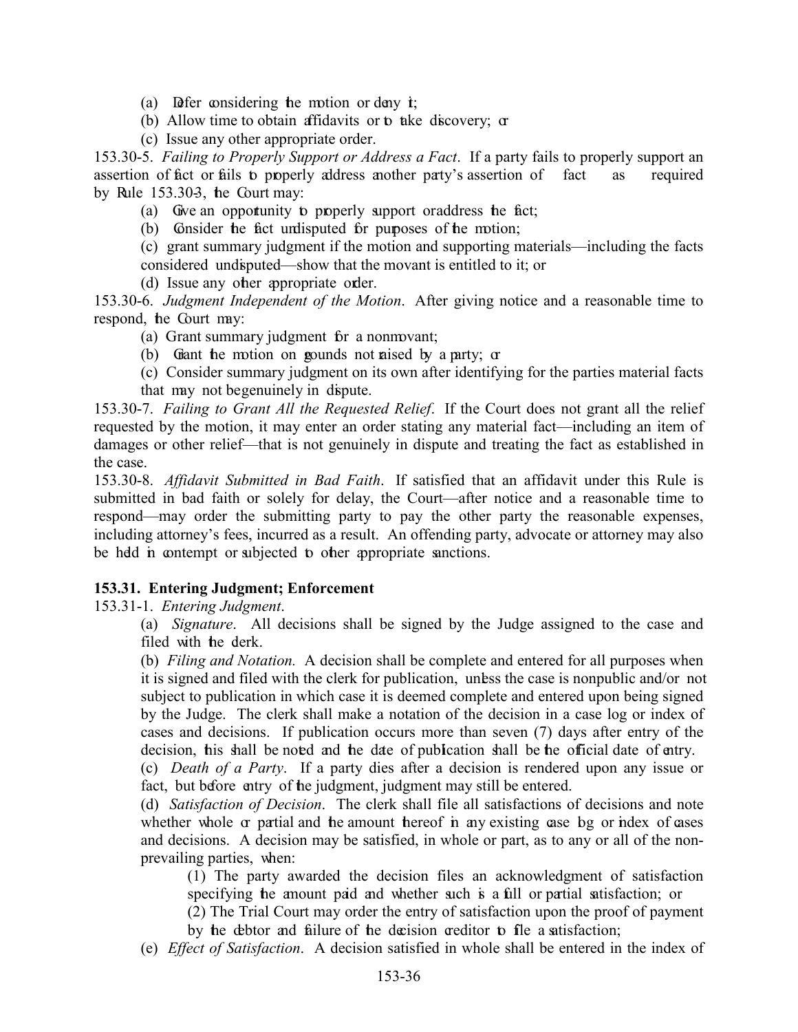(a) Defer considering the motion or deny it;

(b) Allow time to obtain affidavits or to take discovery; or

(c) Issue any other appropriate order.

153.30-5. *Failing to Properly Support or Address a Fact*. If a party fails to properly support an assertion of fact or fails to properly address another party's assertion of fact as required by Rule 153.30-3, the Court may:

(a) Give an opportunity to properly support or address the fact;

(b) Consider the fact undisputed for purposes of the motion;

(c) grant summary judgment if the motion and supporting materials—including the facts considered undisputed—show that the movant is entitled to it; or

(d) Issue any other appropriate order.

153.30-6. *Judgment Independent of the Motion*. After giving notice and a reasonable time to respond, the Court may:

(a) Grant summary judgment for a nonmovant;

(b) Grant the motion on grounds not raised by a party; or

(c) Consider summary judgment on its own after identifying for the parties material facts that may not be genuinely in dispute.

153.30-7. *Failing to Grant All the Requested Relief*. If the Court does not grant all the relief requested by the motion, it may enter an order stating any material fact—including an item of damages or other relief—that is not genuinely in dispute and treating the fact as established in the case.

153.30-8. *Affidavit Submitted in Bad Faith*. If satisfied that an affidavit under this Rule is submitted in bad faith or solely for delay, the Court—after notice and a reasonable time to respond—may order the submitting party to pay the other party the reasonable expenses, including attorney's fees, incurred as a result. An offending party, advocate or attorney may also be held in contempt or subjected to other appropriate sanctions.

**153.31. Entering Judgment; Enforcement**

153.31-1. *Entering Judgment*.

(a) *Signature*. All decisions shall be signed by the Judge assigned to the case and filed with the clerk.

(b) *Filing and Notation.* A decision shall be complete and entered for all purposes when it is signed and filed with the clerk for publication, unless the case is nonpublic and/or not subject to publication in which case it is deemed complete and entered upon being signed by the Judge. The clerk shall make a notation of the decision in a case log or index of cases and decisions. If publication occurs more than seven (7) days after entry of the decision, this shall be noted and the date of publication shall be the official date of entry.

(c) *Death of a Party*. If a party dies after a decision is rendered upon any issue or fact, but before entry of the judgment, judgment may still be entered.

(d) *Satisfaction of Decision*. The clerk shall file all satisfactions of decisions and note whether whole or partial and the amount thereof in any existing case log or index of cases and decisions. A decision may be satisfied, in whole or part, as to any or all of the non-prevailing parties, when:

(1) The party awarded the decision files an acknowledgment of satisfaction specifying the amount paid and whether such is a full or partial satisfaction; or

(2) The Trial Court may order the entry of satisfaction upon the proof of payment by the debtor and failure of the decision creditor to file a satisfaction;

(e) *Effect of Satisfaction*. A decision satisfied in whole shall be entered in the index of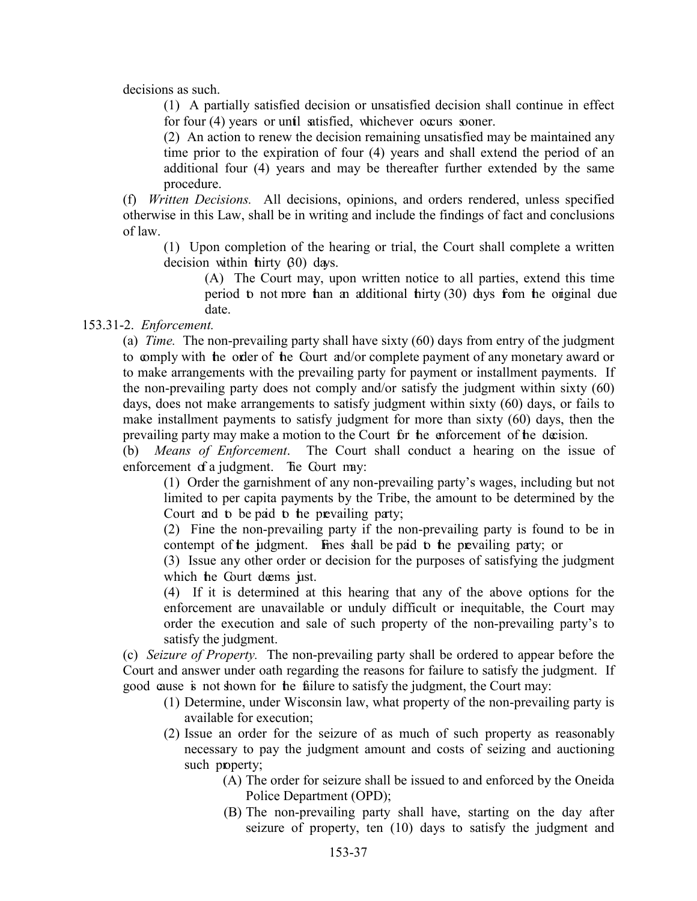decisions as such.

(1) A partially satisfied decision or unsatisfied decision shall continue in effect for four (4) years or until satisfied, whichever occurs sooner.

(2) An action to renew the decision remaining unsatisfied may be maintained any time prior to the expiration of four (4) years and shall extend the period of an additional four (4) years and may be thereafter further extended by the same procedure.

(f) *Written Decisions.* All decisions, opinions, and orders rendered, unless specified otherwise in this Law, shall be in writing and include the findings of fact and conclusions of law.

(1) Upon completion of the hearing or trial, the Court shall complete a written decision within thirty (30) days.

(A) The Court may, upon written notice to all parties, extend this time period to not more than an additional thirty (30) days from the original due date.

153.31-2. *Enforcement.*

(a) *Time.* The non-prevailing party shall have sixty (60) days from entry of the judgment to comply with the order of the Court and/or complete payment of any monetary award or to make arrangements with the prevailing party for payment or installment payments. If the non-prevailing party does not comply and/or satisfy the judgment within sixty (60) days, does not make arrangements to satisfy judgment within sixty (60) days, or fails to make installment payments to satisfy judgment for more than sixty (60) days, then the prevailing party may make a motion to the Court for the enforcement of the decision.

(b) *Means of Enforcement*. The Court shall conduct a hearing on the issue of enforcement of a judgment. The Court may:

(1) Order the garnishment of any non-prevailing party's wages, including but not limited to per capita payments by the Tribe, the amount to be determined by the Court and to be paid to the prevailing party;

(2) Fine the non-prevailing party if the non-prevailing party is found to be in contempt of the judgment. Fines shall be paid to the prevailing party; or

(3) Issue any other order or decision for the purposes of satisfying the judgment which the Court deems just.

(4) If it is determined at this hearing that any of the above options for the enforcement are unavailable or unduly difficult or inequitable, the Court may order the execution and sale of such property of the non-prevailing party's to satisfy the judgment.

(c) *Seizure of Property.* The non-prevailing party shall be ordered to appear before the Court and answer under oath regarding the reasons for failure to satisfy the judgment. If good cause is not shown for the failure to satisfy the judgment, the Court may:

(1) Determine, under Wisconsin law, what property of the non-prevailing party is available for execution;

(2) Issue an order for the seizure of as much of such property as reasonably necessary to pay the judgment amount and costs of seizing and auctioning such property;

(A) The order for seizure shall be issued to and enforced by the Oneida Police Department (OPD);

(B) The non-prevailing party shall have, starting on the day after seizure of property, ten (10) days to satisfy the judgment and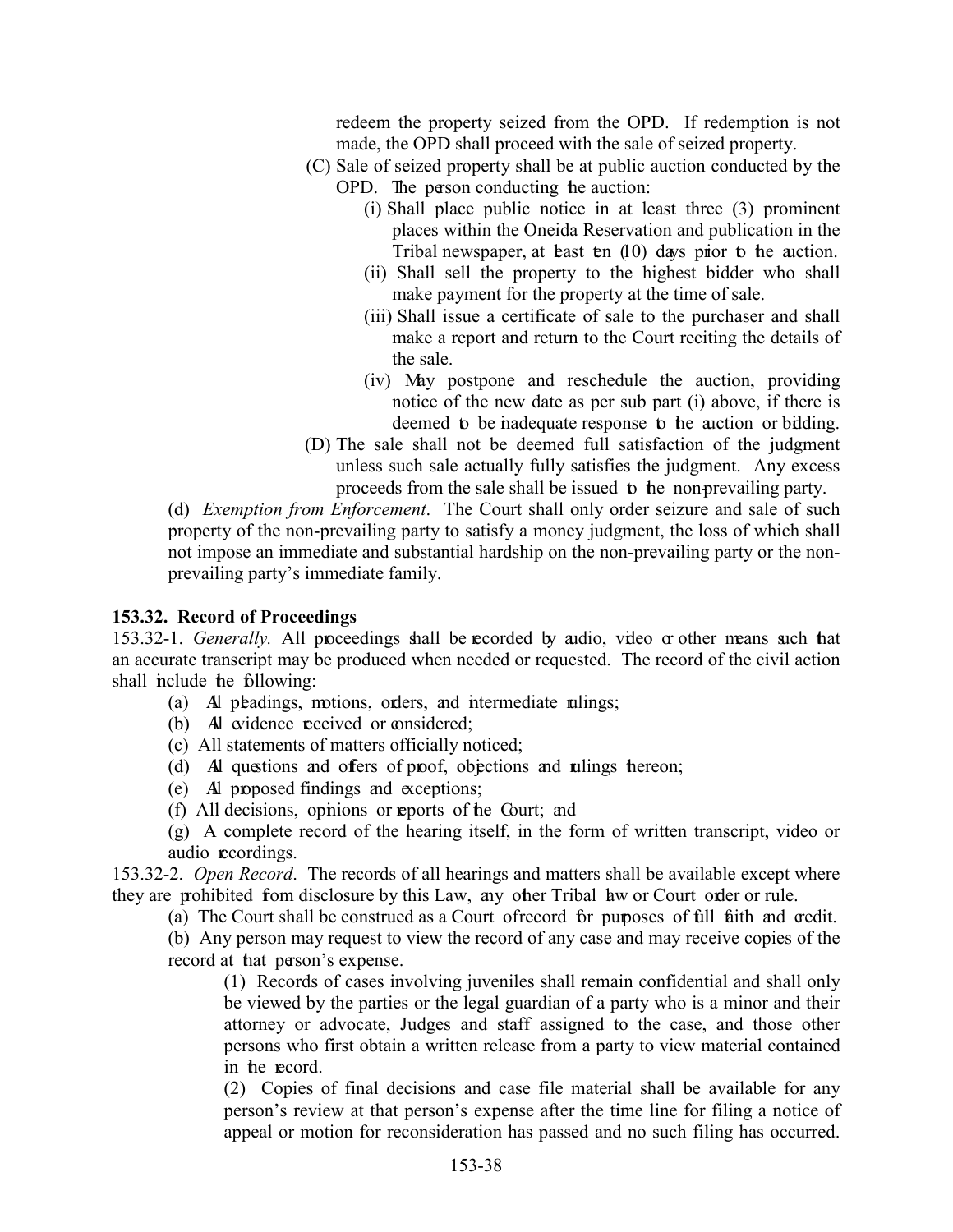redeem the property seized from the OPD. If redemption is not made, the OPD shall proceed with the sale of seized property.

(C) Sale of seized property shall be at public auction conducted by the OPD. The person conducting the auction:

(i) Shall place public notice in at least three (3) prominent places within the Oneida Reservation and publication in the Tribal newspaper, at least ten (10) days prior to the auction.

(ii) Shall sell the property to the highest bidder who shall make payment for the property at the time of sale.

(iii) Shall issue a certificate of sale to the purchaser and shall make a report and return to the Court reciting the details of the sale.

(iv) May postpone and reschedule the auction, providing notice of the new date as per sub part (i) above, if there is deemed to be inadequate response to the auction or bidding.

(D) The sale shall not be deemed full satisfaction of the judgment unless such sale actually fully satisfies the judgment. Any excess proceeds from the sale shall be issued to the non-prevailing party.

(d) *Exemption from Enforcement*. The Court shall only order seizure and sale of such property of the non-prevailing party to satisfy a money judgment, the loss of which shall not impose an immediate and substantial hardship on the non-prevailing party or the non-prevailing party's immediate family.

**153.32. Record of Proceedings**

153.32-1. *Generally.* All proceedings shall be recorded by audio, video or other means such that an accurate transcript may be produced when needed or requested. The record of the civil action shall include the following:

(a) All pleadings, motions, orders, and intermediate rulings;

(b) All evidence received or considered;

(c) All statements of matters officially noticed;

(d) All questions and offers of proof, objections and rulings thereon;

(e) All proposed findings and exceptions;

(f) All decisions, opinions or reports of the Court; and

(g) A complete record of the hearing itself, in the form of written transcript, video or audio recordings.

153.32-2. *Open Record*. The records of all hearings and matters shall be available except where they are prohibited from disclosure by this Law, any other Tribal law or Court order or rule.

(a) The Court shall be construed as a Court of record for purposes of full faith and credit.

(b) Any person may request to view the record of any case and may receive copies of the record at that person's expense.

(1) Records of cases involving juveniles shall remain confidential and shall only be viewed by the parties or the legal guardian of a party who is a minor and their attorney or advocate, Judges and staff assigned to the case, and those other persons who first obtain a written release from a party to view material contained in the record.

(2) Copies of final decisions and case file material shall be available for any person's review at that person's expense after the time line for filing a notice of appeal or motion for reconsideration has passed and no such filing has occurred.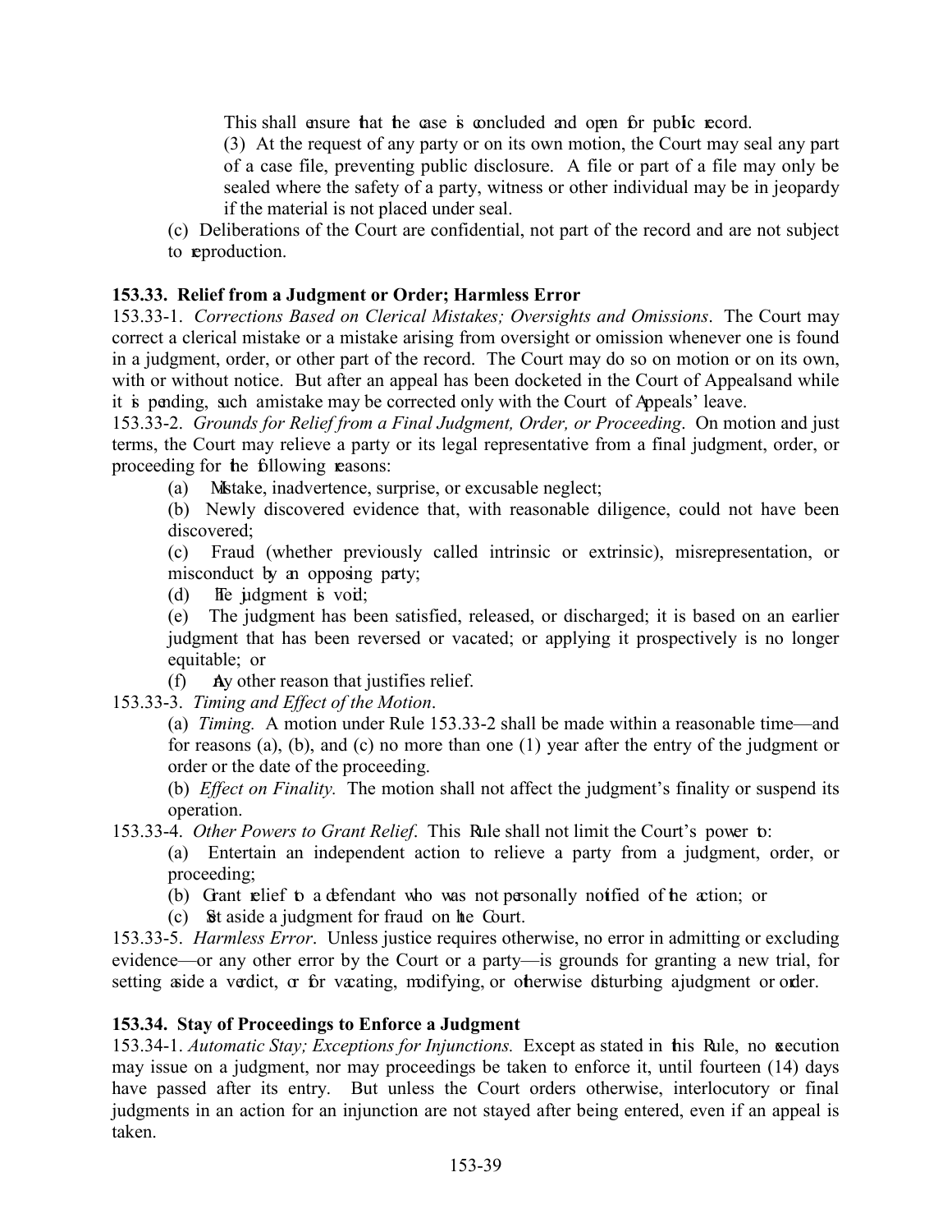This shall ensure that the case is concluded and open for public record.

(3) At the request of any party or on its own motion, the Court may seal any part of a case file, preventing public disclosure. A file or part of a file may only be sealed where the safety of a party, witness or other individual may be in jeopardy if the material is not placed under seal.

(c) Deliberations of the Court are confidential, not part of the record and are not subject to reproduction.

**153.33. Relief from a Judgment or Order; Harmless Error**

153.33-1. *Corrections Based on Clerical Mistakes; Oversights and Omissions*. The Court may correct a clerical mistake or a mistake arising from oversight or omission whenever one is found in a judgment, order, or other part of the record. The Court may do so on motion or on its own, with or without notice. But after an appeal has been docketed in the Court of Appealsand while it is pending, such amistake may be corrected only with the Court of Appeals' leave.

153.33-2. *Grounds for Relief from a Final Judgment, Order, or Proceeding*. On motion and just terms, the Court may relieve a party or its legal representative from a final judgment, order, or proceeding for the following reasons:

(a) Mistake, inadvertence, surprise, or excusable neglect;

(b) Newly discovered evidence that, with reasonable diligence, could not have been discovered;

(c) Fraud (whether previously called intrinsic or extrinsic), misrepresentation, or misconduct by an opposing party;

(d) The judgment is void;

(e) The judgment has been satisfied, released, or discharged; it is based on an earlier judgment that has been reversed or vacated; or applying it prospectively is no longer equitable; or

(f) Any other reason that justifies relief.

153.33-3. *Timing and Effect of the Motion*.

(a) *Timing.* A motion under Rule 153.33-2 shall be made within a reasonable time—and for reasons (a), (b), and (c) no more than one (1) year after the entry of the judgment or order or the date of the proceeding.

(b) *Effect on Finality.* The motion shall not affect the judgment's finality or suspend its operation.

153.33-4. *Other Powers to Grant Relief*. This Rule shall not limit the Court's power to:

(a) Entertain an independent action to relieve a party from a judgment, order, or proceeding;

(b) Grant relief to a defendant who was not personally notified of the action; or

(c) Set aside a judgment for fraud on the Court.

153.33-5. *Harmless Error*. Unless justice requires otherwise, no error in admitting or excluding evidence—or any other error by the Court or a party—is grounds for granting a new trial, for setting aside a verdict, or for vacating, modifying, or otherwise disturbing ajudgment or order.

**153.34. Stay of Proceedings to Enforce a Judgment**

153.34-1. *Automatic Stay; Exceptions for Injunctions.* Except as stated in this Rule, no execution may issue on a judgment, nor may proceedings be taken to enforce it, until fourteen (14) days have passed after its entry. But unless the Court orders otherwise, interlocutory or final judgments in an action for an injunction are not stayed after being entered, even if an appeal is taken.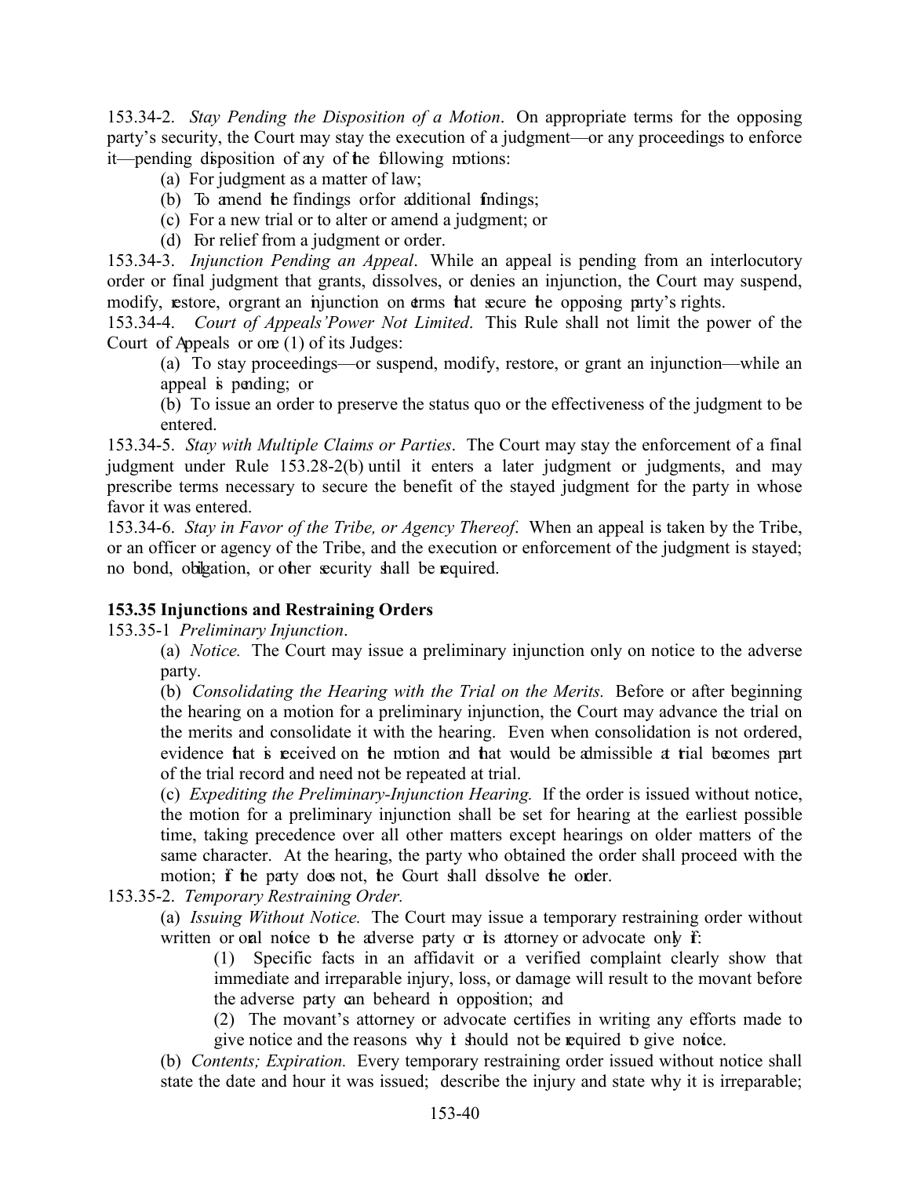153.34-2. *Stay Pending the Disposition of a Motion*. On appropriate terms for the opposing party's security, the Court may stay the execution of a judgment—or any proceedings to enforce it—pending disposition of any of the following motions:

(a) For judgment as a matter of law;

(b) To amend the findings or for additional findings;

(c) For a new trial or to alter or amend a judgment; or

(d) For relief from a judgment or order.

153.34-3. *Injunction Pending an Appeal*. While an appeal is pending from an interlocutory order or final judgment that grants, dissolves, or denies an injunction, the Court may suspend, modify, restore, or grant an injunction on terms that secure the opposing party's rights.

153.34-4. *Court of Appeals' Power Not Limited*. This Rule shall not limit the power of the Court of Appeals or one (1) of its Judges:

(a) To stay proceedings—or suspend, modify, restore, or grant an injunction—while an appeal is pending; or

(b) To issue an order to preserve the status quo or the effectiveness of the judgment to be entered.

153.34-5. *Stay with Multiple Claims or Parties*. The Court may stay the enforcement of a final judgment under Rule 153.28-2(b) until it enters a later judgment or judgments, and may prescribe terms necessary to secure the benefit of the stayed judgment for the party in whose favor it was entered.

153.34-6. *Stay in Favor of the Tribe, or Agency Thereof*. When an appeal is taken by the Tribe, or an officer or agency of the Tribe, and the execution or enforcement of the judgment is stayed; no bond, obligation, or other security shall be required.

**153.35 Injunctions and Restraining Orders**

153.35-1 *Preliminary Injunction*.

(a) *Notice.* The Court may issue a preliminary injunction only on notice to the adverse party.

(b) *Consolidating the Hearing with the Trial on the Merits.* Before or after beginning the hearing on a motion for a preliminary injunction, the Court may advance the trial on the merits and consolidate it with the hearing. Even when consolidation is not ordered, evidence that is received on the motion and that would be admissible at trial becomes part of the trial record and need not be repeated at trial.

(c) *Expediting the Preliminary-Injunction Hearing.* If the order is issued without notice, the motion for a preliminary injunction shall be set for hearing at the earliest possible time, taking precedence over all other matters except hearings on older matters of the same character. At the hearing, the party who obtained the order shall proceed with the motion; if the party does not, the Court shall dissolve the order.

153.35-2. *Temporary Restraining Order.*

(a) *Issuing Without Notice.* The Court may issue a temporary restraining order without written or oral notice to the adverse party or its attorney or advocate only if:

(1) Specific facts in an affidavit or a verified complaint clearly show that immediate and irreparable injury, loss, or damage will result to the movant before the adverse party can be heard in opposition; and

(2) The movant's attorney or advocate certifies in writing any efforts made to give notice and the reasons why it should not be required to give notice.

(b) *Contents; Expiration.* Every temporary restraining order issued without notice shall state the date and hour it was issued; describe the injury and state why it is irreparable;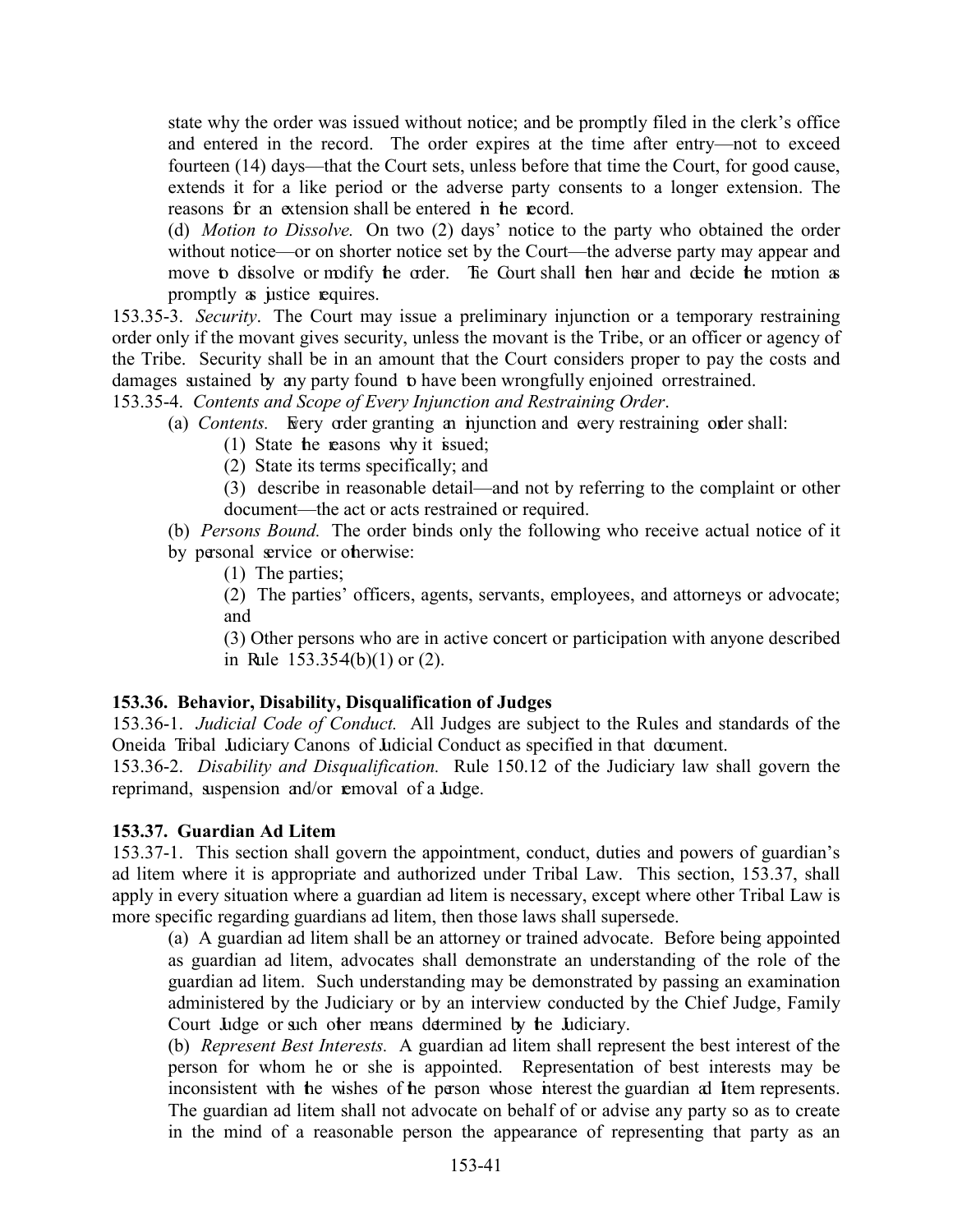state why the order was issued without notice; and be promptly filed in the clerk's office and entered in the record. The order expires at the time after entry—not to exceed fourteen (14) days—that the Court sets, unless before that time the Court, for good cause, extends it for a like period or the adverse party consents to a longer extension. The reasons for an extension shall be entered in the record.

(d) *Motion to Dissolve.* On two (2) days' notice to the party who obtained the order without notice—or on shorter notice set by the Court—the adverse party may appear and move to dissolve or modify the order. The Court shall then hear and decide the motion as promptly as justice requires.

153.35-3. *Security*. The Court may issue a preliminary injunction or a temporary restraining order only if the movant gives security, unless the movant is the Tribe, or an officer or agency of the Tribe. Security shall be in an amount that the Court considers proper to pay the costs and damages sustained by any party found to have been wrongfully enjoined orrestrained.

153.35-4. *Contents and Scope of Every Injunction and Restraining Order*.

(a) *Contents.* Every order granting an injunction and every restraining order shall:

(1) State the reasons why it issued;

(2) State its terms specifically; and

(3) describe in reasonable detail—and not by referring to the complaint or other document—the act or acts restrained or required.

(b) *Persons Bound.* The order binds only the following who receive actual notice of it by personal service or otherwise:

(1) The parties;

(2) The parties' officers, agents, servants, employees, and attorneys or advocate; and

(3) Other persons who are in active concert or participation with anyone described in Rule 153.35-4(b)(1) or (2).

**153.36. Behavior, Disability, Disqualification of Judges**

153.36-1. *Judicial Code of Conduct.* All Judges are subject to the Rules and standards of the Oneida Tribal Judiciary Canons of Judicial Conduct as specified in that document.

153.36-2. *Disability and Disqualification.* Rule 150.12 of the Judiciary law shall govern the reprimand, suspension and/or removal of a Judge.

**153.37. Guardian Ad Litem**

153.37-1. This section shall govern the appointment, conduct, duties and powers of guardian's ad litem where it is appropriate and authorized under Tribal Law. This section, 153.37, shall apply in every situation where a guardian ad litem is necessary, except where other Tribal Law is more specific regarding guardians ad litem, then those laws shall supersede.

(a) A guardian ad litem shall be an attorney or trained advocate. Before being appointed as guardian ad litem, advocates shall demonstrate an understanding of the role of the guardian ad litem. Such understanding may be demonstrated by passing an examination administered by the Judiciary or by an interview conducted by the Chief Judge, Family Court Judge or such other means determined by the Judiciary.

(b) *Represent Best Interests.* A guardian ad litem shall represent the best interest of the person for whom he or she is appointed. Representation of best interests may be inconsistent with the wishes of the person whose interest the guardian ad litem represents. The guardian ad litem shall not advocate on behalf of or advise any party so as to create in the mind of a reasonable person the appearance of representing that party as an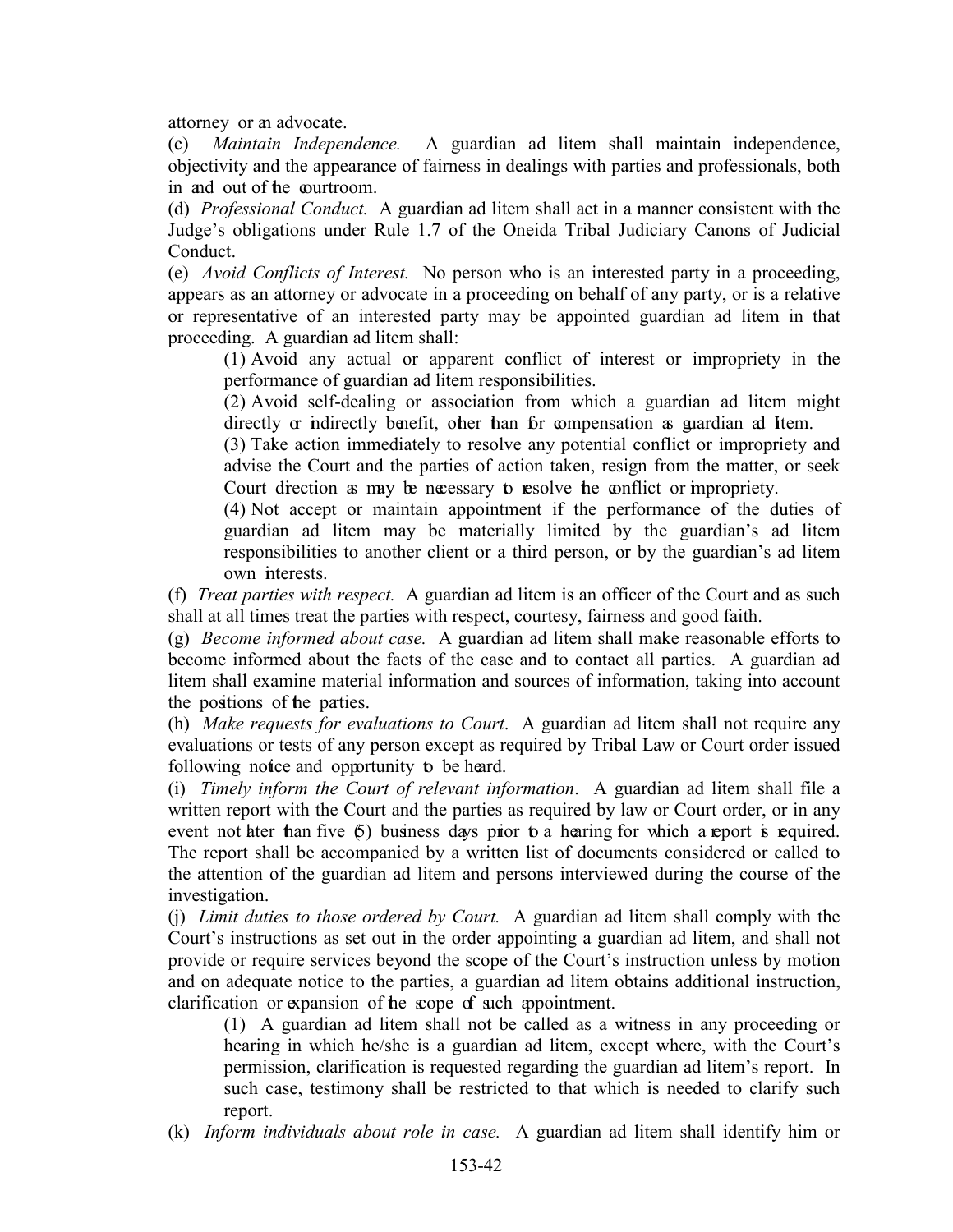attorney or an advocate.

(c) *Maintain Independence.* A guardian ad litem shall maintain independence, objectivity and the appearance of fairness in dealings with parties and professionals, both in and out of the courtroom.

(d) *Professional Conduct.* A guardian ad litem shall act in a manner consistent with the Judge's obligations under Rule 1.7 of the Oneida Tribal Judiciary Canons of Judicial Conduct.

(e) *Avoid Conflicts of Interest.* No person who is an interested party in a proceeding, appears as an attorney or advocate in a proceeding on behalf of any party, or is a relative or representative of an interested party may be appointed guardian ad litem in that proceeding. A guardian ad litem shall:

(1) Avoid any actual or apparent conflict of interest or impropriety in the performance of guardian ad litem responsibilities.

(2) Avoid self-dealing or association from which a guardian ad litem might directly or indirectly benefit, other than for compensation as guardian ad litem.

(3) Take action immediately to resolve any potential conflict or impropriety and advise the Court and the parties of action taken, resign from the matter, or seek Court direction as may be necessary to resolve the conflict or impropriety.

(4) Not accept or maintain appointment if the performance of the duties of guardian ad litem may be materially limited by the guardian's ad litem responsibilities to another client or a third person, or by the guardian's ad litem own interests.

(f) *Treat parties with respect.* A guardian ad litem is an officer of the Court and as such shall at all times treat the parties with respect, courtesy, fairness and good faith.

(g) *Become informed about case.* A guardian ad litem shall make reasonable efforts to become informed about the facts of the case and to contact all parties. A guardian ad litem shall examine material information and sources of information, taking into account the positions of the parties.

(h) *Make requests for evaluations to Court*. A guardian ad litem shall not require any evaluations or tests of any person except as required by Tribal Law or Court order issued following notice and opportunity to be heard.

(i) *Timely inform the Court of relevant information*. A guardian ad litem shall file a written report with the Court and the parties as required by law or Court order, or in any event not later than five (5) business days prior to a hearing for which a report is required. The report shall be accompanied by a written list of documents considered or called to the attention of the guardian ad litem and persons interviewed during the course of the investigation.

(j) *Limit duties to those ordered by Court.* A guardian ad litem shall comply with the Court's instructions as set out in the order appointing a guardian ad litem, and shall not provide or require services beyond the scope of the Court's instruction unless by motion and on adequate notice to the parties, a guardian ad litem obtains additional instruction, clarification or expansion of the scope of such appointment.

(1) A guardian ad litem shall not be called as a witness in any proceeding or hearing in which he/she is a guardian ad litem, except where, with the Court's permission, clarification is requested regarding the guardian ad litem's report. In such case, testimony shall be restricted to that which is needed to clarify such report.

(k) *Inform individuals about role in case.* A guardian ad litem shall identify him or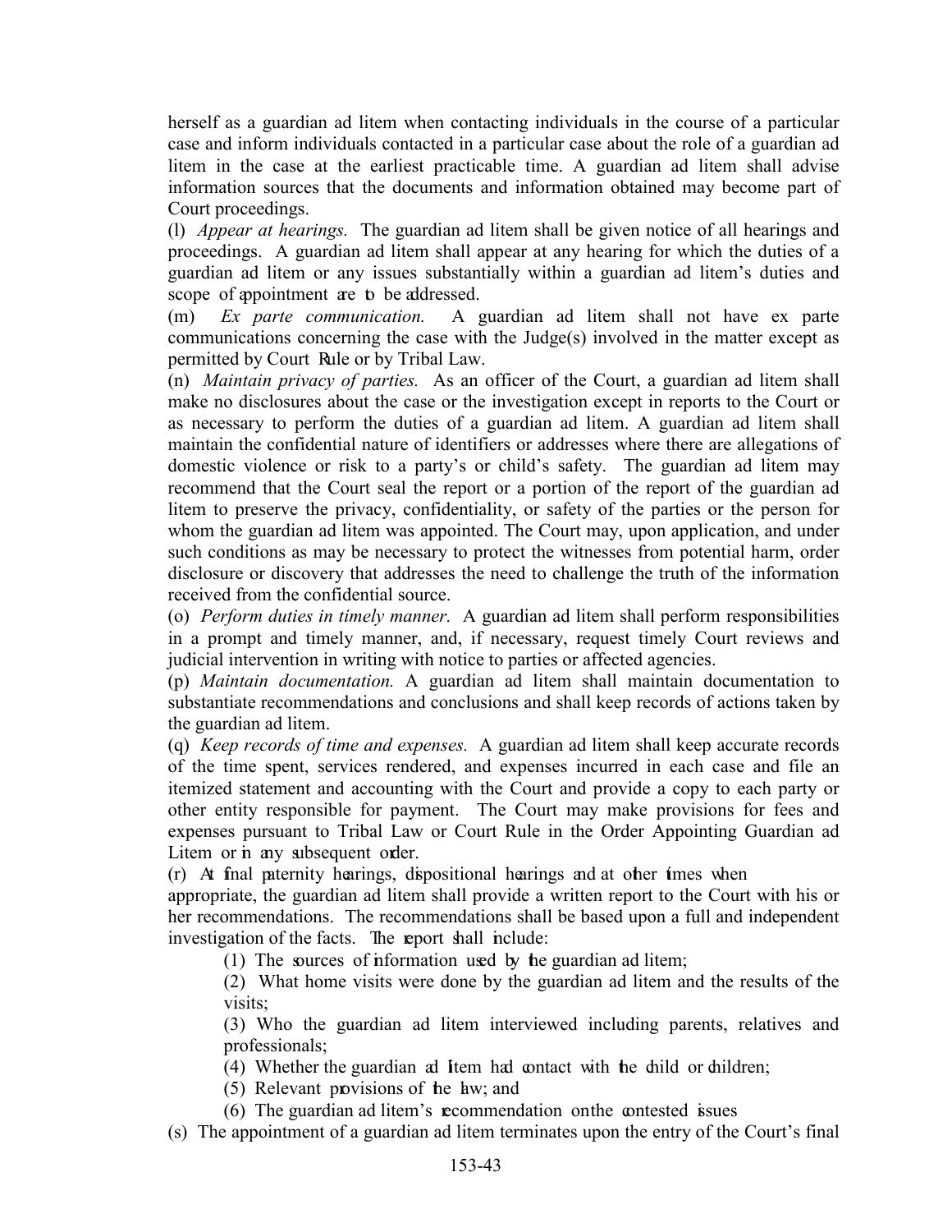herself as a guardian ad litem when contacting individuals in the course of a particular case and inform individuals contacted in a particular case about the role of a guardian ad litem in the case at the earliest practicable time. A guardian ad litem shall advise information sources that the documents and information obtained may become part of Court proceedings.

(l) *Appear at hearings.* The guardian ad litem shall be given notice of all hearings and proceedings. A guardian ad litem shall appear at any hearing for which the duties of a guardian ad litem or any issues substantially within a guardian ad litem's duties and scope of appointment are to be addressed.

(m) *Ex parte communication.* A guardian ad litem shall not have ex parte communications concerning the case with the Judge(s) involved in the matter except as permitted by Court Rule or by Tribal Law.

(n) *Maintain privacy of parties.* As an officer of the Court, a guardian ad litem shall make no disclosures about the case or the investigation except in reports to the Court or as necessary to perform the duties of a guardian ad litem. A guardian ad litem shall maintain the confidential nature of identifiers or addresses where there are allegations of domestic violence or risk to a party's or child's safety. The guardian ad litem may recommend that the Court seal the report or a portion of the report of the guardian ad litem to preserve the privacy, confidentiality, or safety of the parties or the person for whom the guardian ad litem was appointed. The Court may, upon application, and under such conditions as may be necessary to protect the witnesses from potential harm, order disclosure or discovery that addresses the need to challenge the truth of the information received from the confidential source.

(o) *Perform duties in timely manner.* A guardian ad litem shall perform responsibilities in a prompt and timely manner, and, if necessary, request timely Court reviews and judicial intervention in writing with notice to parties or affected agencies.

(p) *Maintain documentation.* A guardian ad litem shall maintain documentation to substantiate recommendations and conclusions and shall keep records of actions taken by the guardian ad litem.

(q) *Keep records of time and expenses.* A guardian ad litem shall keep accurate records of the time spent, services rendered, and expenses incurred in each case and file an itemized statement and accounting with the Court and provide a copy to each party or other entity responsible for payment. The Court may make provisions for fees and expenses pursuant to Tribal Law or Court Rule in the Order Appointing Guardian ad Litem or in any subsequent order.

(r) At final paternity hearings, dispositional hearings and at other times when appropriate, the guardian ad litem shall provide a written report to the Court with his or her recommendations. The recommendations shall be based upon a full and independent investigation of the facts. The report shall include:

(1) The sources of information used by the guardian ad litem;

(2) What home visits were done by the guardian ad litem and the results of the visits;

(3) Who the guardian ad litem interviewed including parents, relatives and professionals;

(4) Whether the guardian ad litem had contact with the child or children;

(5) Relevant provisions of the law; and

(6) The guardian ad litem's recommendation on the contested issues

(s) The appointment of a guardian ad litem terminates upon the entry of the Court's final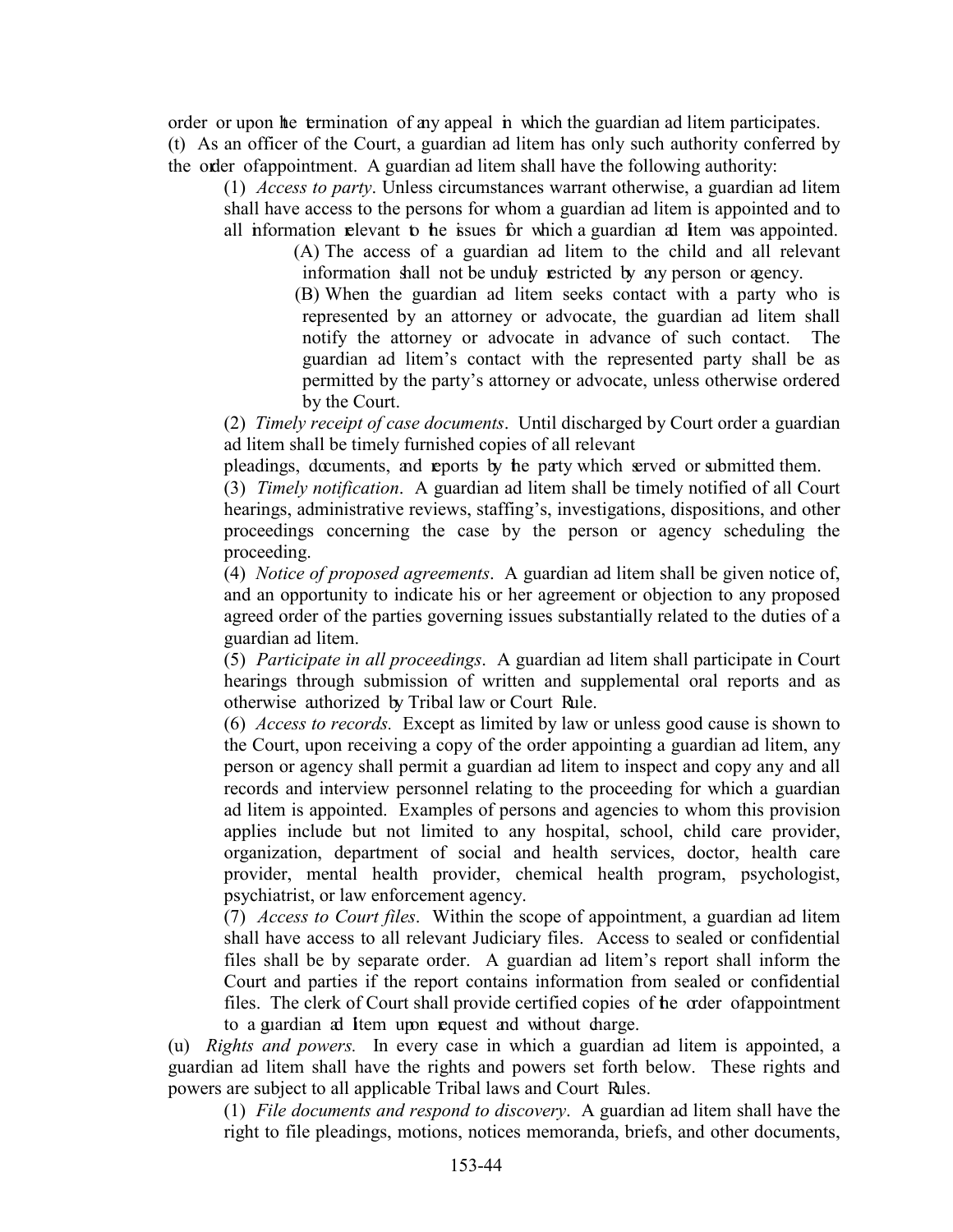order or upon the termination of any appeal in which the guardian ad litem participates.

(t) As an officer of the Court, a guardian ad litem has only such authority conferred by the order of appointment. A guardian ad litem shall have the following authority:

(1) *Access to party*. Unless circumstances warrant otherwise, a guardian ad litem shall have access to the persons for whom a guardian ad litem is appointed and to all information relevant to the issues for which a guardian ad litem was appointed.

(A) The access of a guardian ad litem to the child and all relevant information shall not be unduly restricted by any person or agency.

(B) When the guardian ad litem seeks contact with a party who is represented by an attorney or advocate, the guardian ad litem shall notify the attorney or advocate in advance of such contact. The guardian ad litem's contact with the represented party shall be as permitted by the party's attorney or advocate, unless otherwise ordered by the Court.

(2) *Timely receipt of case documents*. Until discharged by Court order a guardian ad litem shall be timely furnished copies of all relevant pleadings, documents, and reports by the party which served or submitted them.

(3) *Timely notification*. A guardian ad litem shall be timely notified of all Court hearings, administrative reviews, staffing's, investigations, dispositions, and other proceedings concerning the case by the person or agency scheduling the proceeding.

(4) *Notice of proposed agreements*. A guardian ad litem shall be given notice of, and an opportunity to indicate his or her agreement or objection to any proposed agreed order of the parties governing issues substantially related to the duties of a guardian ad litem.

(5) *Participate in all proceedings*. A guardian ad litem shall participate in Court hearings through submission of written and supplemental oral reports and as otherwise authorized by Tribal law or Court Rule.

(6) *Access to records.* Except as limited by law or unless good cause is shown to the Court, upon receiving a copy of the order appointing a guardian ad litem, any person or agency shall permit a guardian ad litem to inspect and copy any and all records and interview personnel relating to the proceeding for which a guardian ad litem is appointed. Examples of persons and agencies to whom this provision applies include but not limited to any hospital, school, child care provider, organization, department of social and health services, doctor, health care provider, mental health provider, chemical health program, psychologist, psychiatrist, or law enforcement agency.

(7) *Access to Court files*. Within the scope of appointment, a guardian ad litem shall have access to all relevant Judiciary files. Access to sealed or confidential files shall be by separate order. A guardian ad litem's report shall inform the Court and parties if the report contains information from sealed or confidential files. The clerk of Court shall provide certified copies of the order of appointment to a guardian ad litem upon request and without charge.

(u) *Rights and powers.* In every case in which a guardian ad litem is appointed, a guardian ad litem shall have the rights and powers set forth below. These rights and powers are subject to all applicable Tribal laws and Court Rules.

(1) *File documents and respond to discovery*. A guardian ad litem shall have the right to file pleadings, motions, notices memoranda, briefs, and other documents,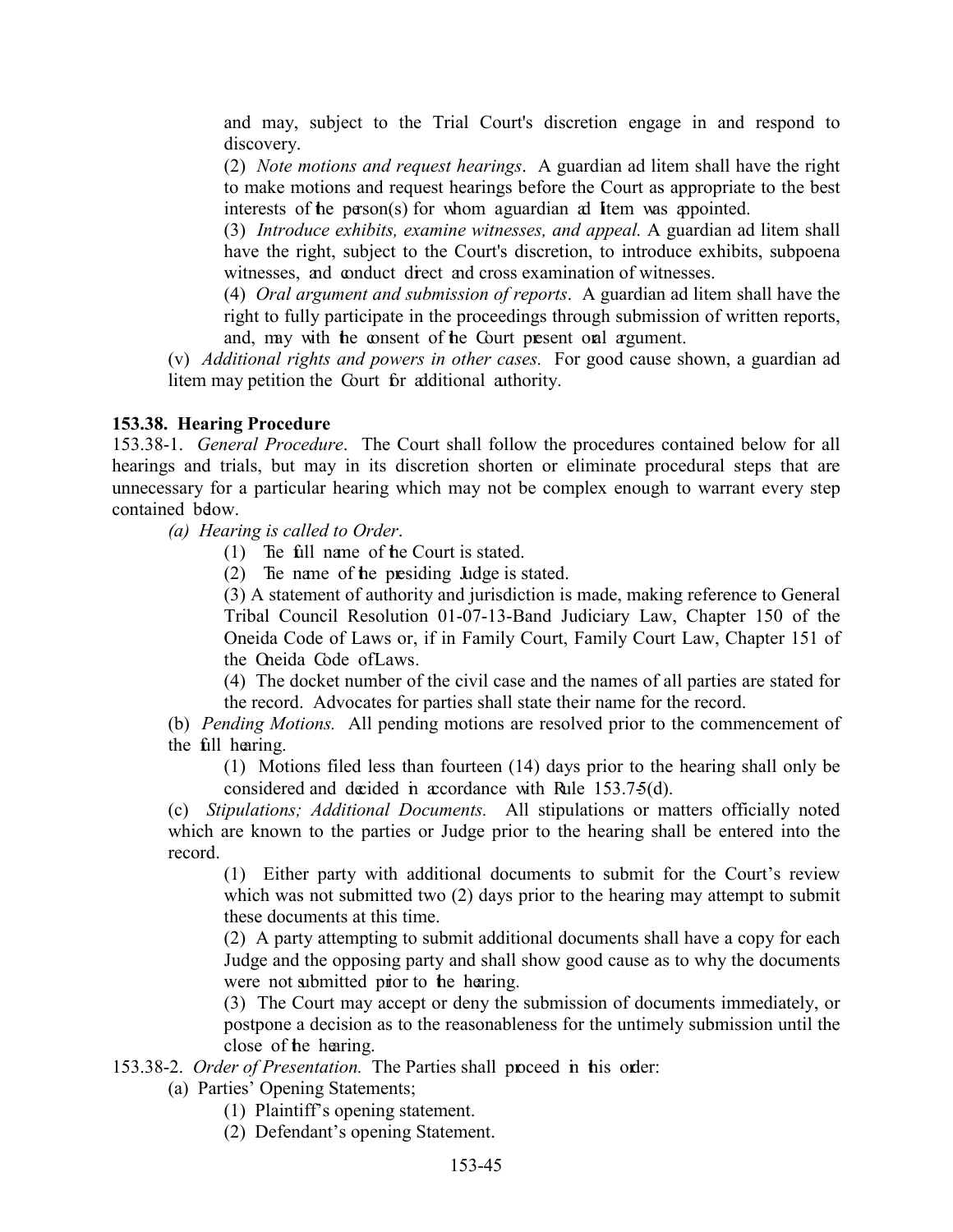and may, subject to the Trial Court's discretion engage in and respond to discovery.

(2) *Note motions and request hearings*. A guardian ad litem shall have the right to make motions and request hearings before the Court as appropriate to the best interests of the person(s) for whom a guardian ad litem was appointed.

(3) *Introduce exhibits, examine witnesses, and appeal.* A guardian ad litem shall have the right, subject to the Court's discretion, to introduce exhibits, subpoena witnesses, and conduct direct and cross examination of witnesses.

(4) *Oral argument and submission of reports*. A guardian ad litem shall have the right to fully participate in the proceedings through submission of written reports, and, may with the consent of the Court present oral argument.

(v) *Additional rights and powers in other cases.* For good cause shown, a guardian ad litem may petition the Court for additional authority.

**153.38. Hearing Procedure**

153.38-1. *General Procedure*. The Court shall follow the procedures contained below for all hearings and trials, but may in its discretion shorten or eliminate procedural steps that are unnecessary for a particular hearing which may not be complex enough to warrant every step contained below.

*(a) Hearing is called to Order*.

(1) The full name of the Court is stated.

(2) The name of the presiding Judge is stated.

(3) A statement of authority and jurisdiction is made, making reference to General Tribal Council Resolution 01-07-13-Band Judiciary Law, Chapter 150 of the Oneida Code of Laws or, if in Family Court, Family Court Law, Chapter 151 of the Oneida Code of Laws.

(4) The docket number of the civil case and the names of all parties are stated for the record. Advocates for parties shall state their name for the record.

(b) *Pending Motions.* All pending motions are resolved prior to the commencement of the full hearing.

(1) Motions filed less than fourteen (14) days prior to the hearing shall only be considered and decided in accordance with Rule 153.7-5(d).

(c) *Stipulations; Additional Documents.* All stipulations or matters officially noted which are known to the parties or Judge prior to the hearing shall be entered into the record.

(1) Either party with additional documents to submit for the Court's review which was not submitted two (2) days prior to the hearing may attempt to submit these documents at this time.

(2) A party attempting to submit additional documents shall have a copy for each Judge and the opposing party and shall show good cause as to why the documents were not submitted prior to the hearing.

(3) The Court may accept or deny the submission of documents immediately, or postpone a decision as to the reasonableness for the untimely submission until the close of the hearing.

153.38-2. *Order of Presentation.* The Parties shall proceed in this order:

(a) Parties' Opening Statements;

(1) Plaintiff's opening statement.

(2) Defendant's opening Statement.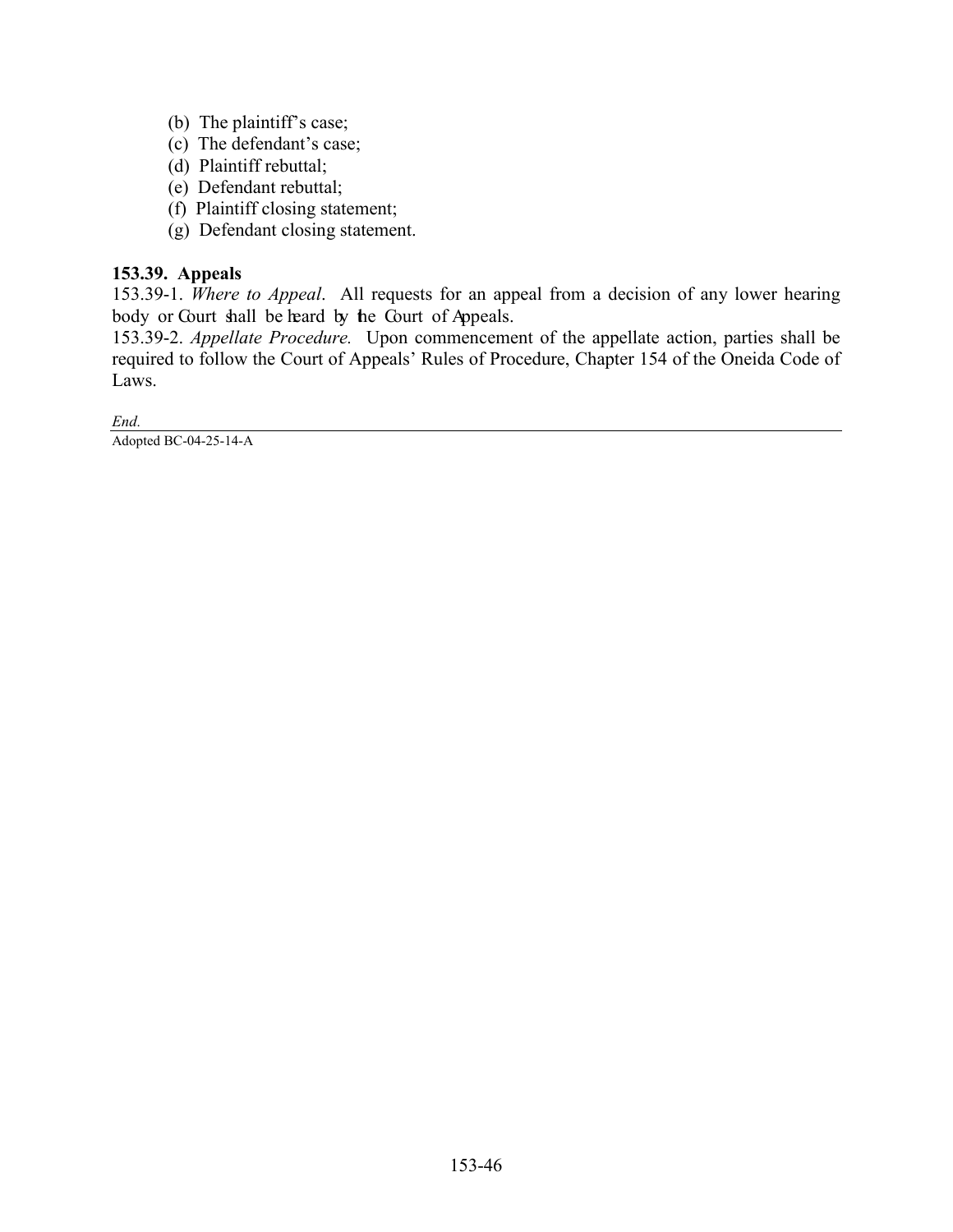(b) The plaintiff's case;
(c) The defendant's case;
(d) Plaintiff rebuttal;
(e) Defendant rebuttal;
(f) Plaintiff closing statement;
(g) Defendant closing statement.

**153.39. Appeals**

153.39-1. *Where to Appeal*. All requests for an appeal from a decision of any lower hearing body or Court shall be heard by the Court of Appeals.

153.39-2. *Appellate Procedure.* Upon commencement of the appellate action, parties shall be required to follow the Court of Appeals' Rules of Procedure, Chapter 154 of the Oneida Code of Laws.

*End.*

---

Adopted BC-04-25-14-A